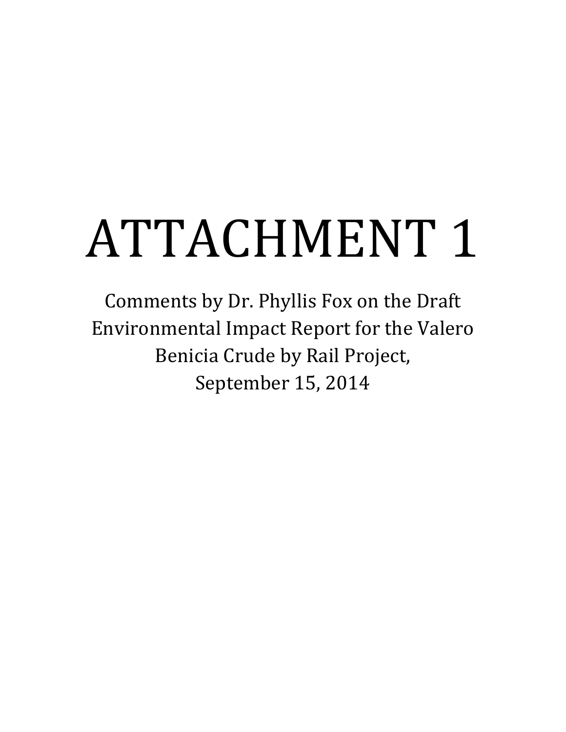# ATTACHMENT 1

Comments by Dr. Phyllis Fox on the Draft Environmental Impact Report for the Valero Benicia Crude by Rail Project, September 15, 2014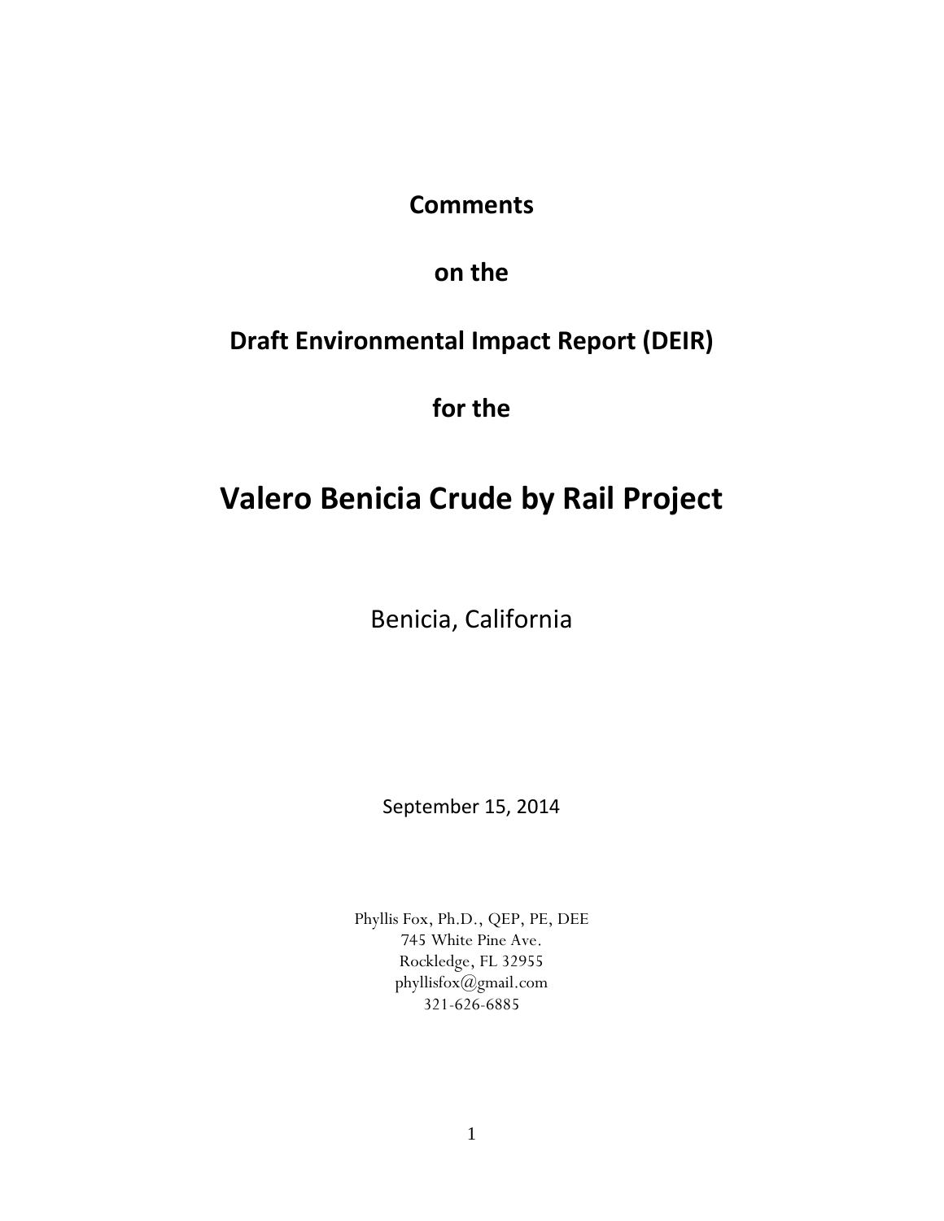# Comments

# on the

# Draft Environmental Impact Report (DEIR)

# for the

# Valero Benicia Crude by Rail Project

Benicia, California

September 15, 2014

Phyllis Fox, Ph.D., QEP, PE, DEE
745 White Pine Ave.
Rockledge, FL 32955
phyllisfox@gmail.com
321-626-6885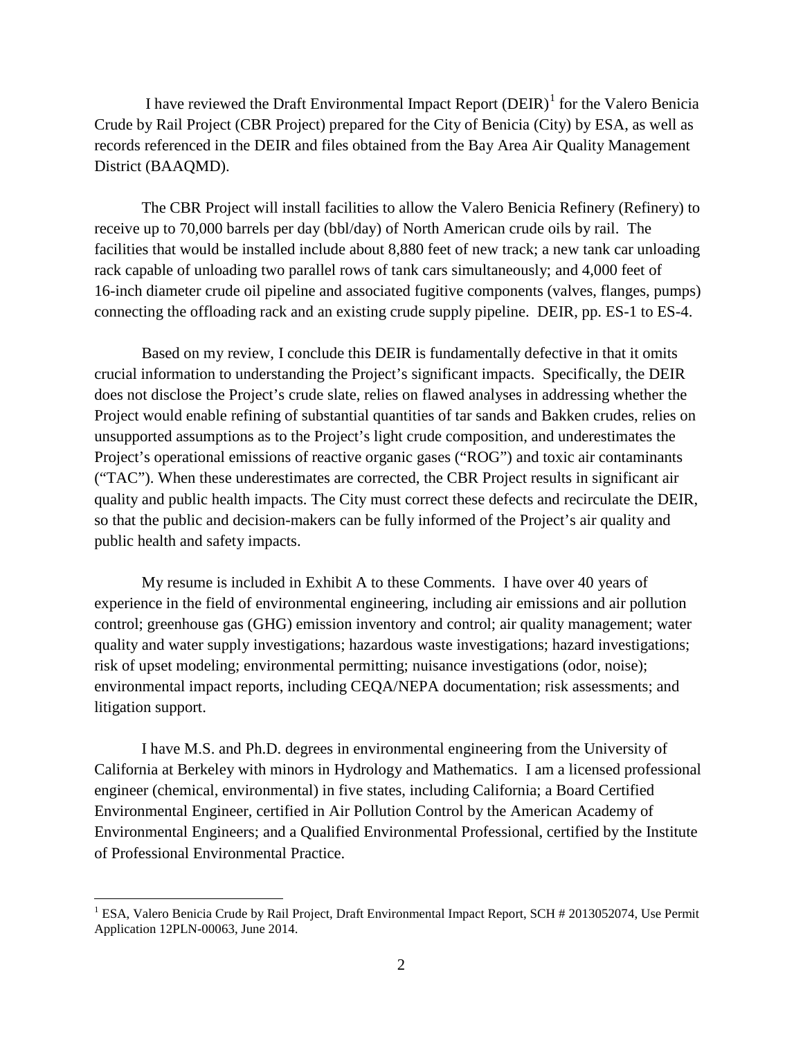I have reviewed the Draft Environmental Impact Report (DEIR)[1] for the Valero Benicia Crude by Rail Project (CBR Project) prepared for the City of Benicia (City) by ESA, as well as records referenced in the DEIR and files obtained from the Bay Area Air Quality Management District (BAAQMD).

The CBR Project will install facilities to allow the Valero Benicia Refinery (Refinery) to receive up to 70,000 barrels per day (bbl/day) of North American crude oils by rail. The facilities that would be installed include about 8,880 feet of new track; a new tank car unloading rack capable of unloading two parallel rows of tank cars simultaneously; and 4,000 feet of 16-inch diameter crude oil pipeline and associated fugitive components (valves, flanges, pumps) connecting the offloading rack and an existing crude supply pipeline. DEIR, pp. ES-1 to ES-4.

Based on my review, I conclude this DEIR is fundamentally defective in that it omits crucial information to understanding the Project's significant impacts. Specifically, the DEIR does not disclose the Project's crude slate, relies on flawed analyses in addressing whether the Project would enable refining of substantial quantities of tar sands and Bakken crudes, relies on unsupported assumptions as to the Project's light crude composition, and underestimates the Project's operational emissions of reactive organic gases ("ROG") and toxic air contaminants ("TAC"). When these underestimates are corrected, the CBR Project results in significant air quality and public health impacts. The City must correct these defects and recirculate the DEIR, so that the public and decision-makers can be fully informed of the Project's air quality and public health and safety impacts.

My resume is included in Exhibit A to these Comments. I have over 40 years of experience in the field of environmental engineering, including air emissions and air pollution control; greenhouse gas (GHG) emission inventory and control; air quality management; water quality and water supply investigations; hazardous waste investigations; hazard investigations; risk of upset modeling; environmental permitting; nuisance investigations (odor, noise); environmental impact reports, including CEQA/NEPA documentation; risk assessments; and litigation support.

I have M.S. and Ph.D. degrees in environmental engineering from the University of California at Berkeley with minors in Hydrology and Mathematics. I am a licensed professional engineer (chemical, environmental) in five states, including California; a Board Certified Environmental Engineer, certified in Air Pollution Control by the American Academy of Environmental Engineers; and a Qualified Environmental Professional, certified by the Institute of Professional Environmental Practice.

---

[1] ESA, Valero Benicia Crude by Rail Project, Draft Environmental Impact Report, SCH # 2013052074, Use Permit Application 12PLN-00063, June 2014.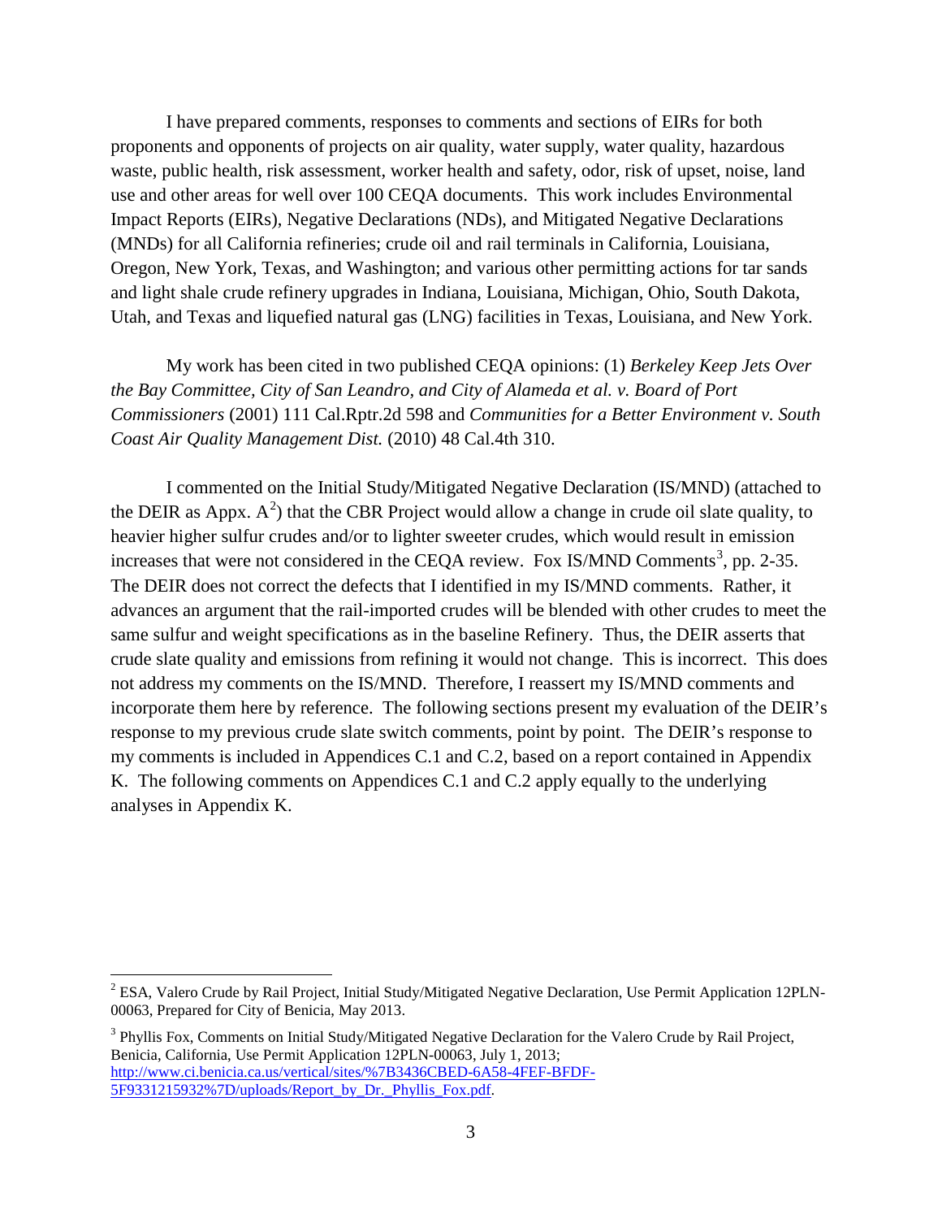I have prepared comments, responses to comments and sections of EIRs for both proponents and opponents of projects on air quality, water supply, water quality, hazardous waste, public health, risk assessment, worker health and safety, odor, risk of upset, noise, land use and other areas for well over 100 CEQA documents. This work includes Environmental Impact Reports (EIRs), Negative Declarations (NDs), and Mitigated Negative Declarations (MNDs) for all California refineries; crude oil and rail terminals in California, Louisiana, Oregon, New York, Texas, and Washington; and various other permitting actions for tar sands and light shale crude refinery upgrades in Indiana, Louisiana, Michigan, Ohio, South Dakota, Utah, and Texas and liquefied natural gas (LNG) facilities in Texas, Louisiana, and New York.

My work has been cited in two published CEQA opinions: (1) *Berkeley Keep Jets Over the Bay Committee, City of San Leandro, and City of Alameda et al. v. Board of Port Commissioners* (2001) 111 Cal.Rptr.2d 598 and *Communities for a Better Environment v. South Coast Air Quality Management Dist.* (2010) 48 Cal.4th 310.

I commented on the Initial Study/Mitigated Negative Declaration (IS/MND) (attached to the DEIR as Appx. A[2]) that the CBR Project would allow a change in crude oil slate quality, to heavier higher sulfur crudes and/or to lighter sweeter crudes, which would result in emission increases that were not considered in the CEQA review. Fox IS/MND Comments[3], pp. 2-35. The DEIR does not correct the defects that I identified in my IS/MND comments. Rather, it advances an argument that the rail-imported crudes will be blended with other crudes to meet the same sulfur and weight specifications as in the baseline Refinery. Thus, the DEIR asserts that crude slate quality and emissions from refining it would not change. This is incorrect. This does not address my comments on the IS/MND. Therefore, I reassert my IS/MND comments and incorporate them here by reference. The following sections present my evaluation of the DEIR's response to my previous crude slate switch comments, point by point. The DEIR's response to my comments is included in Appendices C.1 and C.2, based on a report contained in Appendix K. The following comments on Appendices C.1 and C.2 apply equally to the underlying analyses in Appendix K.

---

[2] ESA, Valero Crude by Rail Project, Initial Study/Mitigated Negative Declaration, Use Permit Application 12PLN-00063, Prepared for City of Benicia, May 2013.

[3] Phyllis Fox, Comments on Initial Study/Mitigated Negative Declaration for the Valero Crude by Rail Project, Benicia, California, Use Permit Application 12PLN-00063, July 1, 2013; http://www.ci.benicia.ca.us/vertical/sites/%7B3436CBED-6A58-4FEF-BFDF-5F9331215932%7D/uploads/Report_by_Dr._Phyllis_Fox.pdf.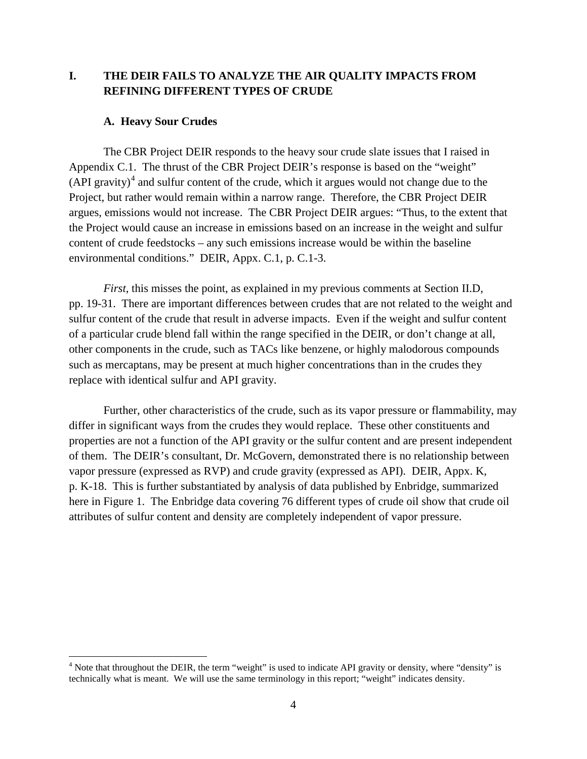## I. THE DEIR FAILS TO ANALYZE THE AIR QUALITY IMPACTS FROM REFINING DIFFERENT TYPES OF CRUDE

### A. Heavy Sour Crudes

The CBR Project DEIR responds to the heavy sour crude slate issues that I raised in Appendix C.1. The thrust of the CBR Project DEIR's response is based on the "weight" (API gravity)[4] and sulfur content of the crude, which it argues would not change due to the Project, but rather would remain within a narrow range. Therefore, the CBR Project DEIR argues, emissions would not increase. The CBR Project DEIR argues: "Thus, to the extent that the Project would cause an increase in emissions based on an increase in the weight and sulfur content of crude feedstocks – any such emissions increase would be within the baseline environmental conditions." DEIR, Appx. C.1, p. C.1-3.

*First*, this misses the point, as explained in my previous comments at Section II.D, pp. 19-31. There are important differences between crudes that are not related to the weight and sulfur content of the crude that result in adverse impacts. Even if the weight and sulfur content of a particular crude blend fall within the range specified in the DEIR, or don't change at all, other components in the crude, such as TACs like benzene, or highly malodorous compounds such as mercaptans, may be present at much higher concentrations than in the crudes they replace with identical sulfur and API gravity.

Further, other characteristics of the crude, such as its vapor pressure or flammability, may differ in significant ways from the crudes they would replace. These other constituents and properties are not a function of the API gravity or the sulfur content and are present independent of them. The DEIR's consultant, Dr. McGovern, demonstrated there is no relationship between vapor pressure (expressed as RVP) and crude gravity (expressed as API). DEIR, Appx. K, p. K-18. This is further substantiated by analysis of data published by Enbridge, summarized here in Figure 1. The Enbridge data covering 76 different types of crude oil show that crude oil attributes of sulfur content and density are completely independent of vapor pressure.

---

[4] Note that throughout the DEIR, the term "weight" is used to indicate API gravity or density, where "density" is technically what is meant. We will use the same terminology in this report; "weight" indicates density.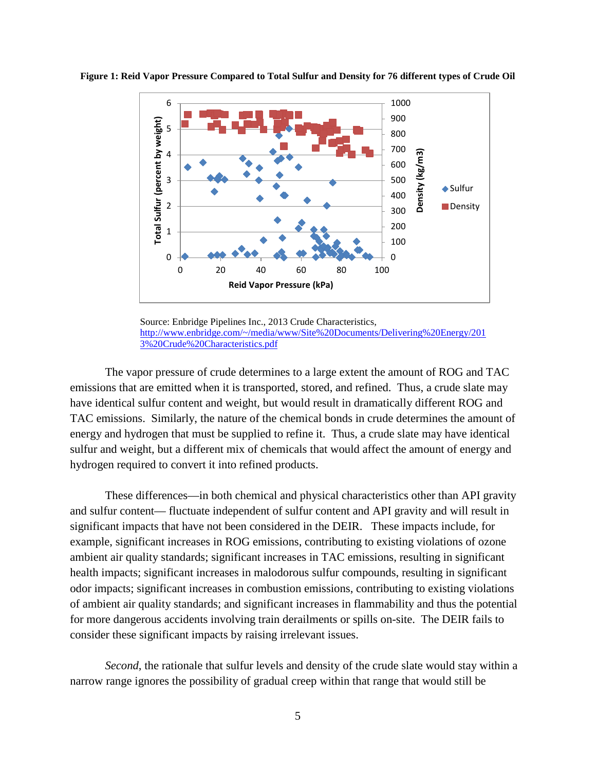**Figure 1: Reid Vapor Pressure Compared to Total Sulfur and Density for 76 different types of Crude Oil**

Source: Enbridge Pipelines Inc., 2013 Crude Characteristics, http://www.enbridge.com/~/media/www/Site%20Documents/Delivering%20Energy/2013%20Crude%20Characteristics.pdf

The vapor pressure of crude determines to a large extent the amount of ROG and TAC emissions that are emitted when it is transported, stored, and refined. Thus, a crude slate may have identical sulfur content and weight, but would result in dramatically different ROG and TAC emissions. Similarly, the nature of the chemical bonds in crude determines the amount of energy and hydrogen that must be supplied to refine it. Thus, a crude slate may have identical sulfur and weight, but a different mix of chemicals that would affect the amount of energy and hydrogen required to convert it into refined products.

These differences—in both chemical and physical characteristics other than API gravity and sulfur content— fluctuate independent of sulfur content and API gravity and will result in significant impacts that have not been considered in the DEIR. These impacts include, for example, significant increases in ROG emissions, contributing to existing violations of ozone ambient air quality standards; significant increases in TAC emissions, resulting in significant health impacts; significant increases in malodorous sulfur compounds, resulting in significant odor impacts; significant increases in combustion emissions, contributing to existing violations of ambient air quality standards; and significant increases in flammability and thus the potential for more dangerous accidents involving train derailments or spills on-site. The DEIR fails to consider these significant impacts by raising irrelevant issues.

*Second*, the rationale that sulfur levels and density of the crude slate would stay within a narrow range ignores the possibility of gradual creep within that range that would still be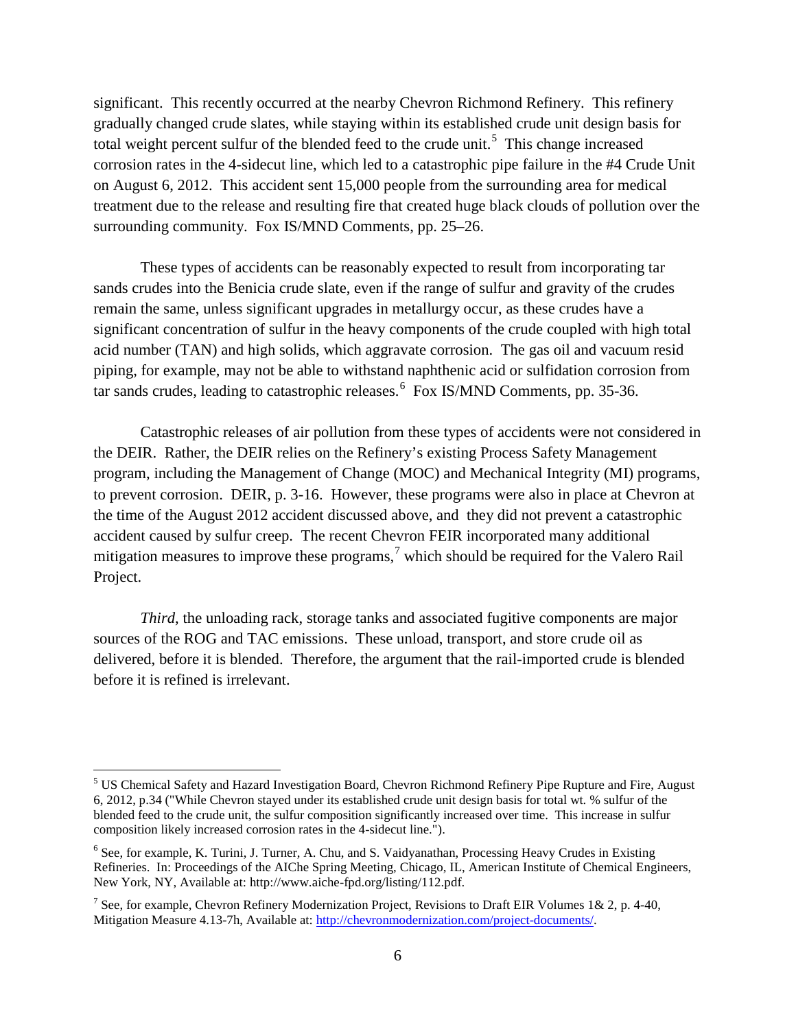significant. This recently occurred at the nearby Chevron Richmond Refinery. This refinery gradually changed crude slates, while staying within its established crude unit design basis for total weight percent sulfur of the blended feed to the crude unit.[5] This change increased corrosion rates in the 4-sidecut line, which led to a catastrophic pipe failure in the #4 Crude Unit on August 6, 2012. This accident sent 15,000 people from the surrounding area for medical treatment due to the release and resulting fire that created huge black clouds of pollution over the surrounding community. Fox IS/MND Comments, pp. 25–26.

These types of accidents can be reasonably expected to result from incorporating tar sands crudes into the Benicia crude slate, even if the range of sulfur and gravity of the crudes remain the same, unless significant upgrades in metallurgy occur, as these crudes have a significant concentration of sulfur in the heavy components of the crude coupled with high total acid number (TAN) and high solids, which aggravate corrosion. The gas oil and vacuum resid piping, for example, may not be able to withstand naphthenic acid or sulfidation corrosion from tar sands crudes, leading to catastrophic releases.[6] Fox IS/MND Comments, pp. 35-36.

Catastrophic releases of air pollution from these types of accidents were not considered in the DEIR. Rather, the DEIR relies on the Refinery's existing Process Safety Management program, including the Management of Change (MOC) and Mechanical Integrity (MI) programs, to prevent corrosion. DEIR, p. 3-16. However, these programs were also in place at Chevron at the time of the August 2012 accident discussed above, and they did not prevent a catastrophic accident caused by sulfur creep. The recent Chevron FEIR incorporated many additional mitigation measures to improve these programs,[7] which should be required for the Valero Rail Project.

*Third*, the unloading rack, storage tanks and associated fugitive components are major sources of the ROG and TAC emissions. These unload, transport, and store crude oil as delivered, before it is blended. Therefore, the argument that the rail-imported crude is blended before it is refined is irrelevant.

---

[5] US Chemical Safety and Hazard Investigation Board, Chevron Richmond Refinery Pipe Rupture and Fire, August 6, 2012, p.34 ("While Chevron stayed under its established crude unit design basis for total wt. % sulfur of the blended feed to the crude unit, the sulfur composition significantly increased over time. This increase in sulfur composition likely increased corrosion rates in the 4-sidecut line.").

[6] See, for example, K. Turini, J. Turner, A. Chu, and S. Vaidyanathan, Processing Heavy Crudes in Existing Refineries. In: Proceedings of the AIChe Spring Meeting, Chicago, IL, American Institute of Chemical Engineers, New York, NY, Available at: http://www.aiche-fpd.org/listing/112.pdf.

[7] See, for example, Chevron Refinery Modernization Project, Revisions to Draft EIR Volumes 1& 2, p. 4-40, Mitigation Measure 4.13-7h, Available at: http://chevronmodernization.com/project-documents/.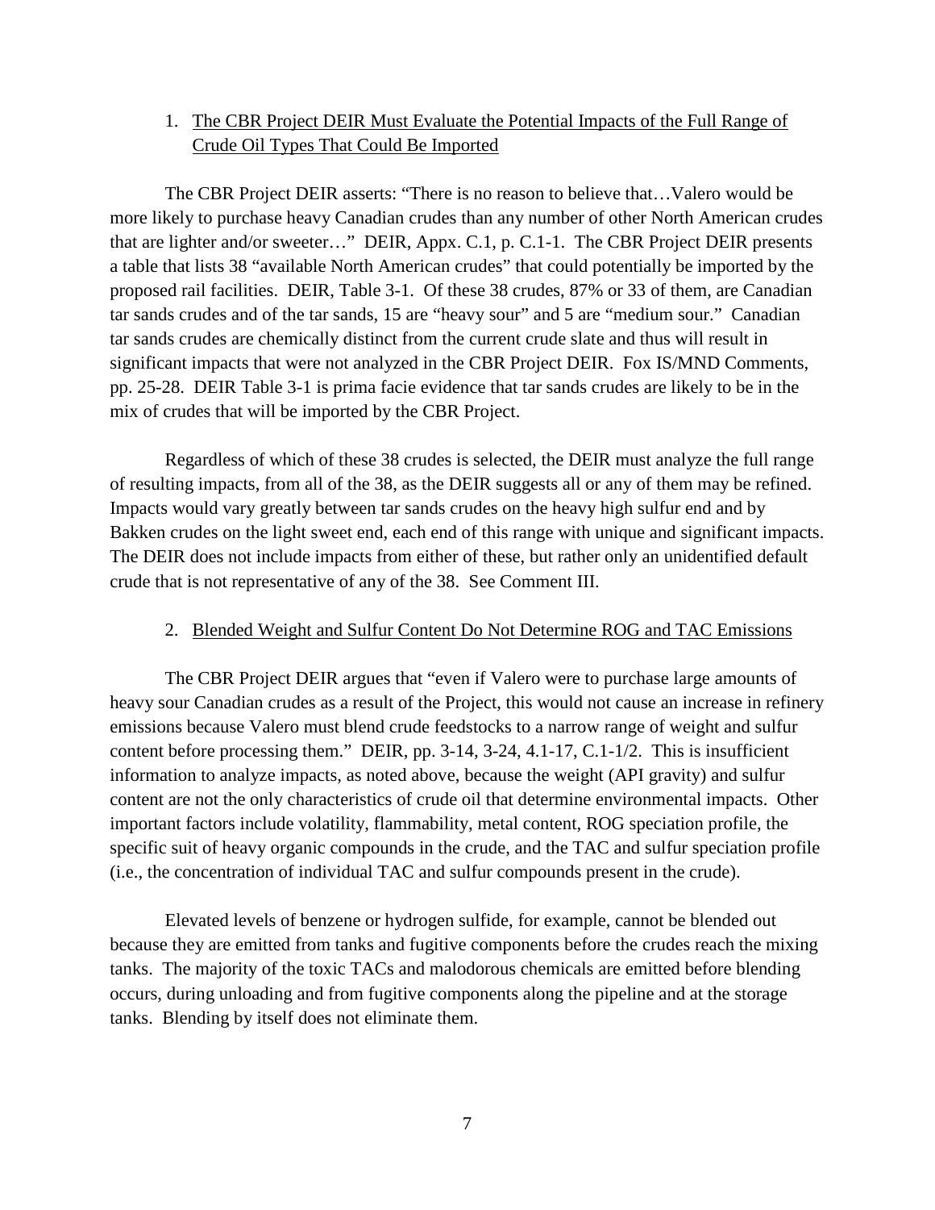1. <u>The CBR Project DEIR Must Evaluate the Potential Impacts of the Full Range of Crude Oil Types That Could Be Imported</u>

The CBR Project DEIR asserts: "There is no reason to believe that…Valero would be more likely to purchase heavy Canadian crudes than any number of other North American crudes that are lighter and/or sweeter…" DEIR, Appx. C.1, p. C.1-1. The CBR Project DEIR presents a table that lists 38 "available North American crudes" that could potentially be imported by the proposed rail facilities. DEIR, Table 3-1. Of these 38 crudes, 87% or 33 of them, are Canadian tar sands crudes and of the tar sands, 15 are "heavy sour" and 5 are "medium sour." Canadian tar sands crudes are chemically distinct from the current crude slate and thus will result in significant impacts that were not analyzed in the CBR Project DEIR. Fox IS/MND Comments, pp. 25-28. DEIR Table 3-1 is prima facie evidence that tar sands crudes are likely to be in the mix of crudes that will be imported by the CBR Project.

Regardless of which of these 38 crudes is selected, the DEIR must analyze the full range of resulting impacts, from all of the 38, as the DEIR suggests all or any of them may be refined. Impacts would vary greatly between tar sands crudes on the heavy high sulfur end and by Bakken crudes on the light sweet end, each end of this range with unique and significant impacts. The DEIR does not include impacts from either of these, but rather only an unidentified default crude that is not representative of any of the 38. See Comment III.

2. <u>Blended Weight and Sulfur Content Do Not Determine ROG and TAC Emissions</u>

The CBR Project DEIR argues that "even if Valero were to purchase large amounts of heavy sour Canadian crudes as a result of the Project, this would not cause an increase in refinery emissions because Valero must blend crude feedstocks to a narrow range of weight and sulfur content before processing them." DEIR, pp. 3-14, 3-24, 4.1-17, C.1-1/2. This is insufficient information to analyze impacts, as noted above, because the weight (API gravity) and sulfur content are not the only characteristics of crude oil that determine environmental impacts. Other important factors include volatility, flammability, metal content, ROG speciation profile, the specific suit of heavy organic compounds in the crude, and the TAC and sulfur speciation profile (i.e., the concentration of individual TAC and sulfur compounds present in the crude).

Elevated levels of benzene or hydrogen sulfide, for example, cannot be blended out because they are emitted from tanks and fugitive components before the crudes reach the mixing tanks. The majority of the toxic TACs and malodorous chemicals are emitted before blending occurs, during unloading and from fugitive components along the pipeline and at the storage tanks. Blending by itself does not eliminate them.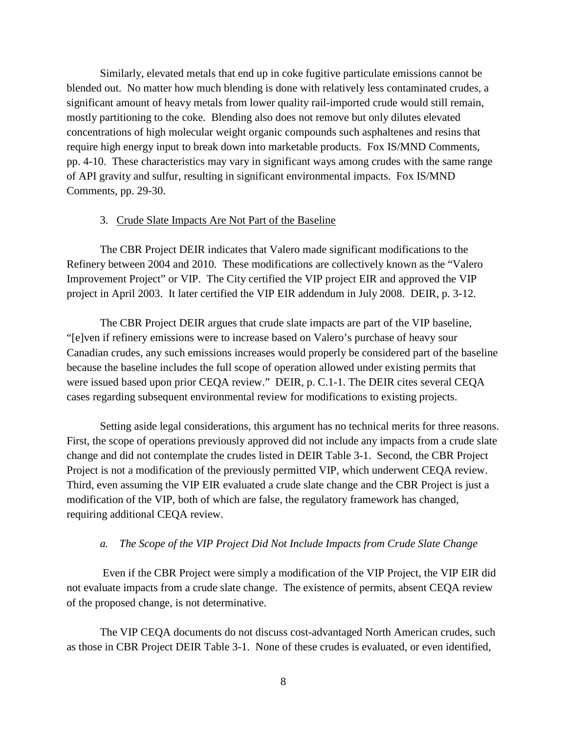Similarly, elevated metals that end up in coke fugitive particulate emissions cannot be blended out. No matter how much blending is done with relatively less contaminated crudes, a significant amount of heavy metals from lower quality rail-imported crude would still remain, mostly partitioning to the coke. Blending also does not remove but only dilutes elevated concentrations of high molecular weight organic compounds such asphaltenes and resins that require high energy input to break down into marketable products. Fox IS/MND Comments, pp. 4-10. These characteristics may vary in significant ways among crudes with the same range of API gravity and sulfur, resulting in significant environmental impacts. Fox IS/MND Comments, pp. 29-30.

### 3. Crude Slate Impacts Are Not Part of the Baseline

The CBR Project DEIR indicates that Valero made significant modifications to the Refinery between 2004 and 2010. These modifications are collectively known as the "Valero Improvement Project" or VIP. The City certified the VIP project EIR and approved the VIP project in April 2003. It later certified the VIP EIR addendum in July 2008. DEIR, p. 3-12.

The CBR Project DEIR argues that crude slate impacts are part of the VIP baseline, "[e]ven if refinery emissions were to increase based on Valero's purchase of heavy sour Canadian crudes, any such emissions increases would properly be considered part of the baseline because the baseline includes the full scope of operation allowed under existing permits that were issued based upon prior CEQA review." DEIR, p. C.1-1. The DEIR cites several CEQA cases regarding subsequent environmental review for modifications to existing projects.

Setting aside legal considerations, this argument has no technical merits for three reasons. First, the scope of operations previously approved did not include any impacts from a crude slate change and did not contemplate the crudes listed in DEIR Table 3-1. Second, the CBR Project Project is not a modification of the previously permitted VIP, which underwent CEQA review. Third, even assuming the VIP EIR evaluated a crude slate change and the CBR Project is just a modification of the VIP, both of which are false, the regulatory framework has changed, requiring additional CEQA review.

#### *a. The Scope of the VIP Project Did Not Include Impacts from Crude Slate Change*

Even if the CBR Project were simply a modification of the VIP Project, the VIP EIR did not evaluate impacts from a crude slate change. The existence of permits, absent CEQA review of the proposed change, is not determinative.

The VIP CEQA documents do not discuss cost-advantaged North American crudes, such as those in CBR Project DEIR Table 3-1. None of these crudes is evaluated, or even identified,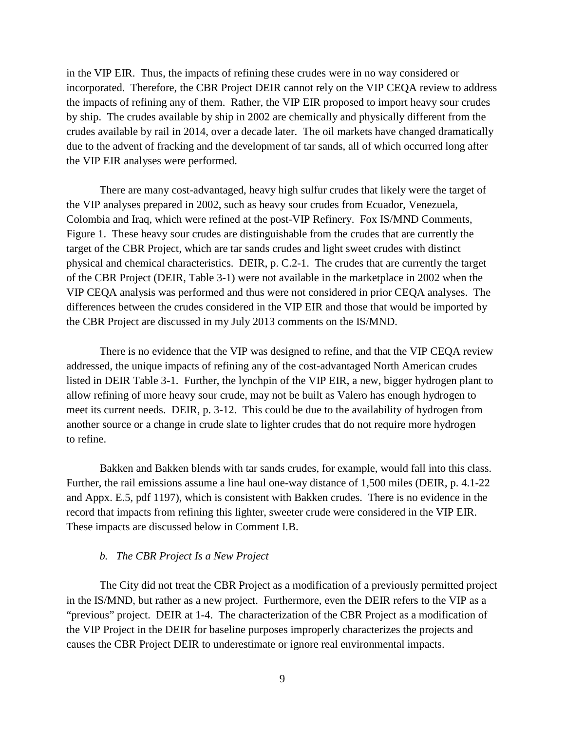in the VIP EIR. Thus, the impacts of refining these crudes were in no way considered or incorporated. Therefore, the CBR Project DEIR cannot rely on the VIP CEQA review to address the impacts of refining any of them. Rather, the VIP EIR proposed to import heavy sour crudes by ship. The crudes available by ship in 2002 are chemically and physically different from the crudes available by rail in 2014, over a decade later. The oil markets have changed dramatically due to the advent of fracking and the development of tar sands, all of which occurred long after the VIP EIR analyses were performed.

There are many cost-advantaged, heavy high sulfur crudes that likely were the target of the VIP analyses prepared in 2002, such as heavy sour crudes from Ecuador, Venezuela, Colombia and Iraq, which were refined at the post-VIP Refinery. Fox IS/MND Comments, Figure 1. These heavy sour crudes are distinguishable from the crudes that are currently the target of the CBR Project, which are tar sands crudes and light sweet crudes with distinct physical and chemical characteristics. DEIR, p. C.2-1. The crudes that are currently the target of the CBR Project (DEIR, Table 3-1) were not available in the marketplace in 2002 when the VIP CEQA analysis was performed and thus were not considered in prior CEQA analyses. The differences between the crudes considered in the VIP EIR and those that would be imported by the CBR Project are discussed in my July 2013 comments on the IS/MND.

There is no evidence that the VIP was designed to refine, and that the VIP CEQA review addressed, the unique impacts of refining any of the cost-advantaged North American crudes listed in DEIR Table 3-1. Further, the lynchpin of the VIP EIR, a new, bigger hydrogen plant to allow refining of more heavy sour crude, may not be built as Valero has enough hydrogen to meet its current needs. DEIR, p. 3-12. This could be due to the availability of hydrogen from another source or a change in crude slate to lighter crudes that do not require more hydrogen to refine.

Bakken and Bakken blends with tar sands crudes, for example, would fall into this class. Further, the rail emissions assume a line haul one-way distance of 1,500 miles (DEIR, p. 4.1-22 and Appx. E.5, pdf 1197), which is consistent with Bakken crudes. There is no evidence in the record that impacts from refining this lighter, sweeter crude were considered in the VIP EIR. These impacts are discussed below in Comment I.B.

*b. The CBR Project Is a New Project*

The City did not treat the CBR Project as a modification of a previously permitted project in the IS/MND, but rather as a new project. Furthermore, even the DEIR refers to the VIP as a "previous" project. DEIR at 1-4. The characterization of the CBR Project as a modification of the VIP Project in the DEIR for baseline purposes improperly characterizes the projects and causes the CBR Project DEIR to underestimate or ignore real environmental impacts.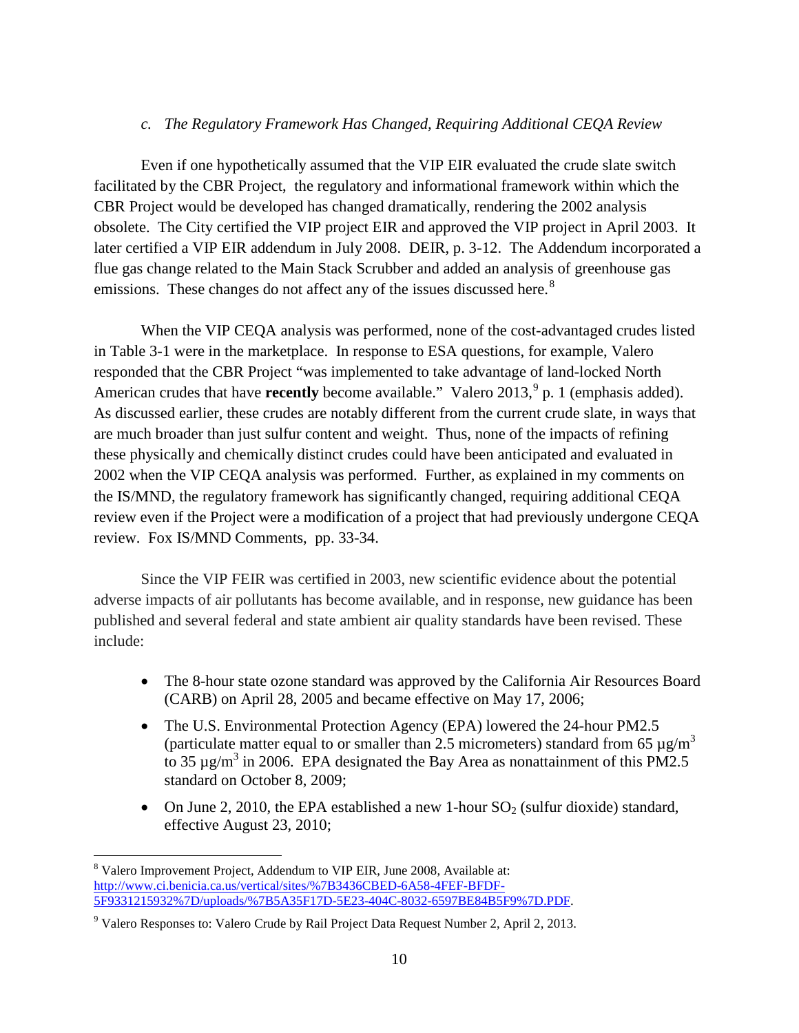### *c. The Regulatory Framework Has Changed, Requiring Additional CEQA Review*

Even if one hypothetically assumed that the VIP EIR evaluated the crude slate switch facilitated by the CBR Project, the regulatory and informational framework within which the CBR Project would be developed has changed dramatically, rendering the 2002 analysis obsolete. The City certified the VIP project EIR and approved the VIP project in April 2003. It later certified a VIP EIR addendum in July 2008. DEIR, p. 3-12. The Addendum incorporated a flue gas change related to the Main Stack Scrubber and added an analysis of greenhouse gas emissions. These changes do not affect any of the issues discussed here.[8]

When the VIP CEQA analysis was performed, none of the cost-advantaged crudes listed in Table 3-1 were in the marketplace. In response to ESA questions, for example, Valero responded that the CBR Project "was implemented to take advantage of land-locked North American crudes that have **recently** become available." Valero 2013,[9] p. 1 (emphasis added). As discussed earlier, these crudes are notably different from the current crude slate, in ways that are much broader than just sulfur content and weight. Thus, none of the impacts of refining these physically and chemically distinct crudes could have been anticipated and evaluated in 2002 when the VIP CEQA analysis was performed. Further, as explained in my comments on the IS/MND, the regulatory framework has significantly changed, requiring additional CEQA review even if the Project were a modification of a project that had previously undergone CEQA review. Fox IS/MND Comments, pp. 33-34.

Since the VIP FEIR was certified in 2003, new scientific evidence about the potential adverse impacts of air pollutants has become available, and in response, new guidance has been published and several federal and state ambient air quality standards have been revised. These include:

- The 8-hour state ozone standard was approved by the California Air Resources Board (CARB) on April 28, 2005 and became effective on May 17, 2006;
- The U.S. Environmental Protection Agency (EPA) lowered the 24-hour PM2.5 (particulate matter equal to or smaller than 2.5 micrometers) standard from 65 $\mu g/m^3$ to 35 $\mu g/m^3$ in 2006. EPA designated the Bay Area as nonattainment of this PM2.5 standard on October 8, 2009;
- On June 2, 2010, the EPA established a new 1-hour $SO_2$ (sulfur dioxide) standard, effective August 23, 2010;

---

[8] Valero Improvement Project, Addendum to VIP EIR, June 2008, Available at: http://www.ci.benicia.ca.us/vertical/sites/%7B3436CBED-6A58-4FEF-BFDF-5F9331215932%7D/uploads/%7B5A35F17D-5E23-404C-8032-6597BE84B5F9%7D.PDF.

[9] Valero Responses to: Valero Crude by Rail Project Data Request Number 2, April 2, 2013.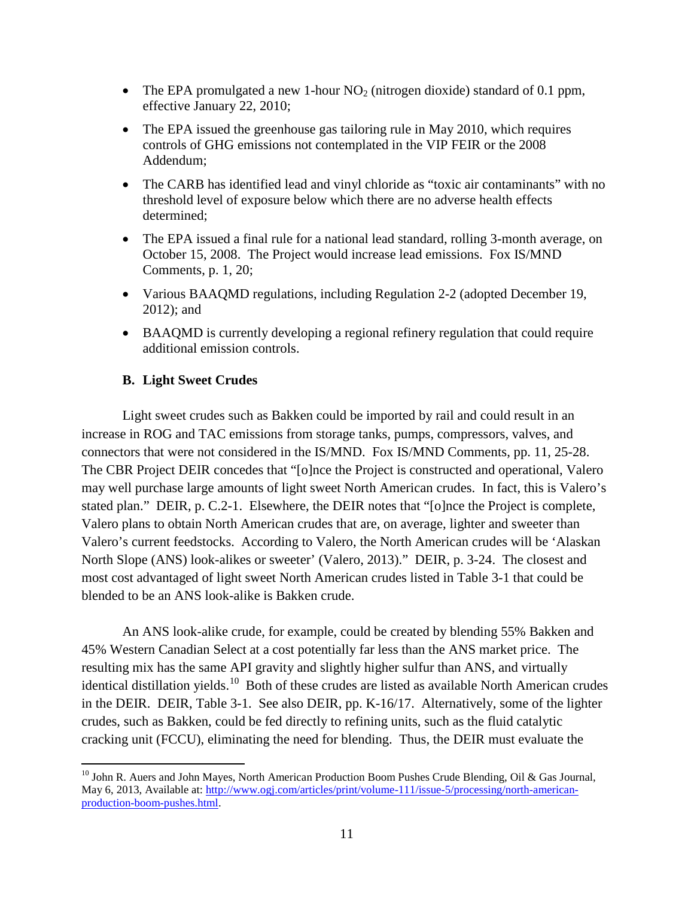- The EPA promulgated a new 1-hour $NO_2$ (nitrogen dioxide) standard of 0.1 ppm, effective January 22, 2010;
- The EPA issued the greenhouse gas tailoring rule in May 2010, which requires controls of GHG emissions not contemplated in the VIP FEIR or the 2008 Addendum;
- The CARB has identified lead and vinyl chloride as "toxic air contaminants" with no threshold level of exposure below which there are no adverse health effects determined;
- The EPA issued a final rule for a national lead standard, rolling 3-month average, on October 15, 2008. The Project would increase lead emissions. Fox IS/MND Comments, p. 1, 20;
- Various BAAQMD regulations, including Regulation 2-2 (adopted December 19, 2012); and
- BAAQMD is currently developing a regional refinery regulation that could require additional emission controls.

### B. Light Sweet Crudes

Light sweet crudes such as Bakken could be imported by rail and could result in an increase in ROG and TAC emissions from storage tanks, pumps, compressors, valves, and connectors that were not considered in the IS/MND. Fox IS/MND Comments, pp. 11, 25-28. The CBR Project DEIR concedes that "[o]nce the Project is constructed and operational, Valero may well purchase large amounts of light sweet North American crudes. In fact, this is Valero's stated plan." DEIR, p. C.2-1. Elsewhere, the DEIR notes that "[o]nce the Project is complete, Valero plans to obtain North American crudes that are, on average, lighter and sweeter than Valero's current feedstocks. According to Valero, the North American crudes will be 'Alaskan North Slope (ANS) look-alikes or sweeter' (Valero, 2013)." DEIR, p. 3-24. The closest and most cost advantaged of light sweet North American crudes listed in Table 3-1 that could be blended to be an ANS look-alike is Bakken crude.

An ANS look-alike crude, for example, could be created by blending 55% Bakken and 45% Western Canadian Select at a cost potentially far less than the ANS market price. The resulting mix has the same API gravity and slightly higher sulfur than ANS, and virtually identical distillation yields.[10] Both of these crudes are listed as available North American crudes in the DEIR. DEIR, Table 3-1. See also DEIR, pp. K-16/17. Alternatively, some of the lighter crudes, such as Bakken, could be fed directly to refining units, such as the fluid catalytic cracking unit (FCCU), eliminating the need for blending. Thus, the DEIR must evaluate the

[10] John R. Auers and John Mayes, North American Production Boom Pushes Crude Blending, Oil & Gas Journal, May 6, 2013, Available at: http://www.ogj.com/articles/print/volume-111/issue-5/processing/north-american-production-boom-pushes.html.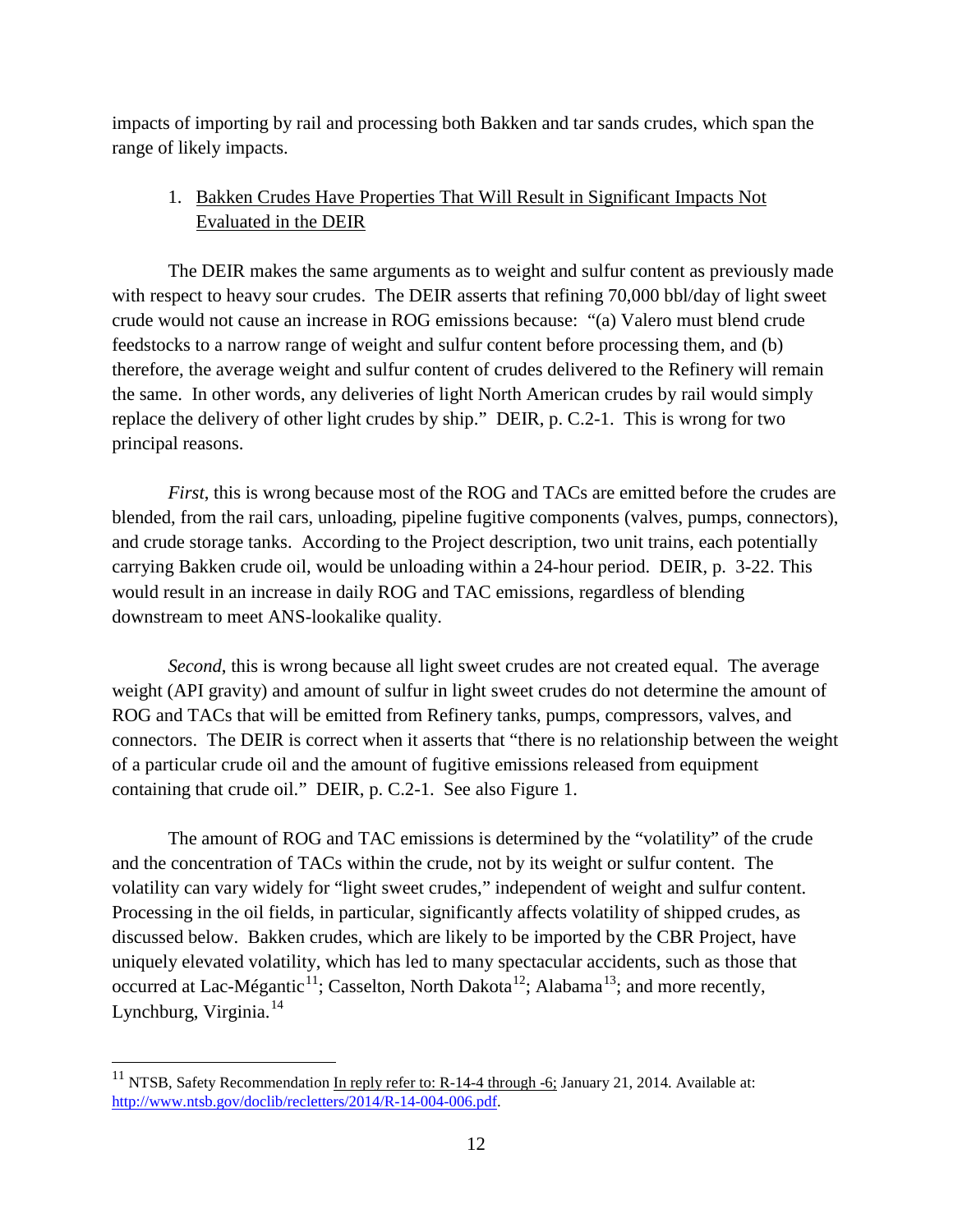impacts of importing by rail and processing both Bakken and tar sands crudes, which span the range of likely impacts.

1. Bakken Crudes Have Properties That Will Result in Significant Impacts Not Evaluated in the DEIR

The DEIR makes the same arguments as to weight and sulfur content as previously made with respect to heavy sour crudes. The DEIR asserts that refining 70,000 bbl/day of light sweet crude would not cause an increase in ROG emissions because: "(a) Valero must blend crude feedstocks to a narrow range of weight and sulfur content before processing them, and (b) therefore, the average weight and sulfur content of crudes delivered to the Refinery will remain the same. In other words, any deliveries of light North American crudes by rail would simply replace the delivery of other light crudes by ship." DEIR, p. C.2-1. This is wrong for two principal reasons.

*First*, this is wrong because most of the ROG and TACs are emitted before the crudes are blended, from the rail cars, unloading, pipeline fugitive components (valves, pumps, connectors), and crude storage tanks. According to the Project description, two unit trains, each potentially carrying Bakken crude oil, would be unloading within a 24-hour period. DEIR, p. 3-22. This would result in an increase in daily ROG and TAC emissions, regardless of blending downstream to meet ANS-lookalike quality.

*Second*, this is wrong because all light sweet crudes are not created equal. The average weight (API gravity) and amount of sulfur in light sweet crudes do not determine the amount of ROG and TACs that will be emitted from Refinery tanks, pumps, compressors, valves, and connectors. The DEIR is correct when it asserts that "there is no relationship between the weight of a particular crude oil and the amount of fugitive emissions released from equipment containing that crude oil." DEIR, p. C.2-1. See also Figure 1.

The amount of ROG and TAC emissions is determined by the "volatility" of the crude and the concentration of TACs within the crude, not by its weight or sulfur content. The volatility can vary widely for "light sweet crudes," independent of weight and sulfur content. Processing in the oil fields, in particular, significantly affects volatility of shipped crudes, as discussed below. Bakken crudes, which are likely to be imported by the CBR Project, have uniquely elevated volatility, which has led to many spectacular accidents, such as those that occurred at Lac-Mégantic[11]; Casselton, North Dakota[12]; Alabama[13]; and more recently, Lynchburg, Virginia.[14]

---

[11] NTSB, Safety Recommendation In reply refer to: R-14-4 through -6; January 21, 2014. Available at: http://www.ntsb.gov/doclib/recletters/2014/R-14-004-006.pdf.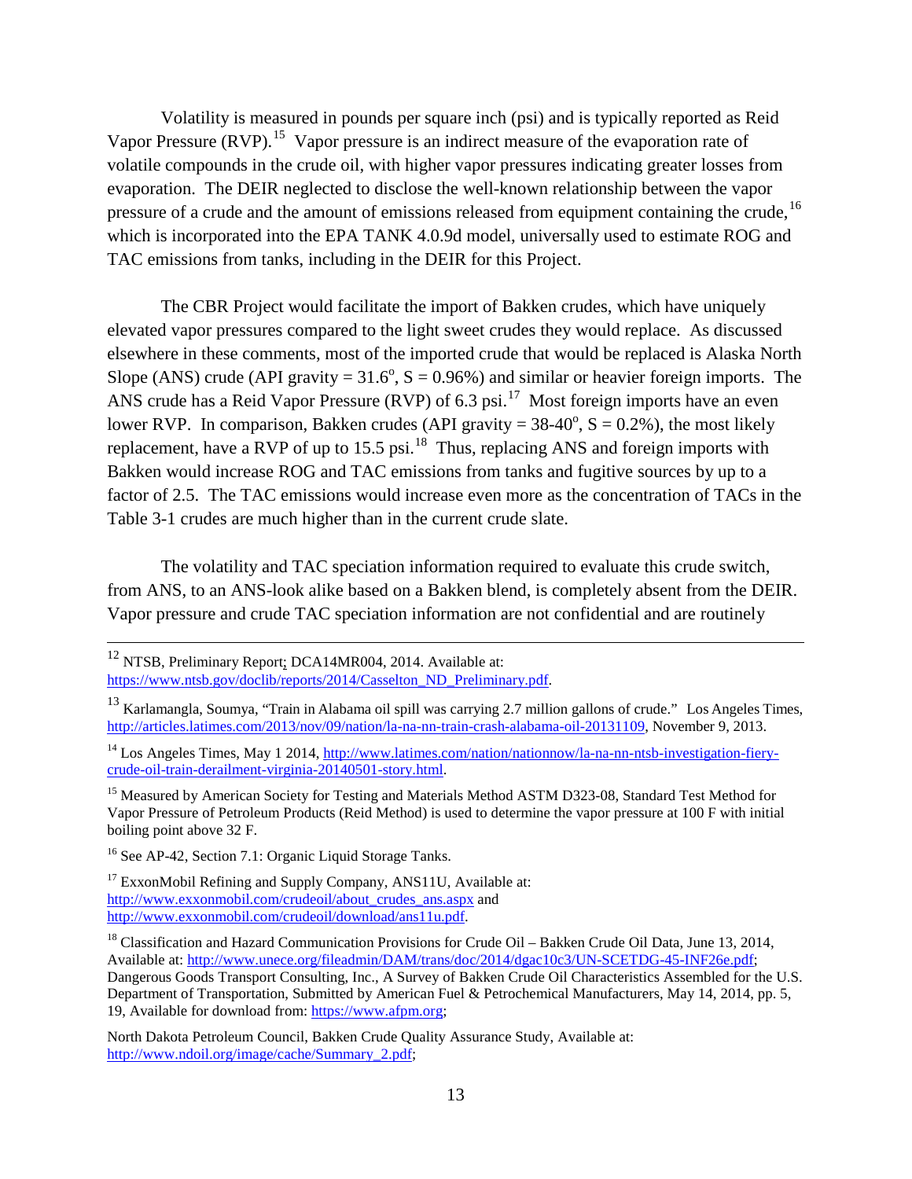Volatility is measured in pounds per square inch (psi) and is typically reported as Reid Vapor Pressure (RVP).[15] Vapor pressure is an indirect measure of the evaporation rate of volatile compounds in the crude oil, with higher vapor pressures indicating greater losses from evaporation. The DEIR neglected to disclose the well-known relationship between the vapor pressure of a crude and the amount of emissions released from equipment containing the crude,[16] which is incorporated into the EPA TANK 4.0.9d model, universally used to estimate ROG and TAC emissions from tanks, including in the DEIR for this Project.

The CBR Project would facilitate the import of Bakken crudes, which have uniquely elevated vapor pressures compared to the light sweet crudes they would replace. As discussed elsewhere in these comments, most of the imported crude that would be replaced is Alaska North Slope (ANS) crude (API gravity = 31.6$^{o}$, S = 0.96%) and similar or heavier foreign imports. The ANS crude has a Reid Vapor Pressure (RVP) of 6.3 psi.[17] Most foreign imports have an even lower RVP. In comparison, Bakken crudes (API gravity = 38-40$^{o}$, S = 0.2%), the most likely replacement, have a RVP of up to 15.5 psi.[18] Thus, replacing ANS and foreign imports with Bakken would increase ROG and TAC emissions from tanks and fugitive sources by up to a factor of 2.5. The TAC emissions would increase even more as the concentration of TACs in the Table 3-1 crudes are much higher than in the current crude slate.

The volatility and TAC speciation information required to evaluate this crude switch, from ANS, to an ANS-look alike based on a Bakken blend, is completely absent from the DEIR. Vapor pressure and crude TAC speciation information are not confidential and are routinely

---

[12] NTSB, Preliminary Report; DCA14MR004, 2014. Available at: https://www.ntsb.gov/doclib/reports/2014/Casselton_ND_Preliminary.pdf.

[13] Karlamangla, Soumya, "Train in Alabama oil spill was carrying 2.7 million gallons of crude." Los Angeles Times, http://articles.latimes.com/2013/nov/09/nation/la-na-nn-train-crash-alabama-oil-20131109, November 9, 2013.

[14] Los Angeles Times, May 1 2014, http://www.latimes.com/nation/nationnow/la-na-nn-ntsb-investigation-fiery-crude-oil-train-derailment-virginia-20140501-story.html.

[15] Measured by American Society for Testing and Materials Method ASTM D323-08, Standard Test Method for Vapor Pressure of Petroleum Products (Reid Method) is used to determine the vapor pressure at 100 F with initial boiling point above 32 F.

[16] See AP-42, Section 7.1: Organic Liquid Storage Tanks.

[17] ExxonMobil Refining and Supply Company, ANS11U, Available at: http://www.exxonmobil.com/crudeoil/about_crudes_ans.aspx and http://www.exxonmobil.com/crudeoil/download/ans11u.pdf.

[18] Classification and Hazard Communication Provisions for Crude Oil – Bakken Crude Oil Data, June 13, 2014, Available at: http://www.unece.org/fileadmin/DAM/trans/doc/2014/dgac10c3/UN-SCETDG-45-INF26e.pdf; Dangerous Goods Transport Consulting, Inc., A Survey of Bakken Crude Oil Characteristics Assembled for the U.S. Department of Transportation, Submitted by American Fuel & Petrochemical Manufacturers, May 14, 2014, pp. 5, 19, Available for download from: https://www.afpm.org;

North Dakota Petroleum Council, Bakken Crude Quality Assurance Study, Available at: http://www.ndoil.org/image/cache/Summary_2.pdf;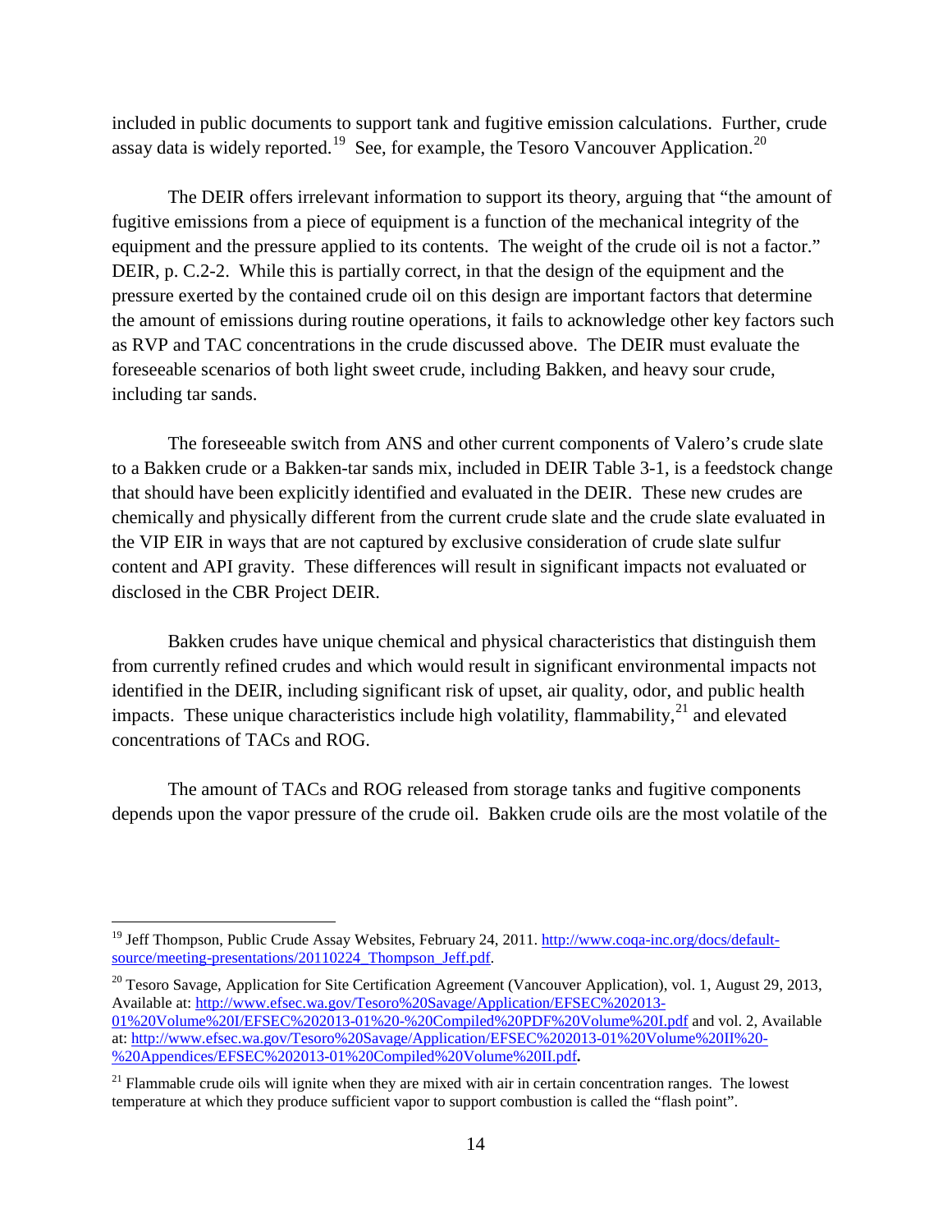included in public documents to support tank and fugitive emission calculations. Further, crude assay data is widely reported.[19] See, for example, the Tesoro Vancouver Application.[20]

The DEIR offers irrelevant information to support its theory, arguing that "the amount of fugitive emissions from a piece of equipment is a function of the mechanical integrity of the equipment and the pressure applied to its contents. The weight of the crude oil is not a factor." DEIR, p. C.2-2. While this is partially correct, in that the design of the equipment and the pressure exerted by the contained crude oil on this design are important factors that determine the amount of emissions during routine operations, it fails to acknowledge other key factors such as RVP and TAC concentrations in the crude discussed above. The DEIR must evaluate the foreseeable scenarios of both light sweet crude, including Bakken, and heavy sour crude, including tar sands.

The foreseeable switch from ANS and other current components of Valero's crude slate to a Bakken crude or a Bakken-tar sands mix, included in DEIR Table 3-1, is a feedstock change that should have been explicitly identified and evaluated in the DEIR. These new crudes are chemically and physically different from the current crude slate and the crude slate evaluated in the VIP EIR in ways that are not captured by exclusive consideration of crude slate sulfur content and API gravity. These differences will result in significant impacts not evaluated or disclosed in the CBR Project DEIR.

Bakken crudes have unique chemical and physical characteristics that distinguish them from currently refined crudes and which would result in significant environmental impacts not identified in the DEIR, including significant risk of upset, air quality, odor, and public health impacts. These unique characteristics include high volatility, flammability,[21] and elevated concentrations of TACs and ROG.

The amount of TACs and ROG released from storage tanks and fugitive components depends upon the vapor pressure of the crude oil. Bakken crude oils are the most volatile of the

---

[19] Jeff Thompson, Public Crude Assay Websites, February 24, 2011. http://www.coqa-inc.org/docs/default-source/meeting-presentations/20110224_Thompson_Jeff.pdf.

[20] Tesoro Savage, Application for Site Certification Agreement (Vancouver Application), vol. 1, August 29, 2013, Available at: http://www.efsec.wa.gov/Tesoro%20Savage/Application/EFSEC%202013-01%20Volume%20I/EFSEC%202013-01%20-%20Compiled%20PDF%20Volume%20I.pdf and vol. 2, Available at: http://www.efsec.wa.gov/Tesoro%20Savage/Application/EFSEC%202013-01%20Volume%20II%20-%20Appendices/EFSEC%202013-01%20Compiled%20Volume%20II.pdf.

[21] Flammable crude oils will ignite when they are mixed with air in certain concentration ranges. The lowest temperature at which they produce sufficient vapor to support combustion is called the "flash point".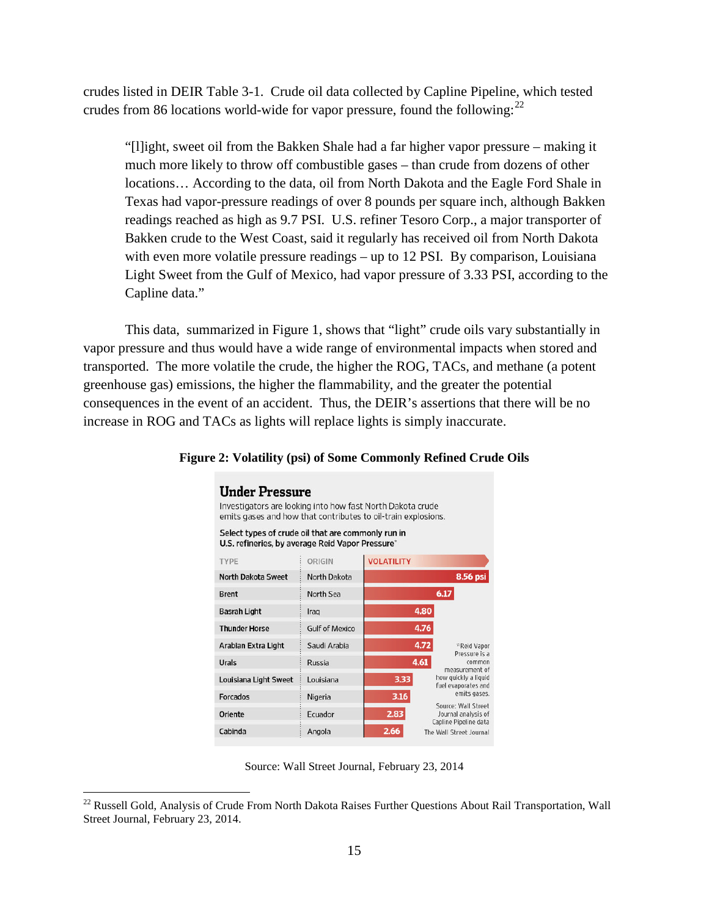crudes listed in DEIR Table 3-1. Crude oil data collected by Capline Pipeline, which tested crudes from 86 locations world-wide for vapor pressure, found the following:[22]

> "[l]ight, sweet oil from the Bakken Shale had a far higher vapor pressure – making it much more likely to throw off combustible gases – than crude from dozens of other locations… According to the data, oil from North Dakota and the Eagle Ford Shale in Texas had vapor-pressure readings of over 8 pounds per square inch, although Bakken readings reached as high as 9.7 PSI. U.S. refiner Tesoro Corp., a major transporter of Bakken crude to the West Coast, said it regularly has received oil from North Dakota with even more volatile pressure readings – up to 12 PSI. By comparison, Louisiana Light Sweet from the Gulf of Mexico, had vapor pressure of 3.33 PSI, according to the Capline data."

This data, summarized in Figure 1, shows that "light" crude oils vary substantially in vapor pressure and thus would have a wide range of environmental impacts when stored and transported. The more volatile the crude, the higher the ROG, TACs, and methane (a potent greenhouse gas) emissions, the higher the flammability, and the greater the potential consequences in the event of an accident. Thus, the DEIR's assertions that there will be no increase in ROG and TACs as lights will replace lights is simply inaccurate.

**Figure 2: Volatility (psi) of Some Commonly Refined Crude Oils**

**Under Pressure**

Investigators are looking into how fast North Dakota crude emits gases and how that contributes to oil-train explosions.

Select types of crude oil that are commonly run in U.S. refineries, by average Reid Vapor Pressure*

| TYPE | ORIGIN | VOLATILITY |
|---|---|---|
| North Dakota Sweet | North Dakota | 8.56 psi |
| Brent | North Sea | 6.17 |
| Basrah Light | Iraq | 4.80 |
| Thunder Horse | Gulf of Mexico | 4.76 |
| Arabian Extra Light | Saudi Arabia | 4.72 |
| Urals | Russia | 4.61 |
| Louisiana Light Sweet | Louisiana | 3.33 |
| Forcados | Nigeria | 3.16 |
| Oriente | Ecuador | 2.83 |
| Cabinda | Angola | 2.66 |

*Reid Vapor Pressure is a common measurement of how quickly a liquid fuel evaporates and emits gases.

Source: Wall Street Journal analysis of Capline Pipeline data

The Wall Street Journal

Source: Wall Street Journal, February 23, 2014

---

[22] Russell Gold, Analysis of Crude From North Dakota Raises Further Questions About Rail Transportation, Wall Street Journal, February 23, 2014.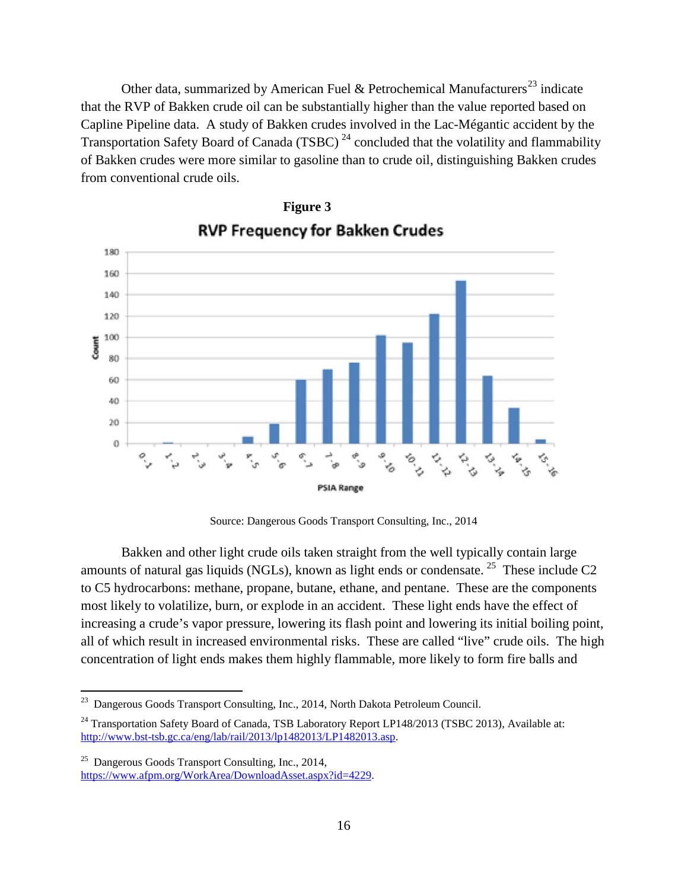Other data, summarized by American Fuel & Petrochemical Manufacturers[23] indicate that the RVP of Bakken crude oil can be substantially higher than the value reported based on Capline Pipeline data. A study of Bakken crudes involved in the Lac-Mégantic accident by the Transportation Safety Board of Canada (TSBC) [24] concluded that the volatility and flammability of Bakken crudes were more similar to gasoline than to crude oil, distinguishing Bakken crudes from conventional crude oils.

**Figure 3**

**RVP Frequency for Bakken Crudes**

Source: Dangerous Goods Transport Consulting, Inc., 2014

Bakken and other light crude oils taken straight from the well typically contain large amounts of natural gas liquids (NGLs), known as light ends or condensate. [25] These include C2 to C5 hydrocarbons: methane, propane, butane, ethane, and pentane. These are the components most likely to volatilize, burn, or explode in an accident. These light ends have the effect of increasing a crude's vapor pressure, lowering its flash point and lowering its initial boiling point, all of which result in increased environmental risks. These are called "live" crude oils. The high concentration of light ends makes them highly flammable, more likely to form fire balls and

---

[23] Dangerous Goods Transport Consulting, Inc., 2014, North Dakota Petroleum Council.

[24] Transportation Safety Board of Canada, TSB Laboratory Report LP148/2013 (TSBC 2013), Available at: http://www.bst-tsb.gc.ca/eng/lab/rail/2013/lp1482013/LP1482013.asp.

[25] Dangerous Goods Transport Consulting, Inc., 2014, https://www.afpm.org/WorkArea/DownloadAsset.aspx?id=4229.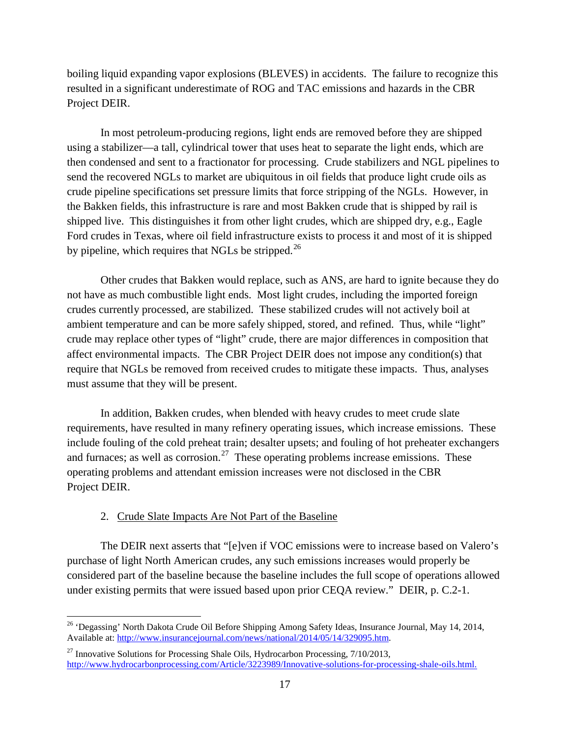boiling liquid expanding vapor explosions (BLEVES) in accidents. The failure to recognize this resulted in a significant underestimate of ROG and TAC emissions and hazards in the CBR Project DEIR.

In most petroleum-producing regions, light ends are removed before they are shipped using a stabilizer—a tall, cylindrical tower that uses heat to separate the light ends, which are then condensed and sent to a fractionator for processing. Crude stabilizers and NGL pipelines to send the recovered NGLs to market are ubiquitous in oil fields that produce light crude oils as crude pipeline specifications set pressure limits that force stripping of the NGLs. However, in the Bakken fields, this infrastructure is rare and most Bakken crude that is shipped by rail is shipped live. This distinguishes it from other light crudes, which are shipped dry, e.g., Eagle Ford crudes in Texas, where oil field infrastructure exists to process it and most of it is shipped by pipeline, which requires that NGLs be stripped.[26]

Other crudes that Bakken would replace, such as ANS, are hard to ignite because they do not have as much combustible light ends. Most light crudes, including the imported foreign crudes currently processed, are stabilized. These stabilized crudes will not actively boil at ambient temperature and can be more safely shipped, stored, and refined. Thus, while "light" crude may replace other types of "light" crude, there are major differences in composition that affect environmental impacts. The CBR Project DEIR does not impose any condition(s) that require that NGLs be removed from received crudes to mitigate these impacts. Thus, analyses must assume that they will be present.

In addition, Bakken crudes, when blended with heavy crudes to meet crude slate requirements, have resulted in many refinery operating issues, which increase emissions. These include fouling of the cold preheat train; desalter upsets; and fouling of hot preheater exchangers and furnaces; as well as corrosion.[27] These operating problems increase emissions. These operating problems and attendant emission increases were not disclosed in the CBR Project DEIR.

2. <u>Crude Slate Impacts Are Not Part of the Baseline</u>

The DEIR next asserts that "[e]ven if VOC emissions were to increase based on Valero's purchase of light North American crudes, any such emissions increases would properly be considered part of the baseline because the baseline includes the full scope of operations allowed under existing permits that were issued based upon prior CEQA review." DEIR, p. C.2-1.

---

[26] 'Degassing' North Dakota Crude Oil Before Shipping Among Safety Ideas, Insurance Journal, May 14, 2014, Available at: http://www.insurancejournal.com/news/national/2014/05/14/329095.htm.

[27] Innovative Solutions for Processing Shale Oils, Hydrocarbon Processing, 7/10/2013, http://www.hydrocarbonprocessing.com/Article/3223989/Innovative-solutions-for-processing-shale-oils.html.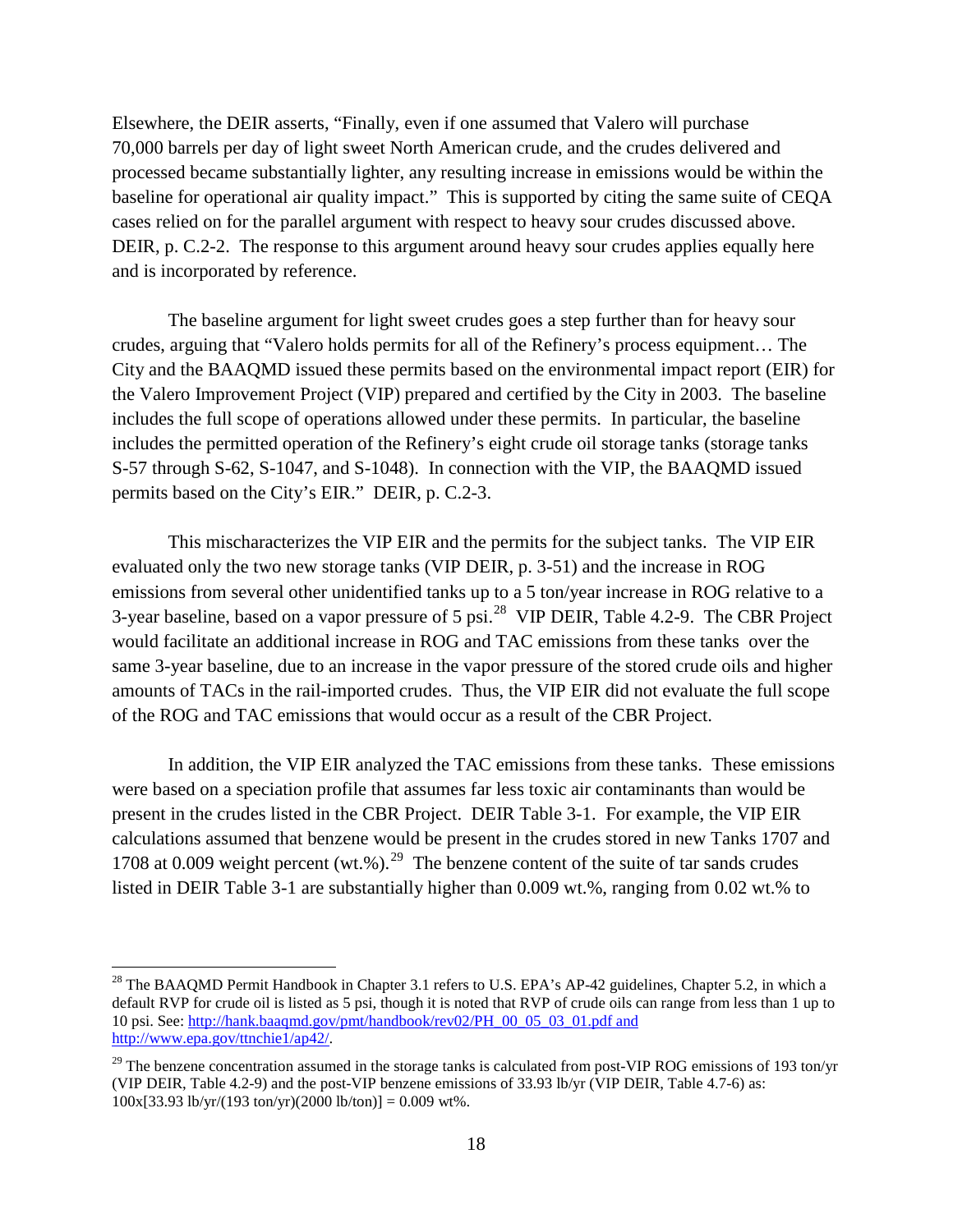Elsewhere, the DEIR asserts, "Finally, even if one assumed that Valero will purchase 70,000 barrels per day of light sweet North American crude, and the crudes delivered and processed became substantially lighter, any resulting increase in emissions would be within the baseline for operational air quality impact." This is supported by citing the same suite of CEQA cases relied on for the parallel argument with respect to heavy sour crudes discussed above. DEIR, p. C.2-2. The response to this argument around heavy sour crudes applies equally here and is incorporated by reference.

The baseline argument for light sweet crudes goes a step further than for heavy sour crudes, arguing that "Valero holds permits for all of the Refinery's process equipment… The City and the BAAQMD issued these permits based on the environmental impact report (EIR) for the Valero Improvement Project (VIP) prepared and certified by the City in 2003. The baseline includes the full scope of operations allowed under these permits. In particular, the baseline includes the permitted operation of the Refinery's eight crude oil storage tanks (storage tanks S-57 through S-62, S-1047, and S-1048). In connection with the VIP, the BAAQMD issued permits based on the City's EIR." DEIR, p. C.2-3.

This mischaracterizes the VIP EIR and the permits for the subject tanks. The VIP EIR evaluated only the two new storage tanks (VIP DEIR, p. 3-51) and the increase in ROG emissions from several other unidentified tanks up to a 5 ton/year increase in ROG relative to a 3-year baseline, based on a vapor pressure of 5 psi.[28] VIP DEIR, Table 4.2-9. The CBR Project would facilitate an additional increase in ROG and TAC emissions from these tanks over the same 3-year baseline, due to an increase in the vapor pressure of the stored crude oils and higher amounts of TACs in the rail-imported crudes. Thus, the VIP EIR did not evaluate the full scope of the ROG and TAC emissions that would occur as a result of the CBR Project.

In addition, the VIP EIR analyzed the TAC emissions from these tanks. These emissions were based on a speciation profile that assumes far less toxic air contaminants than would be present in the crudes listed in the CBR Project. DEIR Table 3-1. For example, the VIP EIR calculations assumed that benzene would be present in the crudes stored in new Tanks 1707 and 1708 at 0.009 weight percent (wt.%).[29] The benzene content of the suite of tar sands crudes listed in DEIR Table 3-1 are substantially higher than 0.009 wt.%, ranging from 0.02 wt.% to

---

[28] The BAAQMD Permit Handbook in Chapter 3.1 refers to U.S. EPA's AP-42 guidelines, Chapter 5.2, in which a default RVP for crude oil is listed as 5 psi, though it is noted that RVP of crude oils can range from less than 1 up to 10 psi. See: http://hank.baaqmd.gov/pmt/handbook/rev02/PH_00_05_03_01.pdf and http://www.epa.gov/ttnchie1/ap42/.

[29] The benzene concentration assumed in the storage tanks is calculated from post-VIP ROG emissions of 193 ton/yr (VIP DEIR, Table 4.2-9) and the post-VIP benzene emissions of 33.93 lb/yr (VIP DEIR, Table 4.7-6) as: $100x[33.93 \text{ lb/yr}/(193 \text{ ton/yr})(2000 \text{ lb/ton})] = 0.009$ wt%.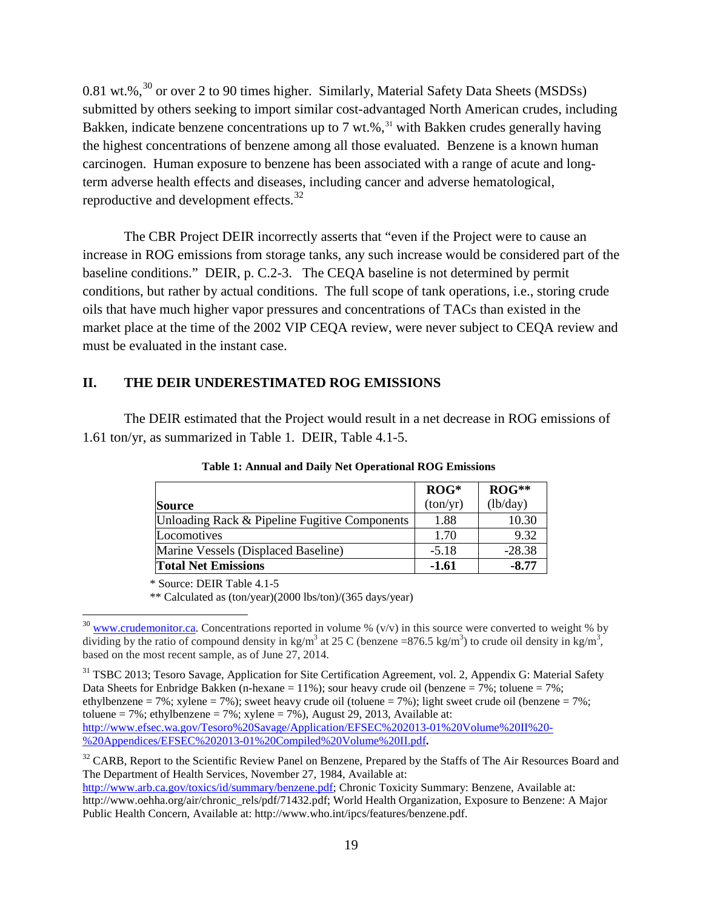0.81 wt.%,[30] or over 2 to 90 times higher. Similarly, Material Safety Data Sheets (MSDSs) submitted by others seeking to import similar cost-advantaged North American crudes, including Bakken, indicate benzene concentrations up to 7 wt.%,[31] with Bakken crudes generally having the highest concentrations of benzene among all those evaluated. Benzene is a known human carcinogen. Human exposure to benzene has been associated with a range of acute and long-term adverse health effects and diseases, including cancer and adverse hematological, reproductive and development effects.[32]

The CBR Project DEIR incorrectly asserts that "even if the Project were to cause an increase in ROG emissions from storage tanks, any such increase would be considered part of the baseline conditions." DEIR, p. C.2-3. The CEQA baseline is not determined by permit conditions, but rather by actual conditions. The full scope of tank operations, i.e., storing crude oils that have much higher vapor pressures and concentrations of TACs than existed in the market place at the time of the 2002 VIP CEQA review, were never subject to CEQA review and must be evaluated in the instant case.

## II. THE DEIR UNDERESTIMATED ROG EMISSIONS

The DEIR estimated that the Project would result in a net decrease in ROG emissions of 1.61 ton/yr, as summarized in Table 1. DEIR, Table 4.1-5.

**Table 1: Annual and Daily Net Operational ROG Emissions**

| Source | ROG* (ton/yr) | ROG** (lb/day) |
|---|---|---|
| Unloading Rack & Pipeline Fugitive Components | 1.88 | 10.30 |
| Locomotives | 1.70 | 9.32 |
| Marine Vessels (Displaced Baseline) | -5.18 | -28.38 |
| **Total Net Emissions** | **-1.61** | **-8.77** |

\* Source: DEIR Table 4.1-5

\*\* Calculated as (ton/year)(2000 lbs/ton)/(365 days/year)

[30] www.crudemonitor.ca. Concentrations reported in volume % (v/v) in this source were converted to weight % by dividing by the ratio of compound density in $kg/m^3$ at 25 C (benzene =876.5 $kg/m^3$) to crude oil density in $kg/m^3$, based on the most recent sample, as of June 27, 2014.

[31] TSBC 2013; Tesoro Savage, Application for Site Certification Agreement, vol. 2, Appendix G: Material Safety Data Sheets for Enbridge Bakken (n-hexane = 11%); sour heavy crude oil (benzene = 7%; toluene = 7%; ethylbenzene = 7%; xylene = 7%); sweet heavy crude oil (toluene = 7%); light sweet crude oil (benzene = 7%; toluene = 7%; ethylbenzene = 7%; xylene = 7%), August 29, 2013, Available at: http://www.efsec.wa.gov/Tesoro%20Savage/Application/EFSEC%202013-01%20Volume%20II%20-%20Appendices/EFSEC%202013-01%20Compiled%20Volume%20II.pdf.

[32] CARB, Report to the Scientific Review Panel on Benzene, Prepared by the Staffs of The Air Resources Board and The Department of Health Services, November 27, 1984, Available at: http://www.arb.ca.gov/toxics/id/summary/benzene.pdf; Chronic Toxicity Summary: Benzene, Available at: http://www.oehha.org/air/chronic_rels/pdf/71432.pdf; World Health Organization, Exposure to Benzene: A Major Public Health Concern, Available at: http://www.who.int/ipcs/features/benzene.pdf.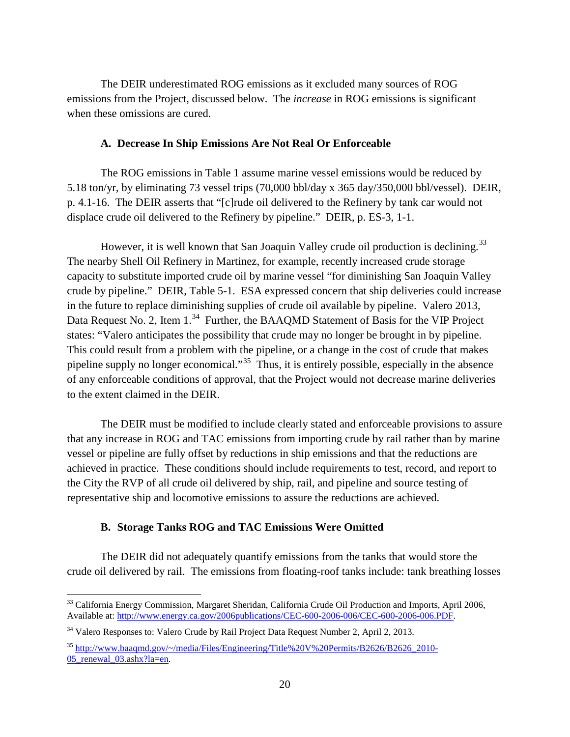The DEIR underestimated ROG emissions as it excluded many sources of ROG emissions from the Project, discussed below. The *increase* in ROG emissions is significant when these omissions are cured.

### A. Decrease In Ship Emissions Are Not Real Or Enforceable

The ROG emissions in Table 1 assume marine vessel emissions would be reduced by 5.18 ton/yr, by eliminating 73 vessel trips (70,000 bbl/day x 365 day/350,000 bbl/vessel). DEIR, p. 4.1-16. The DEIR asserts that "[c]rude oil delivered to the Refinery by tank car would not displace crude oil delivered to the Refinery by pipeline." DEIR, p. ES-3, 1-1.

However, it is well known that San Joaquin Valley crude oil production is declining.[33] The nearby Shell Oil Refinery in Martinez, for example, recently increased crude storage capacity to substitute imported crude oil by marine vessel "for diminishing San Joaquin Valley crude by pipeline." DEIR, Table 5-1. ESA expressed concern that ship deliveries could increase in the future to replace diminishing supplies of crude oil available by pipeline. Valero 2013, Data Request No. 2, Item 1.[34] Further, the BAAQMD Statement of Basis for the VIP Project states: "Valero anticipates the possibility that crude may no longer be brought in by pipeline. This could result from a problem with the pipeline, or a change in the cost of crude that makes pipeline supply no longer economical."[35] Thus, it is entirely possible, especially in the absence of any enforceable conditions of approval, that the Project would not decrease marine deliveries to the extent claimed in the DEIR.

The DEIR must be modified to include clearly stated and enforceable provisions to assure that any increase in ROG and TAC emissions from importing crude by rail rather than by marine vessel or pipeline are fully offset by reductions in ship emissions and that the reductions are achieved in practice. These conditions should include requirements to test, record, and report to the City the RVP of all crude oil delivered by ship, rail, and pipeline and source testing of representative ship and locomotive emissions to assure the reductions are achieved.

### B. Storage Tanks ROG and TAC Emissions Were Omitted

The DEIR did not adequately quantify emissions from the tanks that would store the crude oil delivered by rail. The emissions from floating-roof tanks include: tank breathing losses

---

[33] California Energy Commission, Margaret Sheridan, California Crude Oil Production and Imports, April 2006, Available at: http://www.energy.ca.gov/2006publications/CEC-600-2006-006/CEC-600-2006-006.PDF.

[34] Valero Responses to: Valero Crude by Rail Project Data Request Number 2, April 2, 2013.

[35] http://www.baaqmd.gov/~/media/Files/Engineering/Title%20V%20Permits/B2626/B2626_2010-05_renewal_03.ashx?la=en.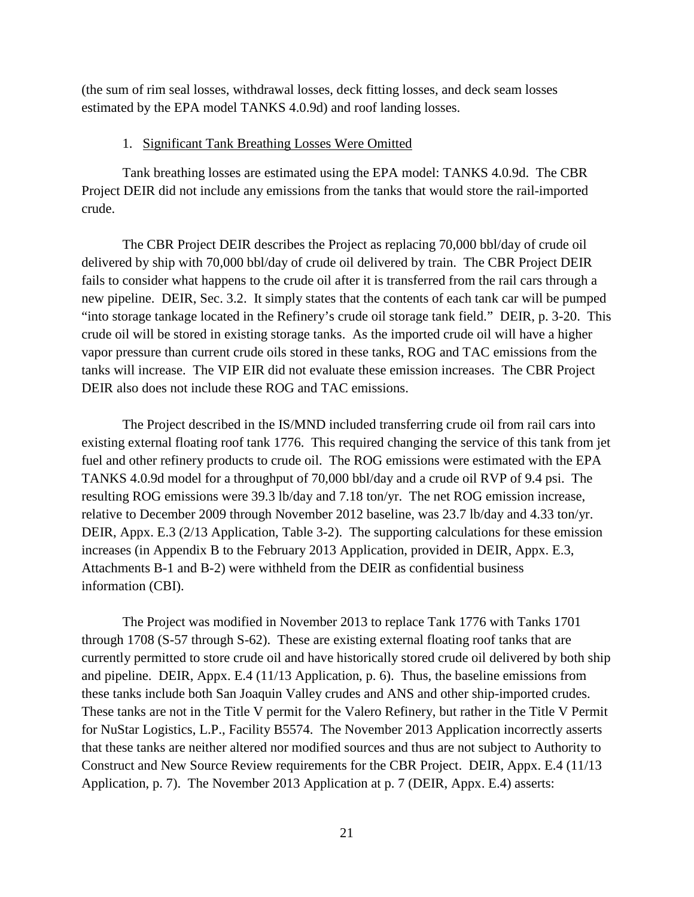(the sum of rim seal losses, withdrawal losses, deck fitting losses, and deck seam losses estimated by the EPA model TANKS 4.0.9d) and roof landing losses.

1. Significant Tank Breathing Losses Were Omitted

Tank breathing losses are estimated using the EPA model: TANKS 4.0.9d. The CBR Project DEIR did not include any emissions from the tanks that would store the rail-imported crude.

The CBR Project DEIR describes the Project as replacing 70,000 bbl/day of crude oil delivered by ship with 70,000 bbl/day of crude oil delivered by train. The CBR Project DEIR fails to consider what happens to the crude oil after it is transferred from the rail cars through a new pipeline. DEIR, Sec. 3.2. It simply states that the contents of each tank car will be pumped "into storage tankage located in the Refinery's crude oil storage tank field." DEIR, p. 3-20. This crude oil will be stored in existing storage tanks. As the imported crude oil will have a higher vapor pressure than current crude oils stored in these tanks, ROG and TAC emissions from the tanks will increase. The VIP EIR did not evaluate these emission increases. The CBR Project DEIR also does not include these ROG and TAC emissions.

The Project described in the IS/MND included transferring crude oil from rail cars into existing external floating roof tank 1776. This required changing the service of this tank from jet fuel and other refinery products to crude oil. The ROG emissions were estimated with the EPA TANKS 4.0.9d model for a throughput of 70,000 bbl/day and a crude oil RVP of 9.4 psi. The resulting ROG emissions were 39.3 lb/day and 7.18 ton/yr. The net ROG emission increase, relative to December 2009 through November 2012 baseline, was 23.7 lb/day and 4.33 ton/yr. DEIR, Appx. E.3 (2/13 Application, Table 3-2). The supporting calculations for these emission increases (in Appendix B to the February 2013 Application, provided in DEIR, Appx. E.3, Attachments B-1 and B-2) were withheld from the DEIR as confidential business information (CBI).

The Project was modified in November 2013 to replace Tank 1776 with Tanks 1701 through 1708 (S-57 through S-62). These are existing external floating roof tanks that are currently permitted to store crude oil and have historically stored crude oil delivered by both ship and pipeline. DEIR, Appx. E.4 (11/13 Application, p. 6). Thus, the baseline emissions from these tanks include both San Joaquin Valley crudes and ANS and other ship-imported crudes. These tanks are not in the Title V permit for the Valero Refinery, but rather in the Title V Permit for NuStar Logistics, L.P., Facility B5574. The November 2013 Application incorrectly asserts that these tanks are neither altered nor modified sources and thus are not subject to Authority to Construct and New Source Review requirements for the CBR Project. DEIR, Appx. E.4 (11/13 Application, p. 7). The November 2013 Application at p. 7 (DEIR, Appx. E.4) asserts: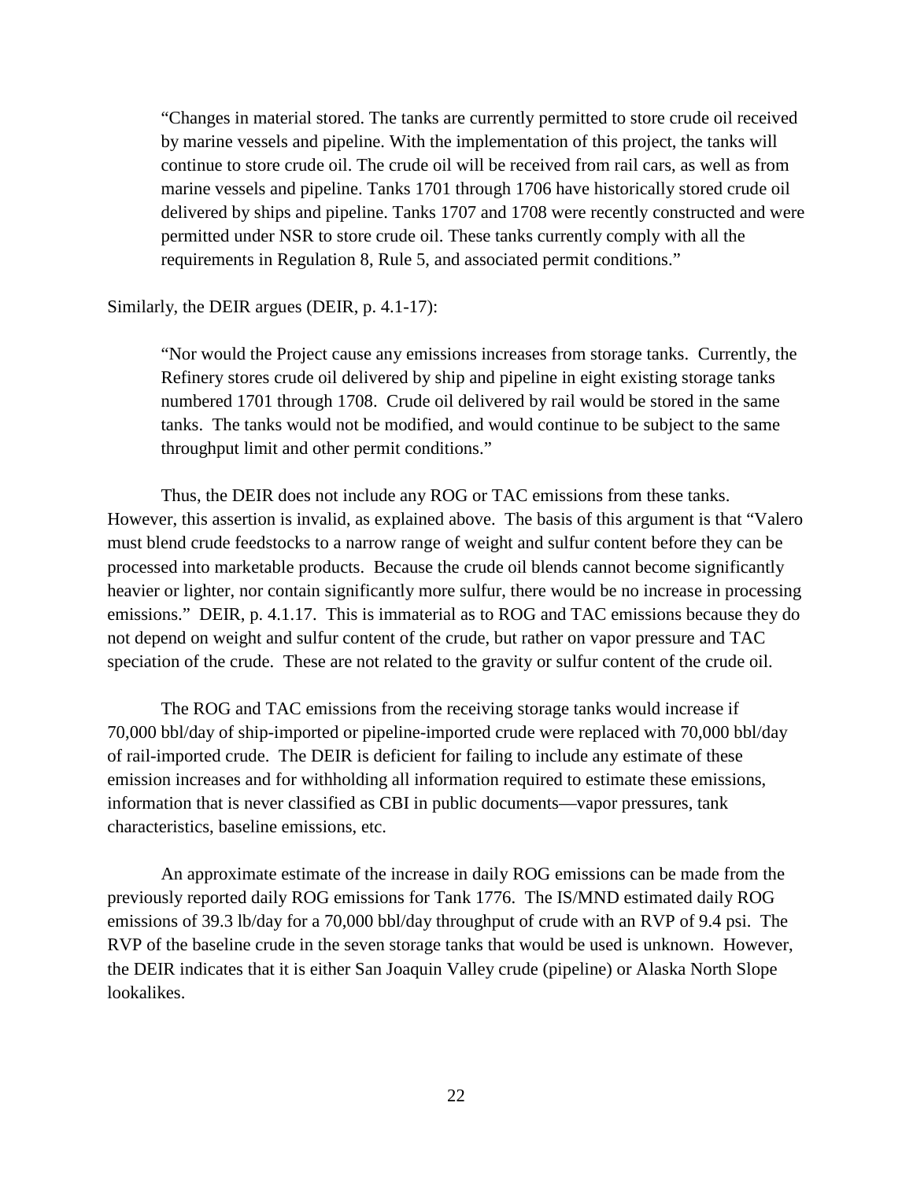> "Changes in material stored. The tanks are currently permitted to store crude oil received by marine vessels and pipeline. With the implementation of this project, the tanks will continue to store crude oil. The crude oil will be received from rail cars, as well as from marine vessels and pipeline. Tanks 1701 through 1706 have historically stored crude oil delivered by ships and pipeline. Tanks 1707 and 1708 were recently constructed and were permitted under NSR to store crude oil. These tanks currently comply with all the requirements in Regulation 8, Rule 5, and associated permit conditions."

Similarly, the DEIR argues (DEIR, p. 4.1-17):

> "Nor would the Project cause any emissions increases from storage tanks. Currently, the Refinery stores crude oil delivered by ship and pipeline in eight existing storage tanks numbered 1701 through 1708. Crude oil delivered by rail would be stored in the same tanks. The tanks would not be modified, and would continue to be subject to the same throughput limit and other permit conditions."

Thus, the DEIR does not include any ROG or TAC emissions from these tanks. However, this assertion is invalid, as explained above. The basis of this argument is that "Valero must blend crude feedstocks to a narrow range of weight and sulfur content before they can be processed into marketable products. Because the crude oil blends cannot become significantly heavier or lighter, nor contain significantly more sulfur, there would be no increase in processing emissions." DEIR, p. 4.1.17. This is immaterial as to ROG and TAC emissions because they do not depend on weight and sulfur content of the crude, but rather on vapor pressure and TAC speciation of the crude. These are not related to the gravity or sulfur content of the crude oil.

The ROG and TAC emissions from the receiving storage tanks would increase if 70,000 bbl/day of ship-imported or pipeline-imported crude were replaced with 70,000 bbl/day of rail-imported crude. The DEIR is deficient for failing to include any estimate of these emission increases and for withholding all information required to estimate these emissions, information that is never classified as CBI in public documents—vapor pressures, tank characteristics, baseline emissions, etc.

An approximate estimate of the increase in daily ROG emissions can be made from the previously reported daily ROG emissions for Tank 1776. The IS/MND estimated daily ROG emissions of 39.3 lb/day for a 70,000 bbl/day throughput of crude with an RVP of 9.4 psi. The RVP of the baseline crude in the seven storage tanks that would be used is unknown. However, the DEIR indicates that it is either San Joaquin Valley crude (pipeline) or Alaska North Slope lookalikes.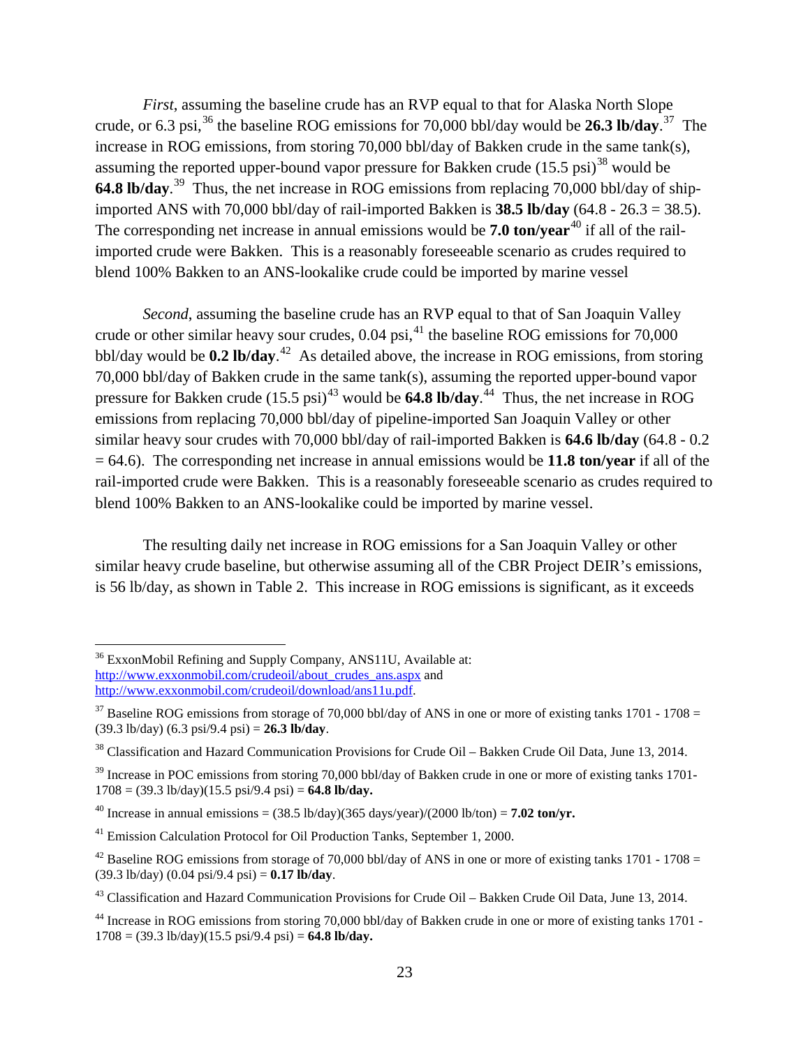*First*, assuming the baseline crude has an RVP equal to that for Alaska North Slope crude, or 6.3 psi,[36] the baseline ROG emissions for 70,000 bbl/day would be **26.3 lb/day**.[37] The increase in ROG emissions, from storing 70,000 bbl/day of Bakken crude in the same tank(s), assuming the reported upper-bound vapor pressure for Bakken crude (15.5 psi)[38] would be **64.8 lb/day**.[39] Thus, the net increase in ROG emissions from replacing 70,000 bbl/day of ship-imported ANS with 70,000 bbl/day of rail-imported Bakken is **38.5 lb/day** (64.8 - 26.3 = 38.5). The corresponding net increase in annual emissions would be **7.0 ton/year**[40] if all of the rail-imported crude were Bakken. This is a reasonably foreseeable scenario as crudes required to blend 100% Bakken to an ANS-lookalike crude could be imported by marine vessel

*Second*, assuming the baseline crude has an RVP equal to that of San Joaquin Valley crude or other similar heavy sour crudes, 0.04 psi,[41] the baseline ROG emissions for 70,000 bbl/day would be **0.2 lb/day**.[42] As detailed above, the increase in ROG emissions, from storing 70,000 bbl/day of Bakken crude in the same tank(s), assuming the reported upper-bound vapor pressure for Bakken crude (15.5 psi)[43] would be **64.8 lb/day**.[44] Thus, the net increase in ROG emissions from replacing 70,000 bbl/day of pipeline-imported San Joaquin Valley or other similar heavy sour crudes with 70,000 bbl/day of rail-imported Bakken is **64.6 lb/day** (64.8 - 0.2 = 64.6). The corresponding net increase in annual emissions would be **11.8 ton/year** if all of the rail-imported crude were Bakken. This is a reasonably foreseeable scenario as crudes required to blend 100% Bakken to an ANS-lookalike could be imported by marine vessel.

The resulting daily net increase in ROG emissions for a San Joaquin Valley or other similar heavy crude baseline, but otherwise assuming all of the CBR Project DEIR's emissions, is 56 lb/day, as shown in Table 2. This increase in ROG emissions is significant, as it exceeds

---

[36] ExxonMobil Refining and Supply Company, ANS11U, Available at: http://www.exxonmobil.com/crudeoil/about_crudes_ans.aspx and http://www.exxonmobil.com/crudeoil/download/ans11u.pdf.

[37] Baseline ROG emissions from storage of 70,000 bbl/day of ANS in one or more of existing tanks 1701 - 1708 = (39.3 lb/day) (6.3 psi/9.4 psi) = **26.3 lb/day**.

[38] Classification and Hazard Communication Provisions for Crude Oil – Bakken Crude Oil Data, June 13, 2014.

[39] Increase in POC emissions from storing 70,000 bbl/day of Bakken crude in one or more of existing tanks 1701-1708 = (39.3 lb/day)(15.5 psi/9.4 psi) = **64.8 lb/day.**

[40] Increase in annual emissions = (38.5 lb/day)(365 days/year)/(2000 lb/ton) = **7.02 ton/yr.**

[41] Emission Calculation Protocol for Oil Production Tanks, September 1, 2000.

[42] Baseline ROG emissions from storage of 70,000 bbl/day of ANS in one or more of existing tanks 1701 - 1708 = (39.3 lb/day) (0.04 psi/9.4 psi) = **0.17 lb/day**.

[43] Classification and Hazard Communication Provisions for Crude Oil – Bakken Crude Oil Data, June 13, 2014.

[44] Increase in ROG emissions from storing 70,000 bbl/day of Bakken crude in one or more of existing tanks 1701 - 1708 = (39.3 lb/day)(15.5 psi/9.4 psi) = **64.8 lb/day.**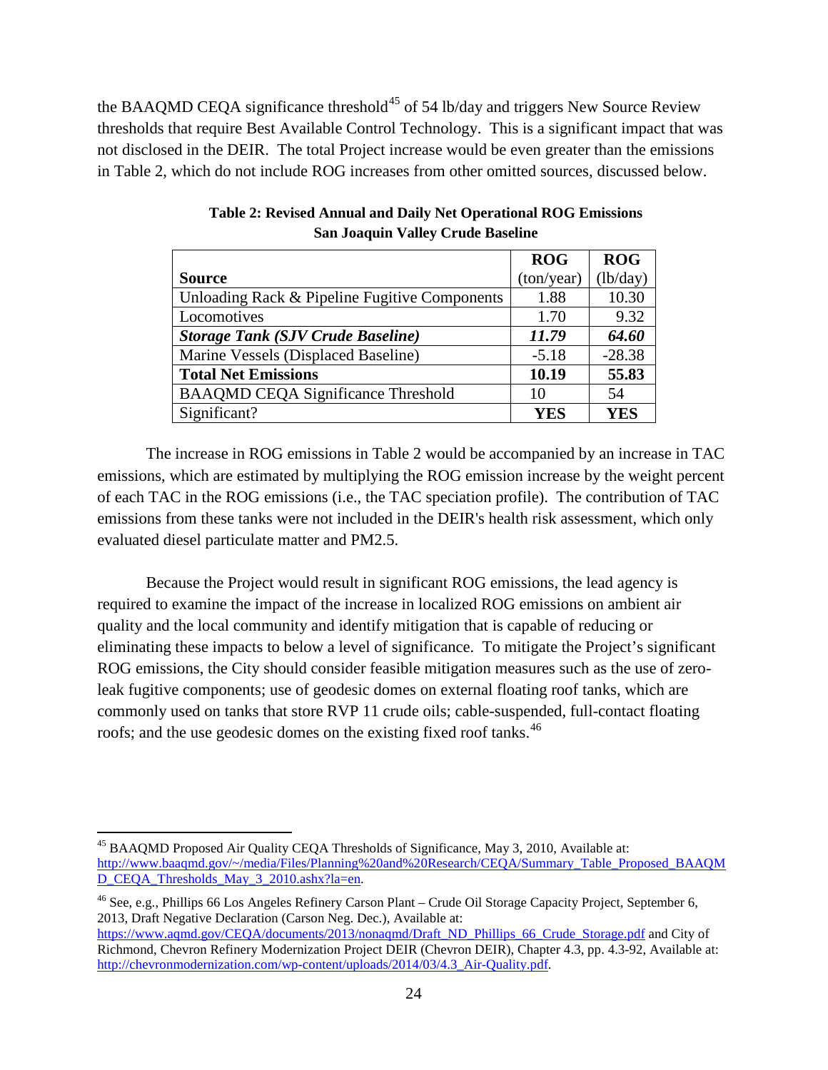the BAAQMD CEQA significance threshold[45] of 54 lb/day and triggers New Source Review thresholds that require Best Available Control Technology. This is a significant impact that was not disclosed in the DEIR. The total Project increase would be even greater than the emissions in Table 2, which do not include ROG increases from other omitted sources, discussed below.

**Table 2: Revised Annual and Daily Net Operational ROG Emissions**
**San Joaquin Valley Crude Baseline**

| Source | ROG (ton/year) | ROG (lb/day) |
|---|---|---|
| Unloading Rack & Pipeline Fugitive Components | 1.88 | 10.30 |
| Locomotives | 1.70 | 9.32 |
| ***Storage Tank (SJV Crude Baseline)*** | ***11.79*** | ***64.60*** |
| Marine Vessels (Displaced Baseline) | -5.18 | -28.38 |
| **Total Net Emissions** | **10.19** | **55.83** |
| BAAQMD CEQA Significance Threshold | 10 | 54 |
| Significant? | **YES** | **YES** |

The increase in ROG emissions in Table 2 would be accompanied by an increase in TAC emissions, which are estimated by multiplying the ROG emission increase by the weight percent of each TAC in the ROG emissions (i.e., the TAC speciation profile). The contribution of TAC emissions from these tanks were not included in the DEIR's health risk assessment, which only evaluated diesel particulate matter and PM2.5.

Because the Project would result in significant ROG emissions, the lead agency is required to examine the impact of the increase in localized ROG emissions on ambient air quality and the local community and identify mitigation that is capable of reducing or eliminating these impacts to below a level of significance. To mitigate the Project's significant ROG emissions, the City should consider feasible mitigation measures such as the use of zero-leak fugitive components; use of geodesic domes on external floating roof tanks, which are commonly used on tanks that store RVP 11 crude oils; cable-suspended, full-contact floating roofs; and the use geodesic domes on the existing fixed roof tanks.[46]

---

[45] BAAQMD Proposed Air Quality CEQA Thresholds of Significance, May 3, 2010, Available at: http://www.baaqmd.gov/~/media/Files/Planning%20and%20Research/CEQA/Summary_Table_Proposed_BAAQMD_CEQA_Thresholds_May_3_2010.ashx?la=en.

[46] See, e.g., Phillips 66 Los Angeles Refinery Carson Plant – Crude Oil Storage Capacity Project, September 6, 2013, Draft Negative Declaration (Carson Neg. Dec.), Available at: https://www.aqmd.gov/CEQA/documents/2013/nonaqmd/Draft_ND_Phillips_66_Crude_Storage.pdf and City of Richmond, Chevron Refinery Modernization Project DEIR (Chevron DEIR), Chapter 4.3, pp. 4.3-92, Available at: http://chevronmodernization.com/wp-content/uploads/2014/03/4.3_Air-Quality.pdf.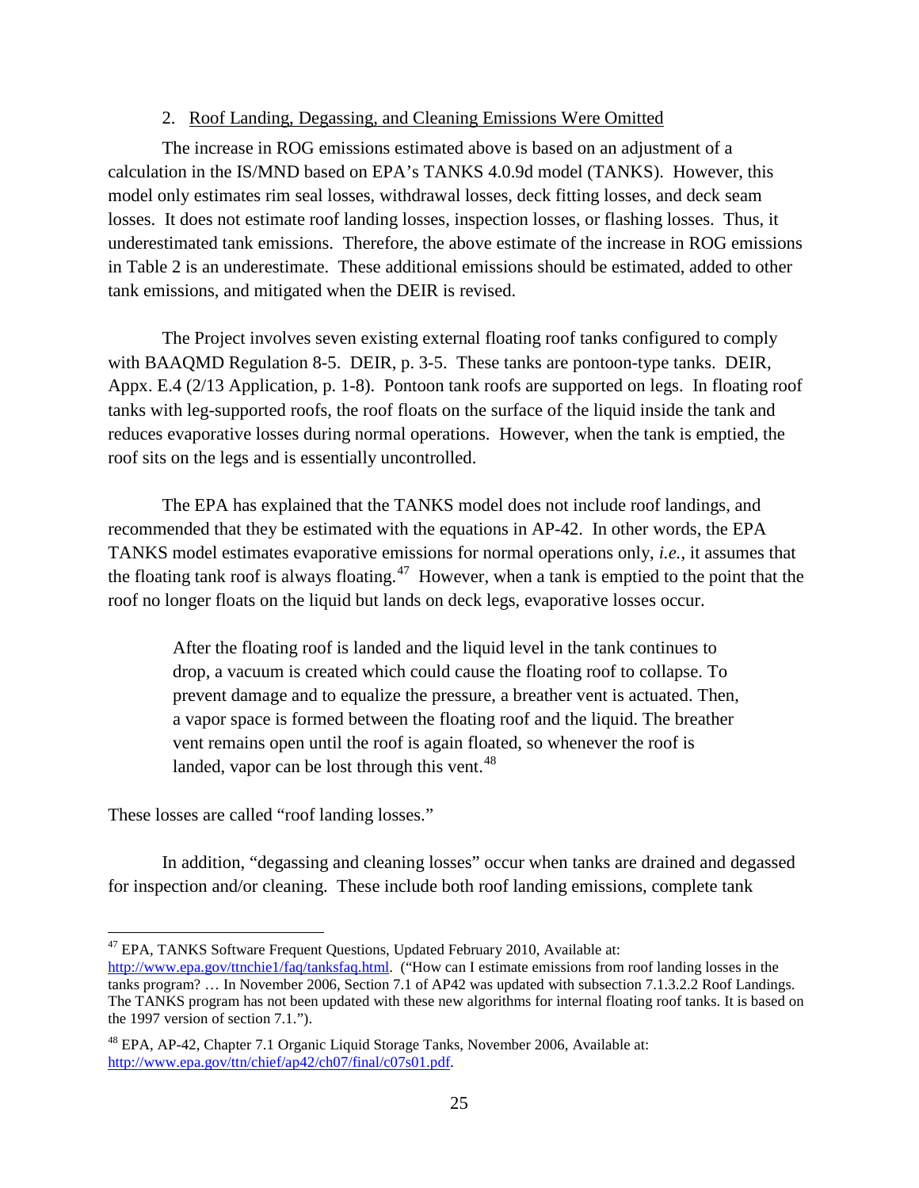2. Roof Landing, Degassing, and Cleaning Emissions Were Omitted

The increase in ROG emissions estimated above is based on an adjustment of a calculation in the IS/MND based on EPA's TANKS 4.0.9d model (TANKS). However, this model only estimates rim seal losses, withdrawal losses, deck fitting losses, and deck seam losses. It does not estimate roof landing losses, inspection losses, or flashing losses. Thus, it underestimated tank emissions. Therefore, the above estimate of the increase in ROG emissions in Table 2 is an underestimate. These additional emissions should be estimated, added to other tank emissions, and mitigated when the DEIR is revised.

The Project involves seven existing external floating roof tanks configured to comply with BAAQMD Regulation 8-5. DEIR, p. 3-5. These tanks are pontoon-type tanks. DEIR, Appx. E.4 (2/13 Application, p. 1-8). Pontoon tank roofs are supported on legs. In floating roof tanks with leg-supported roofs, the roof floats on the surface of the liquid inside the tank and reduces evaporative losses during normal operations. However, when the tank is emptied, the roof sits on the legs and is essentially uncontrolled.

The EPA has explained that the TANKS model does not include roof landings, and recommended that they be estimated with the equations in AP-42. In other words, the EPA TANKS model estimates evaporative emissions for normal operations only, *i.e.*, it assumes that the floating tank roof is always floating.[47] However, when a tank is emptied to the point that the roof no longer floats on the liquid but lands on deck legs, evaporative losses occur.

> After the floating roof is landed and the liquid level in the tank continues to drop, a vacuum is created which could cause the floating roof to collapse. To prevent damage and to equalize the pressure, a breather vent is actuated. Then, a vapor space is formed between the floating roof and the liquid. The breather vent remains open until the roof is again floated, so whenever the roof is landed, vapor can be lost through this vent.[48]

These losses are called "roof landing losses."

In addition, "degassing and cleaning losses" occur when tanks are drained and degassed for inspection and/or cleaning. These include both roof landing emissions, complete tank

---

[47] EPA, TANKS Software Frequent Questions, Updated February 2010, Available at: http://www.epa.gov/ttnchie1/faq/tanksfaq.html. ("How can I estimate emissions from roof landing losses in the tanks program? … In November 2006, Section 7.1 of AP42 was updated with subsection 7.1.3.2.2 Roof Landings. The TANKS program has not been updated with these new algorithms for internal floating roof tanks. It is based on the 1997 version of section 7.1.").

[48] EPA, AP-42, Chapter 7.1 Organic Liquid Storage Tanks, November 2006, Available at: http://www.epa.gov/ttn/chief/ap42/ch07/final/c07s01.pdf.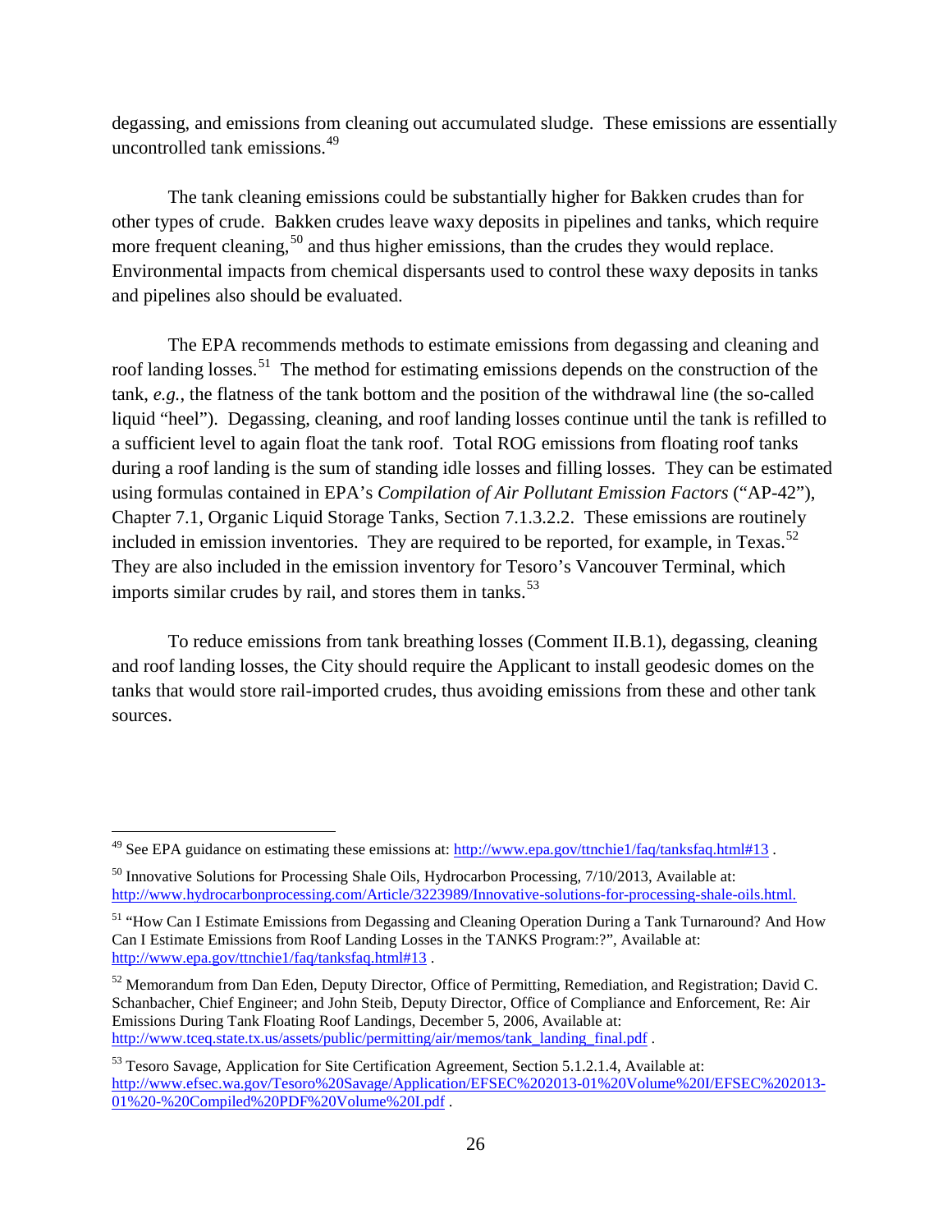degassing, and emissions from cleaning out accumulated sludge. These emissions are essentially uncontrolled tank emissions.[49]

The tank cleaning emissions could be substantially higher for Bakken crudes than for other types of crude. Bakken crudes leave waxy deposits in pipelines and tanks, which require more frequent cleaning,[50] and thus higher emissions, than the crudes they would replace. Environmental impacts from chemical dispersants used to control these waxy deposits in tanks and pipelines also should be evaluated.

The EPA recommends methods to estimate emissions from degassing and cleaning and roof landing losses.[51] The method for estimating emissions depends on the construction of the tank, *e.g.*, the flatness of the tank bottom and the position of the withdrawal line (the so-called liquid "heel"). Degassing, cleaning, and roof landing losses continue until the tank is refilled to a sufficient level to again float the tank roof. Total ROG emissions from floating roof tanks during a roof landing is the sum of standing idle losses and filling losses. They can be estimated using formulas contained in EPA's *Compilation of Air Pollutant Emission Factors* ("AP-42"), Chapter 7.1, Organic Liquid Storage Tanks, Section 7.1.3.2.2. These emissions are routinely included in emission inventories. They are required to be reported, for example, in Texas.[52] They are also included in the emission inventory for Tesoro's Vancouver Terminal, which imports similar crudes by rail, and stores them in tanks.[53]

To reduce emissions from tank breathing losses (Comment II.B.1), degassing, cleaning and roof landing losses, the City should require the Applicant to install geodesic domes on the tanks that would store rail-imported crudes, thus avoiding emissions from these and other tank sources.

---

[49] See EPA guidance on estimating these emissions at: http://www.epa.gov/ttnchie1/faq/tanksfaq.html#13 .

[50] Innovative Solutions for Processing Shale Oils, Hydrocarbon Processing, 7/10/2013, Available at: http://www.hydrocarbonprocessing.com/Article/3223989/Innovative-solutions-for-processing-shale-oils.html.

[51] "How Can I Estimate Emissions from Degassing and Cleaning Operation During a Tank Turnaround? And How Can I Estimate Emissions from Roof Landing Losses in the TANKS Program:?", Available at: http://www.epa.gov/ttnchie1/faq/tanksfaq.html#13 .

[52] Memorandum from Dan Eden, Deputy Director, Office of Permitting, Remediation, and Registration; David C. Schanbacher, Chief Engineer; and John Steib, Deputy Director, Office of Compliance and Enforcement, Re: Air Emissions During Tank Floating Roof Landings, December 5, 2006, Available at: http://www.tceq.state.tx.us/assets/public/permitting/air/memos/tank_landing_final.pdf .

[53] Tesoro Savage, Application for Site Certification Agreement, Section 5.1.2.1.4, Available at: http://www.efsec.wa.gov/Tesoro%20Savage/Application/EFSEC%202013-01%20Volume%20I/EFSEC%202013-01%20-%20Compiled%20PDF%20Volume%20I.pdf .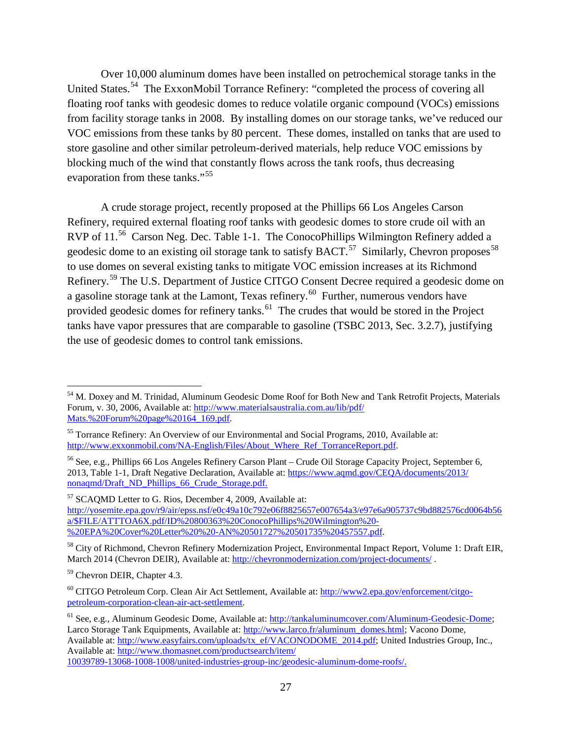Over 10,000 aluminum domes have been installed on petrochemical storage tanks in the United States.[54] The ExxonMobil Torrance Refinery: "completed the process of covering all floating roof tanks with geodesic domes to reduce volatile organic compound (VOCs) emissions from facility storage tanks in 2008. By installing domes on our storage tanks, we've reduced our VOC emissions from these tanks by 80 percent. These domes, installed on tanks that are used to store gasoline and other similar petroleum-derived materials, help reduce VOC emissions by blocking much of the wind that constantly flows across the tank roofs, thus decreasing evaporation from these tanks."[55]

A crude storage project, recently proposed at the Phillips 66 Los Angeles Carson Refinery, required external floating roof tanks with geodesic domes to store crude oil with an RVP of 11.[56] Carson Neg. Dec. Table 1-1. The ConocoPhillips Wilmington Refinery added a geodesic dome to an existing oil storage tank to satisfy BACT.[57] Similarly, Chevron proposes[58] to use domes on several existing tanks to mitigate VOC emission increases at its Richmond Refinery.[59] The U.S. Department of Justice CITGO Consent Decree required a geodesic dome on a gasoline storage tank at the Lamont, Texas refinery.[60] Further, numerous vendors have provided geodesic domes for refinery tanks.[61] The crudes that would be stored in the Project tanks have vapor pressures that are comparable to gasoline (TSBC 2013, Sec. 3.2.7), justifying the use of geodesic domes to control tank emissions.

---

[54] M. Doxey and M. Trinidad, Aluminum Geodesic Dome Roof for Both New and Tank Retrofit Projects, Materials Forum, v. 30, 2006, Available at: http://www.materialsaustralia.com.au/lib/pdf/Mats.%20Forum%20page%20164_169.pdf.

[55] Torrance Refinery: An Overview of our Environmental and Social Programs, 2010, Available at: http://www.exxonmobil.com/NA-English/Files/About_Where_Ref_TorranceReport.pdf.

[56] See, e.g., Phillips 66 Los Angeles Refinery Carson Plant – Crude Oil Storage Capacity Project, September 6, 2013, Table 1-1, Draft Negative Declaration, Available at: https://www.aqmd.gov/CEQA/documents/2013/nonaqmd/Draft_ND_Phillips_66_Crude_Storage.pdf.

[57] SCAQMD Letter to G. Rios, December 4, 2009, Available at: http://yosemite.epa.gov/r9/air/epss.nsf/e0c49a10c792e06f8825657e007654a3/e97e6a905737c9bd882576cd0064b56a/$FILE/ATTTOA6X.pdf/ID%20800363%20ConocoPhillips%20Wilmington%20-%20EPA%20Cover%20Letter%20%20-AN%20501727%20501735%20457557.pdf.

[58] City of Richmond, Chevron Refinery Modernization Project, Environmental Impact Report, Volume 1: Draft EIR, March 2014 (Chevron DEIR), Available at: http://chevronmodernization.com/project-documents/ .

[59] Chevron DEIR, Chapter 4.3.

[60] CITGO Petroleum Corp. Clean Air Act Settlement, Available at: http://www2.epa.gov/enforcement/citgo-petroleum-corporation-clean-air-act-settlement.

[61] See, e.g., Aluminum Geodesic Dome, Available at: http://tankaluminumcover.com/Aluminum-Geodesic-Dome; Larco Storage Tank Equipments, Available at: http://www.larco.fr/aluminum_domes.html; Vacono Dome, Available at: http://www.easyfairs.com/uploads/tx_ef/VACONODOME_2014.pdf; United Industries Group, Inc., Available at: http://www.thomasnet.com/productsearch/item/10039789-13068-1008-1008/united-industries-group-inc/geodesic-aluminum-dome-roofs/.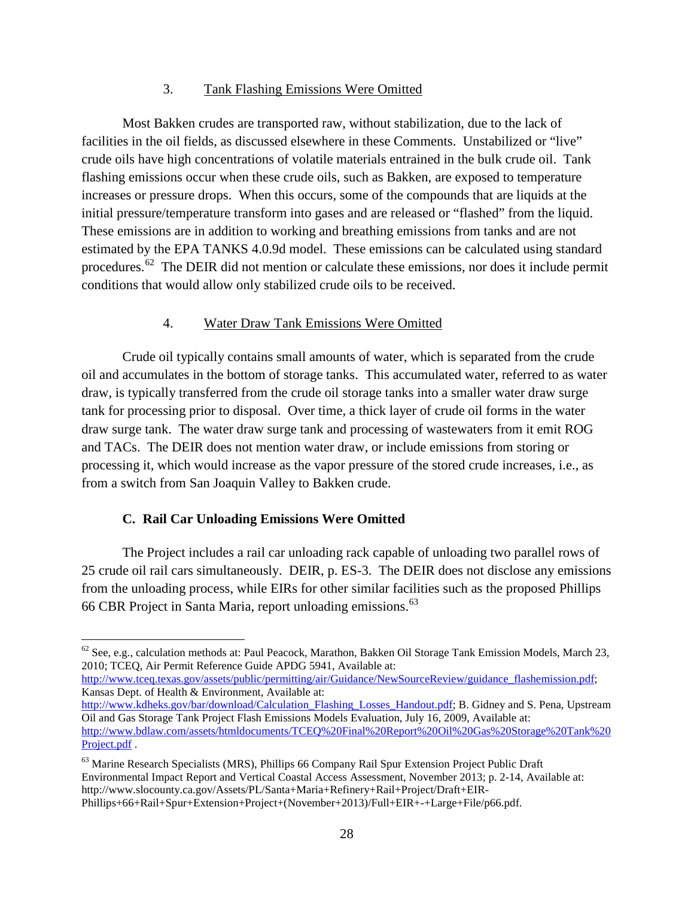### 3. Tank Flashing Emissions Were Omitted

Most Bakken crudes are transported raw, without stabilization, due to the lack of facilities in the oil fields, as discussed elsewhere in these Comments. Unstabilized or "live" crude oils have high concentrations of volatile materials entrained in the bulk crude oil. Tank flashing emissions occur when these crude oils, such as Bakken, are exposed to temperature increases or pressure drops. When this occurs, some of the compounds that are liquids at the initial pressure/temperature transform into gases and are released or "flashed" from the liquid. These emissions are in addition to working and breathing emissions from tanks and are not estimated by the EPA TANKS 4.0.9d model. These emissions can be calculated using standard procedures.[62] The DEIR did not mention or calculate these emissions, nor does it include permit conditions that would allow only stabilized crude oils to be received.

### 4. Water Draw Tank Emissions Were Omitted

Crude oil typically contains small amounts of water, which is separated from the crude oil and accumulates in the bottom of storage tanks. This accumulated water, referred to as water draw, is typically transferred from the crude oil storage tanks into a smaller water draw surge tank for processing prior to disposal. Over time, a thick layer of crude oil forms in the water draw surge tank. The water draw surge tank and processing of wastewaters from it emit ROG and TACs. The DEIR does not mention water draw, or include emissions from storing or processing it, which would increase as the vapor pressure of the stored crude increases, i.e., as from a switch from San Joaquin Valley to Bakken crude.

## C. Rail Car Unloading Emissions Were Omitted

The Project includes a rail car unloading rack capable of unloading two parallel rows of 25 crude oil rail cars simultaneously. DEIR, p. ES-3. The DEIR does not disclose any emissions from the unloading process, while EIRs for other similar facilities such as the proposed Phillips 66 CBR Project in Santa Maria, report unloading emissions.[63]

---

[62] See, e.g., calculation methods at: Paul Peacock, Marathon, Bakken Oil Storage Tank Emission Models, March 23, 2010; TCEQ, Air Permit Reference Guide APDG 5941, Available at: http://www.tceq.texas.gov/assets/public/permitting/air/Guidance/NewSourceReview/guidance_flashemission.pdf; Kansas Dept. of Health & Environment, Available at: http://www.kdheks.gov/bar/download/Calculation_Flashing_Losses_Handout.pdf; B. Gidney and S. Pena, Upstream Oil and Gas Storage Tank Project Flash Emissions Models Evaluation, July 16, 2009, Available at: http://www.bdlaw.com/assets/htmldocuments/TCEQ%20Final%20Report%20Oil%20Gas%20Storage%20Tank%20Project.pdf .

[63] Marine Research Specialists (MRS), Phillips 66 Company Rail Spur Extension Project Public Draft Environmental Impact Report and Vertical Coastal Access Assessment, November 2013; p. 2-14, Available at: http://www.slocounty.ca.gov/Assets/PL/Santa+Maria+Refinery+Rail+Project/Draft+EIR-Phillips+66+Rail+Spur+Extension+Project+(November+2013)/Full+EIR+-+Large+File/p66.pdf.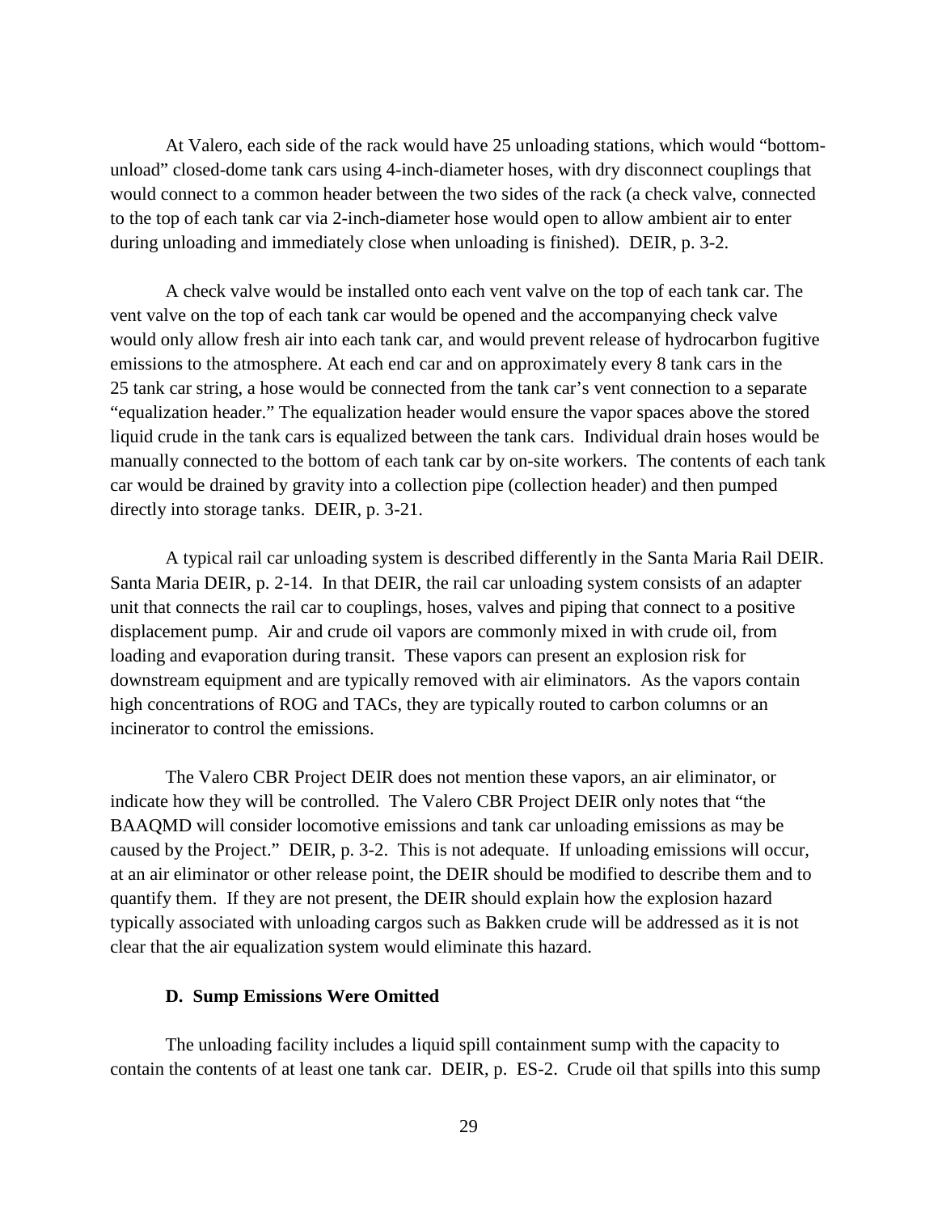At Valero, each side of the rack would have 25 unloading stations, which would "bottom-unload" closed-dome tank cars using 4-inch-diameter hoses, with dry disconnect couplings that would connect to a common header between the two sides of the rack (a check valve, connected to the top of each tank car via 2-inch-diameter hose would open to allow ambient air to enter during unloading and immediately close when unloading is finished). DEIR, p. 3-2.

A check valve would be installed onto each vent valve on the top of each tank car. The vent valve on the top of each tank car would be opened and the accompanying check valve would only allow fresh air into each tank car, and would prevent release of hydrocarbon fugitive emissions to the atmosphere. At each end car and on approximately every 8 tank cars in the 25 tank car string, a hose would be connected from the tank car's vent connection to a separate "equalization header." The equalization header would ensure the vapor spaces above the stored liquid crude in the tank cars is equalized between the tank cars. Individual drain hoses would be manually connected to the bottom of each tank car by on-site workers. The contents of each tank car would be drained by gravity into a collection pipe (collection header) and then pumped directly into storage tanks. DEIR, p. 3-21.

A typical rail car unloading system is described differently in the Santa Maria Rail DEIR. Santa Maria DEIR, p. 2-14. In that DEIR, the rail car unloading system consists of an adapter unit that connects the rail car to couplings, hoses, valves and piping that connect to a positive displacement pump. Air and crude oil vapors are commonly mixed in with crude oil, from loading and evaporation during transit. These vapors can present an explosion risk for downstream equipment and are typically removed with air eliminators. As the vapors contain high concentrations of ROG and TACs, they are typically routed to carbon columns or an incinerator to control the emissions.

The Valero CBR Project DEIR does not mention these vapors, an air eliminator, or indicate how they will be controlled. The Valero CBR Project DEIR only notes that "the BAAQMD will consider locomotive emissions and tank car unloading emissions as may be caused by the Project." DEIR, p. 3-2. This is not adequate. If unloading emissions will occur, at an air eliminator or other release point, the DEIR should be modified to describe them and to quantify them. If they are not present, the DEIR should explain how the explosion hazard typically associated with unloading cargos such as Bakken crude will be addressed as it is not clear that the air equalization system would eliminate this hazard.

### D. Sump Emissions Were Omitted

The unloading facility includes a liquid spill containment sump with the capacity to contain the contents of at least one tank car. DEIR, p. ES-2. Crude oil that spills into this sump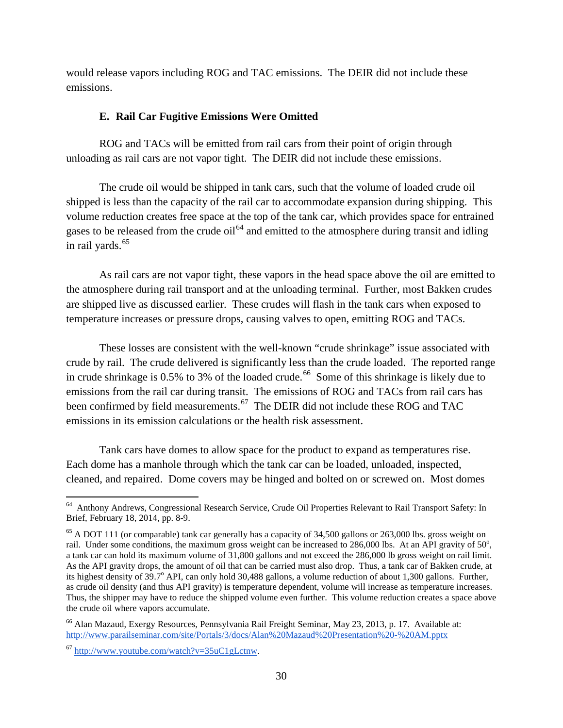would release vapors including ROG and TAC emissions. The DEIR did not include these emissions.

### E. Rail Car Fugitive Emissions Were Omitted

ROG and TACs will be emitted from rail cars from their point of origin through unloading as rail cars are not vapor tight. The DEIR did not include these emissions.

The crude oil would be shipped in tank cars, such that the volume of loaded crude oil shipped is less than the capacity of the rail car to accommodate expansion during shipping. This volume reduction creates free space at the top of the tank car, which provides space for entrained gases to be released from the crude oil[64] and emitted to the atmosphere during transit and idling in rail yards.[65]

As rail cars are not vapor tight, these vapors in the head space above the oil are emitted to the atmosphere during rail transport and at the unloading terminal. Further, most Bakken crudes are shipped live as discussed earlier. These crudes will flash in the tank cars when exposed to temperature increases or pressure drops, causing valves to open, emitting ROG and TACs.

These losses are consistent with the well-known "crude shrinkage" issue associated with crude by rail. The crude delivered is significantly less than the crude loaded. The reported range in crude shrinkage is 0.5% to 3% of the loaded crude.[66] Some of this shrinkage is likely due to emissions from the rail car during transit. The emissions of ROG and TACs from rail cars has been confirmed by field measurements.[67] The DEIR did not include these ROG and TAC emissions in its emission calculations or the health risk assessment.

Tank cars have domes to allow space for the product to expand as temperatures rise. Each dome has a manhole through which the tank car can be loaded, unloaded, inspected, cleaned, and repaired. Dome covers may be hinged and bolted on or screwed on. Most domes

---

[64] Anthony Andrews, Congressional Research Service, Crude Oil Properties Relevant to Rail Transport Safety: In Brief, February 18, 2014, pp. 8-9.

[65] A DOT 111 (or comparable) tank car generally has a capacity of 34,500 gallons or 263,000 lbs. gross weight on rail. Under some conditions, the maximum gross weight can be increased to 286,000 lbs. At an API gravity of 50°, a tank car can hold its maximum volume of 31,800 gallons and not exceed the 286,000 lb gross weight on rail limit. As the API gravity drops, the amount of oil that can be carried must also drop. Thus, a tank car of Bakken crude, at its highest density of 39.7° API, can only hold 30,488 gallons, a volume reduction of about 1,300 gallons. Further, as crude oil density (and thus API gravity) is temperature dependent, volume will increase as temperature increases. Thus, the shipper may have to reduce the shipped volume even further. This volume reduction creates a space above the crude oil where vapors accumulate.

[66] Alan Mazaud, Exergy Resources, Pennsylvania Rail Freight Seminar, May 23, 2013, p. 17. Available at: http://www.parailseminar.com/site/Portals/3/docs/Alan%20Mazaud%20Presentation%20-%20AM.pptx

[67] http://www.youtube.com/watch?v=35uC1gLctnw.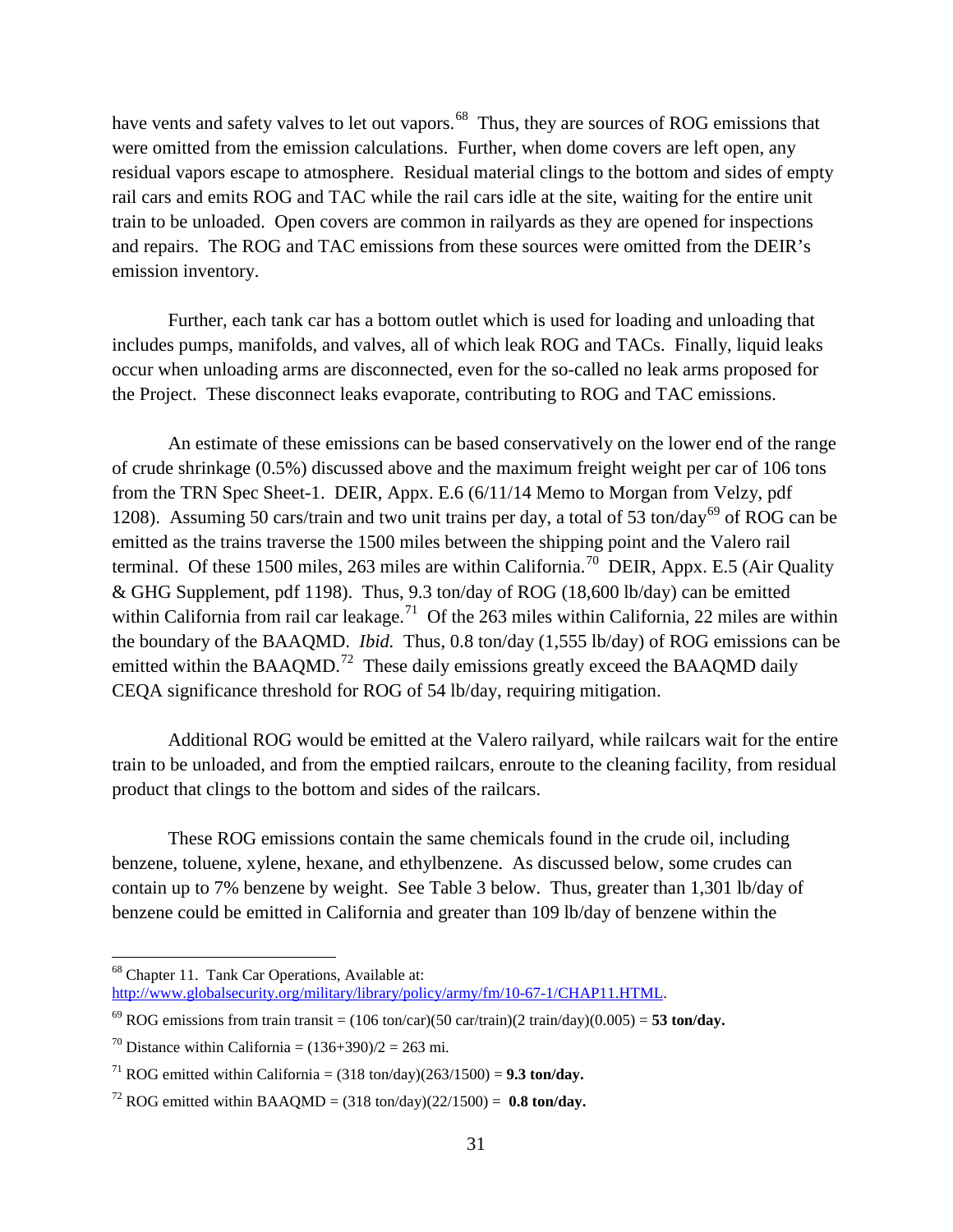have vents and safety valves to let out vapors.[68] Thus, they are sources of ROG emissions that were omitted from the emission calculations. Further, when dome covers are left open, any residual vapors escape to atmosphere. Residual material clings to the bottom and sides of empty rail cars and emits ROG and TAC while the rail cars idle at the site, waiting for the entire unit train to be unloaded. Open covers are common in railyards as they are opened for inspections and repairs. The ROG and TAC emissions from these sources were omitted from the DEIR's emission inventory.

Further, each tank car has a bottom outlet which is used for loading and unloading that includes pumps, manifolds, and valves, all of which leak ROG and TACs. Finally, liquid leaks occur when unloading arms are disconnected, even for the so-called no leak arms proposed for the Project. These disconnect leaks evaporate, contributing to ROG and TAC emissions.

An estimate of these emissions can be based conservatively on the lower end of the range of crude shrinkage (0.5%) discussed above and the maximum freight weight per car of 106 tons from the TRN Spec Sheet-1. DEIR, Appx. E.6 (6/11/14 Memo to Morgan from Velzy, pdf 1208). Assuming 50 cars/train and two unit trains per day, a total of 53 ton/day[69] of ROG can be emitted as the trains traverse the 1500 miles between the shipping point and the Valero rail terminal. Of these 1500 miles, 263 miles are within California.[70] DEIR, Appx. E.5 (Air Quality & GHG Supplement, pdf 1198). Thus, 9.3 ton/day of ROG (18,600 lb/day) can be emitted within California from rail car leakage.[71] Of the 263 miles within California, 22 miles are within the boundary of the BAAQMD. *Ibid.* Thus, 0.8 ton/day (1,555 lb/day) of ROG emissions can be emitted within the BAAQMD.[72] These daily emissions greatly exceed the BAAQMD daily CEQA significance threshold for ROG of 54 lb/day, requiring mitigation.

Additional ROG would be emitted at the Valero railyard, while railcars wait for the entire train to be unloaded, and from the emptied railcars, enroute to the cleaning facility, from residual product that clings to the bottom and sides of the railcars.

These ROG emissions contain the same chemicals found in the crude oil, including benzene, toluene, xylene, hexane, and ethylbenzene. As discussed below, some crudes can contain up to 7% benzene by weight. See Table 3 below. Thus, greater than 1,301 lb/day of benzene could be emitted in California and greater than 109 lb/day of benzene within the

---

[68] Chapter 11. Tank Car Operations, Available at: http://www.globalsecurity.org/military/library/policy/army/fm/10-67-1/CHAP11.HTML.

[69] ROG emissions from train transit = (106 ton/car)(50 car/train)(2 train/day)(0.005) = **53 ton/day.**

[70] Distance within California = (136+390)/2 = 263 mi.

[71] ROG emitted within California = (318 ton/day)(263/1500) = **9.3 ton/day.**

[72] ROG emitted within BAAQMD = (318 ton/day)(22/1500) = **0.8 ton/day.**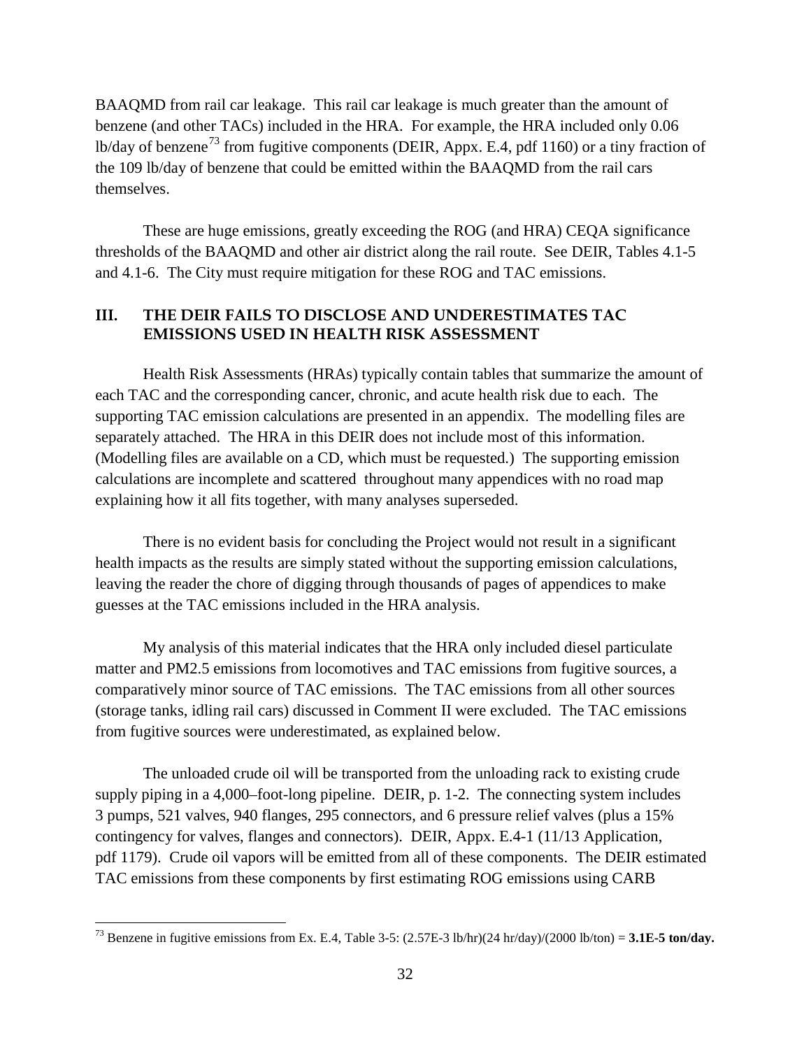BAAQMD from rail car leakage. This rail car leakage is much greater than the amount of benzene (and other TACs) included in the HRA. For example, the HRA included only 0.06 lb/day of benzene[73] from fugitive components (DEIR, Appx. E.4, pdf 1160) or a tiny fraction of the 109 lb/day of benzene that could be emitted within the BAAQMD from the rail cars themselves.

These are huge emissions, greatly exceeding the ROG (and HRA) CEQA significance thresholds of the BAAQMD and other air district along the rail route. See DEIR, Tables 4.1-5 and 4.1-6. The City must require mitigation for these ROG and TAC emissions.

## III. THE DEIR FAILS TO DISCLOSE AND UNDERESTIMATES TAC EMISSIONS USED IN HEALTH RISK ASSESSMENT

Health Risk Assessments (HRAs) typically contain tables that summarize the amount of each TAC and the corresponding cancer, chronic, and acute health risk due to each. The supporting TAC emission calculations are presented in an appendix. The modelling files are separately attached. The HRA in this DEIR does not include most of this information. (Modelling files are available on a CD, which must be requested.) The supporting emission calculations are incomplete and scattered throughout many appendices with no road map explaining how it all fits together, with many analyses superseded.

There is no evident basis for concluding the Project would not result in a significant health impacts as the results are simply stated without the supporting emission calculations, leaving the reader the chore of digging through thousands of pages of appendices to make guesses at the TAC emissions included in the HRA analysis.

My analysis of this material indicates that the HRA only included diesel particulate matter and PM2.5 emissions from locomotives and TAC emissions from fugitive sources, a comparatively minor source of TAC emissions. The TAC emissions from all other sources (storage tanks, idling rail cars) discussed in Comment II were excluded. The TAC emissions from fugitive sources were underestimated, as explained below.

The unloaded crude oil will be transported from the unloading rack to existing crude supply piping in a 4,000–foot-long pipeline. DEIR, p. 1-2. The connecting system includes 3 pumps, 521 valves, 940 flanges, 295 connectors, and 6 pressure relief valves (plus a 15% contingency for valves, flanges and connectors). DEIR, Appx. E.4-1 (11/13 Application, pdf 1179). Crude oil vapors will be emitted from all of these components. The DEIR estimated TAC emissions from these components by first estimating ROG emissions using CARB

---

[73] Benzene in fugitive emissions from Ex. E.4, Table 3-5: (2.57E-3 lb/hr)(24 hr/day)/(2000 lb/ton) = **3.1E-5 ton/day.**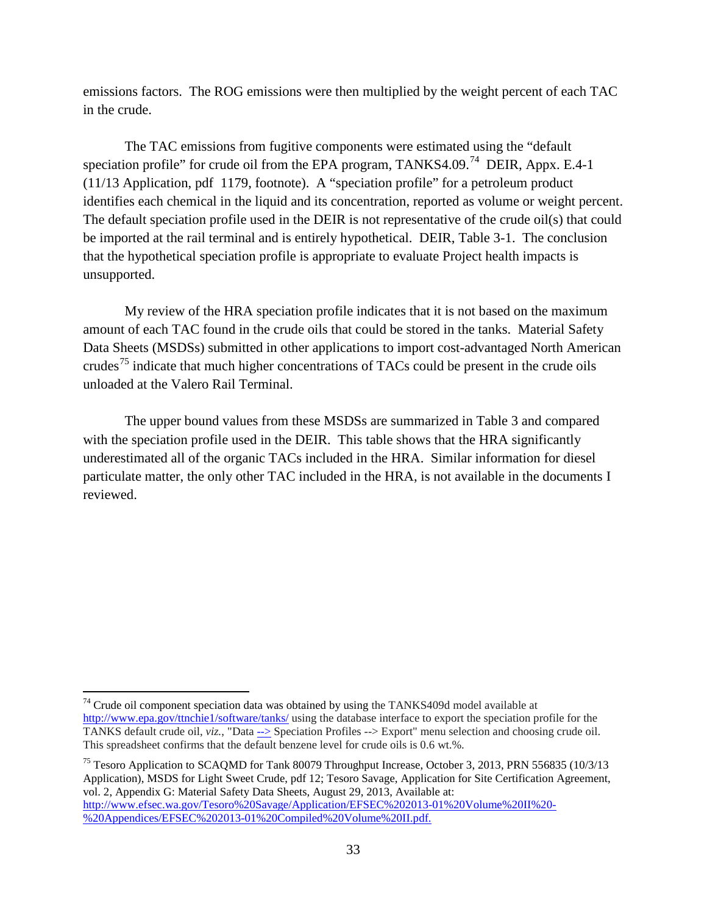emissions factors. The ROG emissions were then multiplied by the weight percent of each TAC in the crude.

The TAC emissions from fugitive components were estimated using the "default speciation profile" for crude oil from the EPA program, TANKS4.09.[74] DEIR, Appx. E.4-1 (11/13 Application, pdf 1179, footnote). A "speciation profile" for a petroleum product identifies each chemical in the liquid and its concentration, reported as volume or weight percent. The default speciation profile used in the DEIR is not representative of the crude oil(s) that could be imported at the rail terminal and is entirely hypothetical. DEIR, Table 3-1. The conclusion that the hypothetical speciation profile is appropriate to evaluate Project health impacts is unsupported.

My review of the HRA speciation profile indicates that it is not based on the maximum amount of each TAC found in the crude oils that could be stored in the tanks. Material Safety Data Sheets (MSDSs) submitted in other applications to import cost-advantaged North American crudes[75] indicate that much higher concentrations of TACs could be present in the crude oils unloaded at the Valero Rail Terminal.

The upper bound values from these MSDSs are summarized in Table 3 and compared with the speciation profile used in the DEIR. This table shows that the HRA significantly underestimated all of the organic TACs included in the HRA. Similar information for diesel particulate matter, the only other TAC included in the HRA, is not available in the documents I reviewed.

---

[74] Crude oil component speciation data was obtained by using the TANKS409d model available at http://www.epa.gov/ttnchie1/software/tanks/ using the database interface to export the speciation profile for the TANKS default crude oil, *viz.*, "Data --> Speciation Profiles --> Export" menu selection and choosing crude oil. This spreadsheet confirms that the default benzene level for crude oils is 0.6 wt.%.

[75] Tesoro Application to SCAQMD for Tank 80079 Throughput Increase, October 3, 2013, PRN 556835 (10/3/13 Application), MSDS for Light Sweet Crude, pdf 12; Tesoro Savage, Application for Site Certification Agreement, vol. 2, Appendix G: Material Safety Data Sheets, August 29, 2013, Available at: http://www.efsec.wa.gov/Tesoro%20Savage/Application/EFSEC%202013-01%20Volume%20II%20-%20Appendices/EFSEC%202013-01%20Compiled%20Volume%20II.pdf.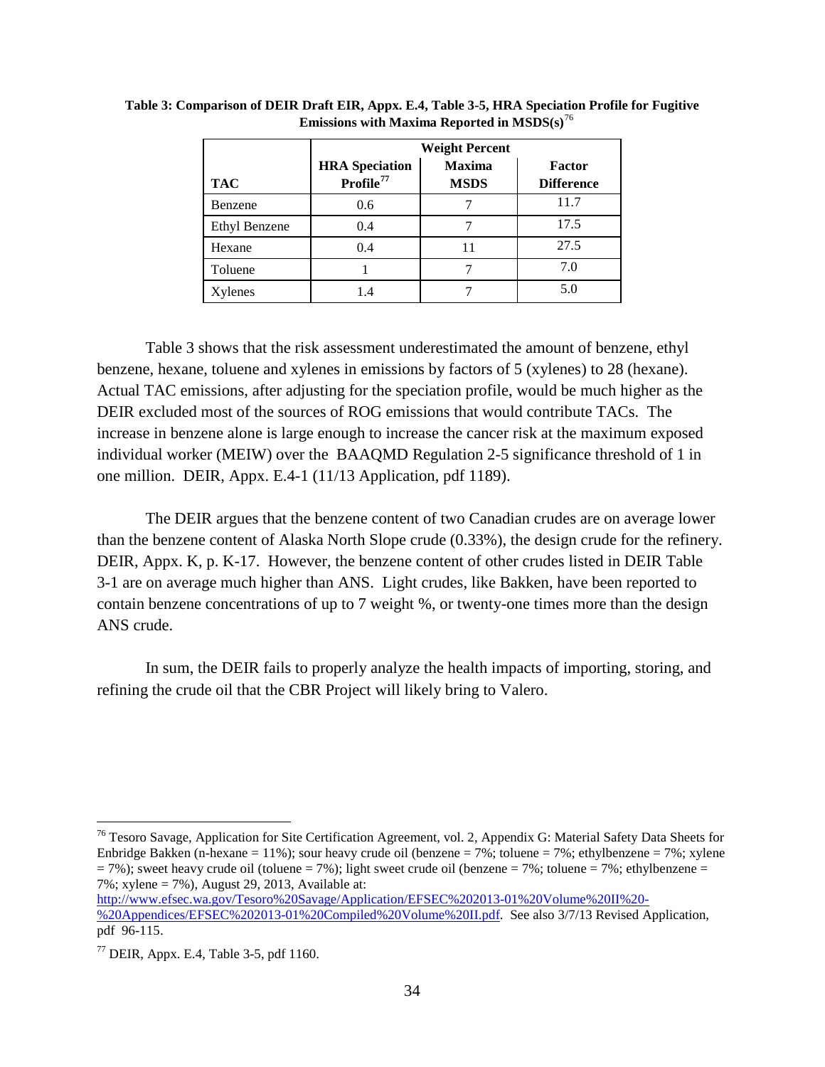**Table 3: Comparison of DEIR Draft EIR, Appx. E.4, Table 3-5, HRA Speciation Profile for Fugitive Emissions with Maxima Reported in MSDS(s)**[76]

| | Weight Percent | | |
|---|---|---|---|
| **TAC** | **HRA Speciation Profile**[77] | **Maxima MSDS** | **Factor Difference** |
| Benzene | 0.6 | 7 | 11.7 |
| Ethyl Benzene | 0.4 | 7 | 17.5 |
| Hexane | 0.4 | 11 | 27.5 |
| Toluene | 1 | 7 | 7.0 |
| Xylenes | 1.4 | 7 | 5.0 |

Table 3 shows that the risk assessment underestimated the amount of benzene, ethyl benzene, hexane, toluene and xylenes in emissions by factors of 5 (xylenes) to 28 (hexane). Actual TAC emissions, after adjusting for the speciation profile, would be much higher as the DEIR excluded most of the sources of ROG emissions that would contribute TACs. The increase in benzene alone is large enough to increase the cancer risk at the maximum exposed individual worker (MEIW) over the BAAQMD Regulation 2-5 significance threshold of 1 in one million. DEIR, Appx. E.4-1 (11/13 Application, pdf 1189).

The DEIR argues that the benzene content of two Canadian crudes are on average lower than the benzene content of Alaska North Slope crude (0.33%), the design crude for the refinery. DEIR, Appx. K, p. K-17. However, the benzene content of other crudes listed in DEIR Table 3-1 are on average much higher than ANS. Light crudes, like Bakken, have been reported to contain benzene concentrations of up to 7 weight %, or twenty-one times more than the design ANS crude.

In sum, the DEIR fails to properly analyze the health impacts of importing, storing, and refining the crude oil that the CBR Project will likely bring to Valero.

---

[76] Tesoro Savage, Application for Site Certification Agreement, vol. 2, Appendix G: Material Safety Data Sheets for Enbridge Bakken (n-hexane = 11%); sour heavy crude oil (benzene = 7%; toluene = 7%; ethylbenzene = 7%; xylene = 7%); sweet heavy crude oil (toluene = 7%); light sweet crude oil (benzene = 7%; toluene = 7%; ethylbenzene = 7%; xylene = 7%), August 29, 2013, Available at: http://www.efsec.wa.gov/Tesoro%20Savage/Application/EFSEC%202013-01%20Volume%20II%20-%20Appendices/EFSEC%202013-01%20Compiled%20Volume%20II.pdf. See also 3/7/13 Revised Application, pdf 96-115.

[77] DEIR, Appx. E.4, Table 3-5, pdf 1160.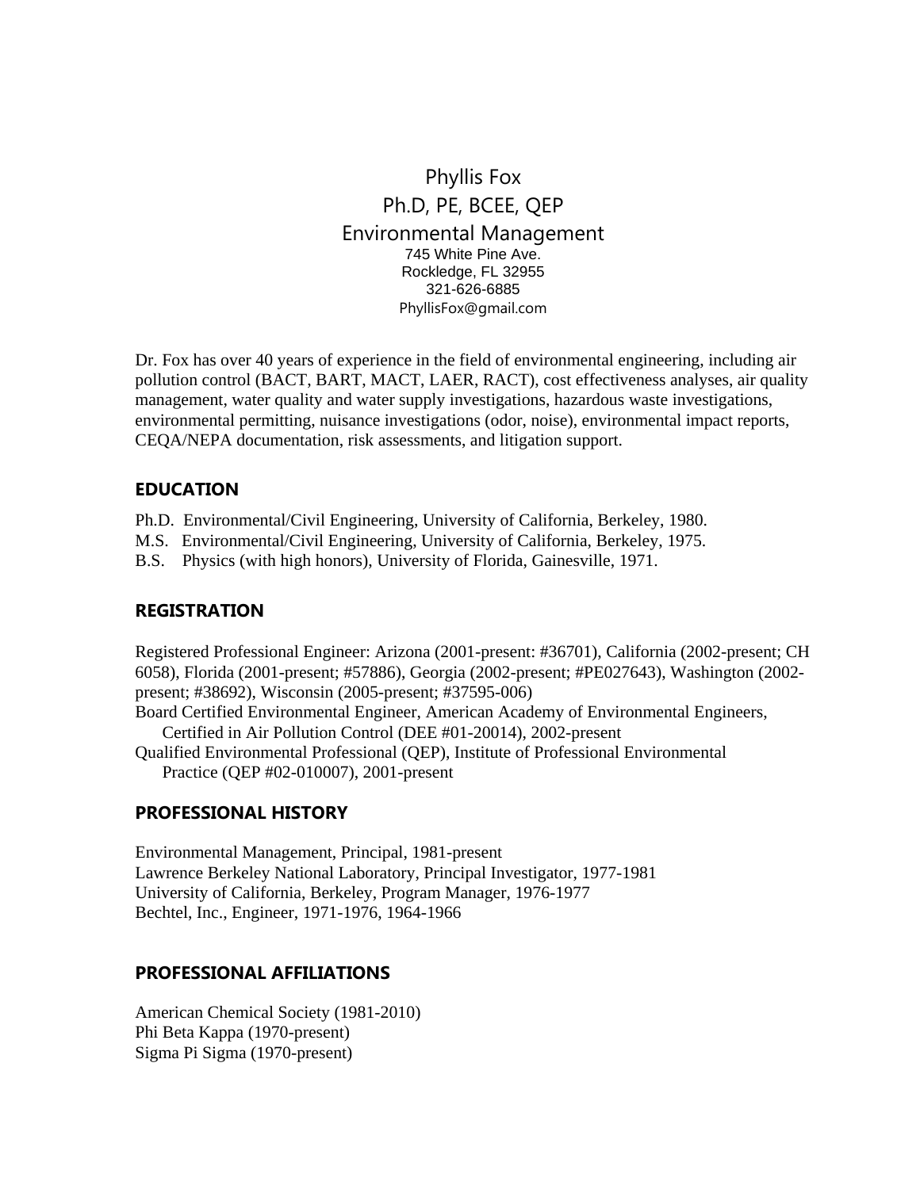# Phyllis Fox

Ph.D, PE, BCEE, QEP

Environmental Management

745 White Pine Ave.
Rockledge, FL 32955
321-626-6885
PhyllisFox@gmail.com

Dr. Fox has over 40 years of experience in the field of environmental engineering, including air pollution control (BACT, BART, MACT, LAER, RACT), cost effectiveness analyses, air quality management, water quality and water supply investigations, hazardous waste investigations, environmental permitting, nuisance investigations (odor, noise), environmental impact reports, CEQA/NEPA documentation, risk assessments, and litigation support.

## EDUCATION

Ph.D. Environmental/Civil Engineering, University of California, Berkeley, 1980.
M.S. Environmental/Civil Engineering, University of California, Berkeley, 1975.
B.S. Physics (with high honors), University of Florida, Gainesville, 1971.

## REGISTRATION

Registered Professional Engineer: Arizona (2001-present: #36701), California (2002-present; CH 6058), Florida (2001-present; #57886), Georgia (2002-present; #PE027643), Washington (2002-present; #38692), Wisconsin (2005-present; #37595-006)
Board Certified Environmental Engineer, American Academy of Environmental Engineers, Certified in Air Pollution Control (DEE #01-20014), 2002-present
Qualified Environmental Professional (QEP), Institute of Professional Environmental Practice (QEP #02-010007), 2001-present

## PROFESSIONAL HISTORY

Environmental Management, Principal, 1981-present
Lawrence Berkeley National Laboratory, Principal Investigator, 1977-1981
University of California, Berkeley, Program Manager, 1976-1977
Bechtel, Inc., Engineer, 1971-1976, 1964-1966

## PROFESSIONAL AFFILIATIONS

American Chemical Society (1981-2010)
Phi Beta Kappa (1970-present)
Sigma Pi Sigma (1970-present)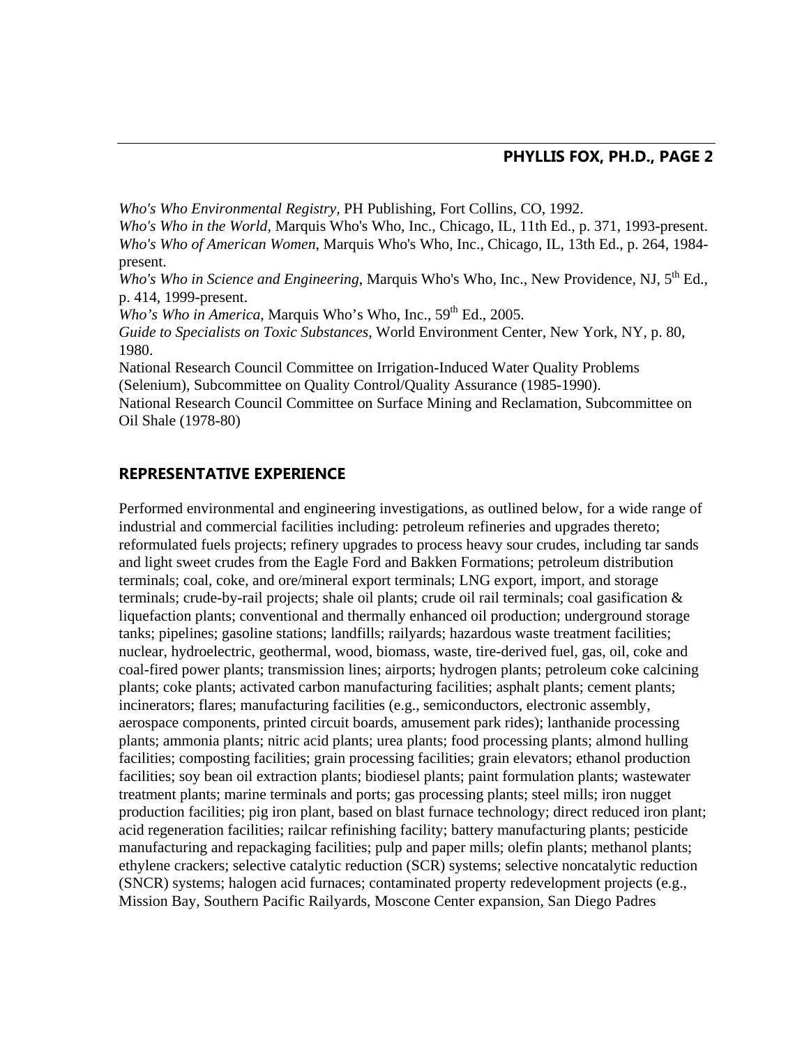*Who's Who Environmental Registry*, PH Publishing, Fort Collins, CO, 1992.
*Who's Who in the World*, Marquis Who's Who, Inc., Chicago, IL, 11th Ed., p. 371, 1993-present.
*Who's Who of American Women*, Marquis Who's Who, Inc., Chicago, IL, 13th Ed., p. 264, 1984-present.
*Who's Who in Science and Engineering*, Marquis Who's Who, Inc., New Providence, NJ, 5th Ed., p. 414, 1999-present.
*Who's Who in America*, Marquis Who's Who, Inc., 59th Ed., 2005.
*Guide to Specialists on Toxic Substances*, World Environment Center, New York, NY, p. 80, 1980.
National Research Council Committee on Irrigation-Induced Water Quality Problems (Selenium), Subcommittee on Quality Control/Quality Assurance (1985-1990).
National Research Council Committee on Surface Mining and Reclamation, Subcommittee on Oil Shale (1978-80)

## REPRESENTATIVE EXPERIENCE

Performed environmental and engineering investigations, as outlined below, for a wide range of industrial and commercial facilities including: petroleum refineries and upgrades thereto; reformulated fuels projects; refinery upgrades to process heavy sour crudes, including tar sands and light sweet crudes from the Eagle Ford and Bakken Formations; petroleum distribution terminals; coal, coke, and ore/mineral export terminals; LNG export, import, and storage terminals; crude-by-rail projects; shale oil plants; crude oil rail terminals; coal gasification & liquefaction plants; conventional and thermally enhanced oil production; underground storage tanks; pipelines; gasoline stations; landfills; railyards; hazardous waste treatment facilities; nuclear, hydroelectric, geothermal, wood, biomass, waste, tire-derived fuel, gas, oil, coke and coal-fired power plants; transmission lines; airports; hydrogen plants; petroleum coke calcining plants; coke plants; activated carbon manufacturing facilities; asphalt plants; cement plants; incinerators; flares; manufacturing facilities (e.g., semiconductors, electronic assembly, aerospace components, printed circuit boards, amusement park rides); lanthanide processing plants; ammonia plants; nitric acid plants; urea plants; food processing plants; almond hulling facilities; composting facilities; grain processing facilities; grain elevators; ethanol production facilities; soy bean oil extraction plants; biodiesel plants; paint formulation plants; wastewater treatment plants; marine terminals and ports; gas processing plants; steel mills; iron nugget production facilities; pig iron plant, based on blast furnace technology; direct reduced iron plant; acid regeneration facilities; railcar refinishing facility; battery manufacturing plants; pesticide manufacturing and repackaging facilities; pulp and paper mills; olefin plants; methanol plants; ethylene crackers; selective catalytic reduction (SCR) systems; selective noncatalytic reduction (SNCR) systems; halogen acid furnaces; contaminated property redevelopment projects (e.g., Mission Bay, Southern Pacific Railyards, Moscone Center expansion, San Diego Padres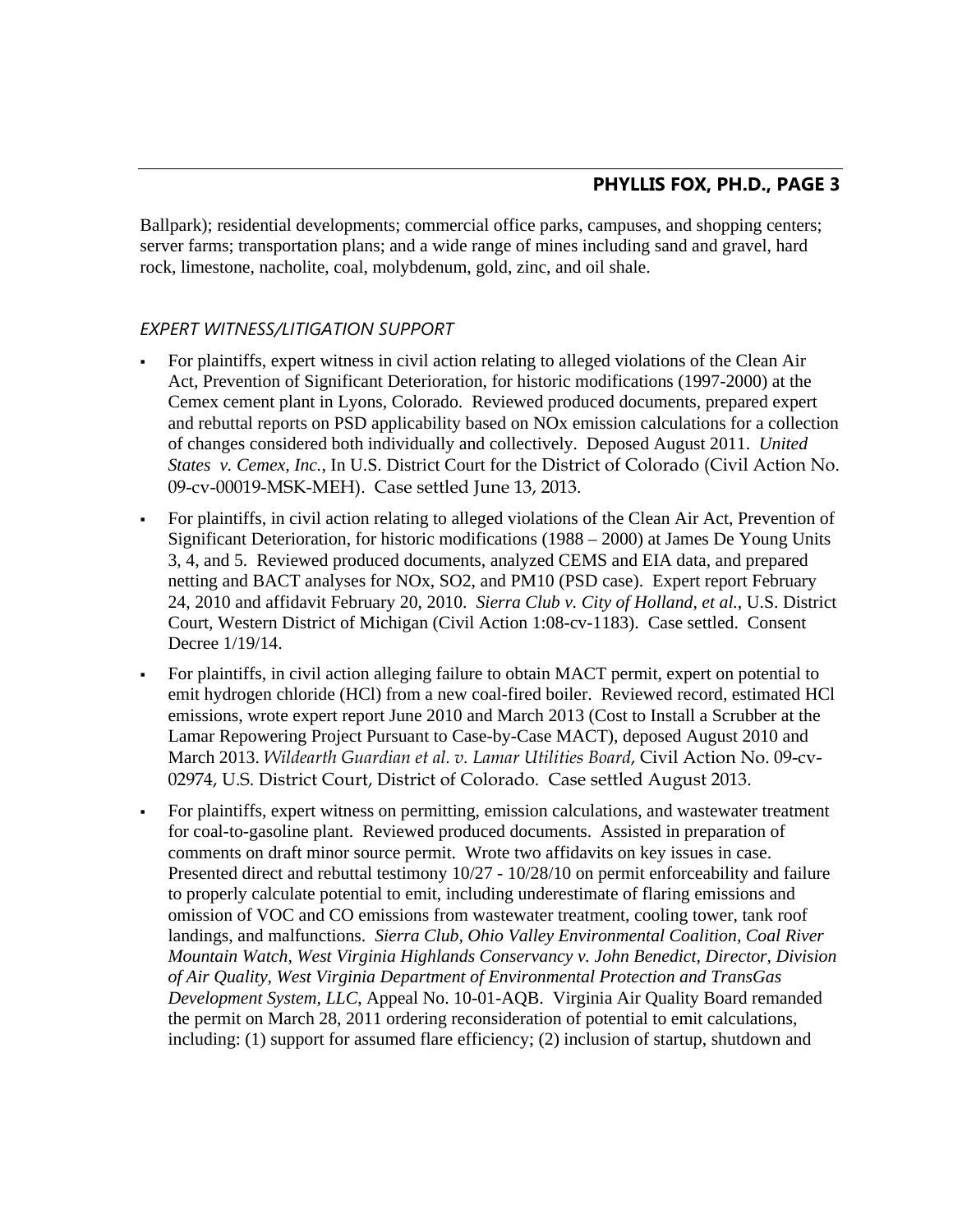Ballpark); residential developments; commercial office parks, campuses, and shopping centers; server farms; transportation plans; and a wide range of mines including sand and gravel, hard rock, limestone, nacholite, coal, molybdenum, gold, zinc, and oil shale.

### *EXPERT WITNESS/LITIGATION SUPPORT*

- For plaintiffs, expert witness in civil action relating to alleged violations of the Clean Air Act, Prevention of Significant Deterioration, for historic modifications (1997-2000) at the Cemex cement plant in Lyons, Colorado. Reviewed produced documents, prepared expert and rebuttal reports on PSD applicability based on NOx emission calculations for a collection of changes considered both individually and collectively. Deposed August 2011. *United States v. Cemex, Inc.*, In U.S. District Court for the District of Colorado (Civil Action No. 09-cv-00019-MSK-MEH). Case settled June 13, 2013.
- For plaintiffs, in civil action relating to alleged violations of the Clean Air Act, Prevention of Significant Deterioration, for historic modifications (1988 – 2000) at James De Young Units 3, 4, and 5. Reviewed produced documents, analyzed CEMS and EIA data, and prepared netting and BACT analyses for NOx, SO2, and PM10 (PSD case). Expert report February 24, 2010 and affidavit February 20, 2010. *Sierra Club v. City of Holland, et al.*, U.S. District Court, Western District of Michigan (Civil Action 1:08-cv-1183). Case settled. Consent Decree 1/19/14.
- For plaintiffs, in civil action alleging failure to obtain MACT permit, expert on potential to emit hydrogen chloride (HCl) from a new coal-fired boiler. Reviewed record, estimated HCl emissions, wrote expert report June 2010 and March 2013 (Cost to Install a Scrubber at the Lamar Repowering Project Pursuant to Case-by-Case MACT), deposed August 2010 and March 2013. *Wildearth Guardian et al. v. Lamar Utilities Board*, Civil Action No. 09-cv-02974, U.S. District Court, District of Colorado. Case settled August 2013.
- For plaintiffs, expert witness on permitting, emission calculations, and wastewater treatment for coal-to-gasoline plant. Reviewed produced documents. Assisted in preparation of comments on draft minor source permit. Wrote two affidavits on key issues in case. Presented direct and rebuttal testimony 10/27 - 10/28/10 on permit enforceability and failure to properly calculate potential to emit, including underestimate of flaring emissions and omission of VOC and CO emissions from wastewater treatment, cooling tower, tank roof landings, and malfunctions. *Sierra Club, Ohio Valley Environmental Coalition, Coal River Mountain Watch, West Virginia Highlands Conservancy v. John Benedict, Director, Division of Air Quality, West Virginia Department of Environmental Protection and TransGas Development System, LLC*, Appeal No. 10-01-AQB. Virginia Air Quality Board remanded the permit on March 28, 2011 ordering reconsideration of potential to emit calculations, including: (1) support for assumed flare efficiency; (2) inclusion of startup, shutdown and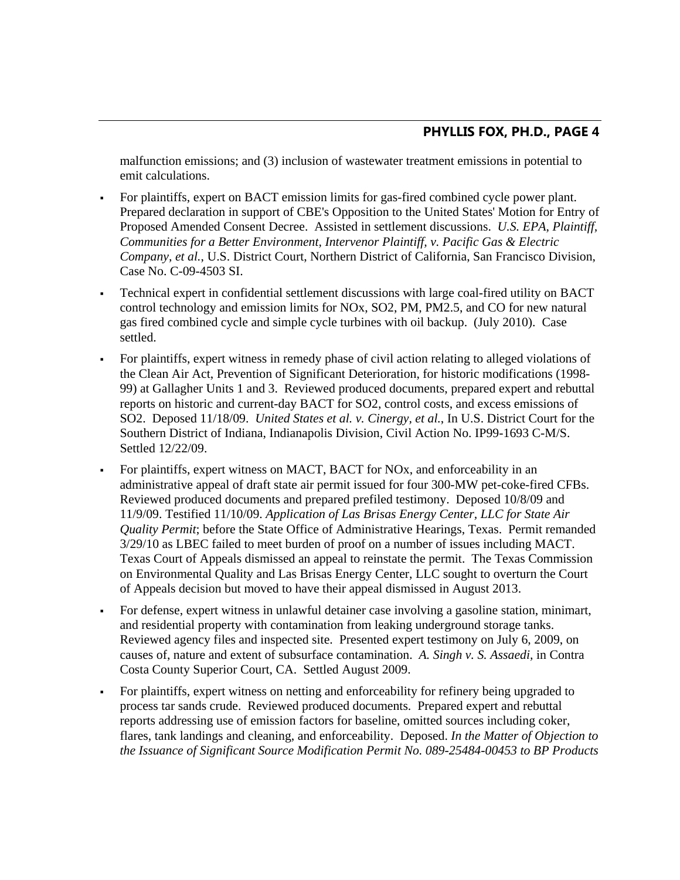malfunction emissions; and (3) inclusion of wastewater treatment emissions in potential to emit calculations.

- For plaintiffs, expert on BACT emission limits for gas-fired combined cycle power plant. Prepared declaration in support of CBE's Opposition to the United States' Motion for Entry of Proposed Amended Consent Decree. Assisted in settlement discussions. *U.S. EPA, Plaintiff, Communities for a Better Environment, Intervenor Plaintiff, v. Pacific Gas & Electric Company, et al.*, U.S. District Court, Northern District of California, San Francisco Division, Case No. C-09-4503 SI.

- Technical expert in confidential settlement discussions with large coal-fired utility on BACT control technology and emission limits for NOx, SO2, PM, PM2.5, and CO for new natural gas fired combined cycle and simple cycle turbines with oil backup. (July 2010). Case settled.

- For plaintiffs, expert witness in remedy phase of civil action relating to alleged violations of the Clean Air Act, Prevention of Significant Deterioration, for historic modifications (1998-99) at Gallagher Units 1 and 3. Reviewed produced documents, prepared expert and rebuttal reports on historic and current-day BACT for SO2, control costs, and excess emissions of SO2. Deposed 11/18/09. *United States et al. v. Cinergy, et al.*, In U.S. District Court for the Southern District of Indiana, Indianapolis Division, Civil Action No. IP99-1693 C-M/S. Settled 12/22/09.

- For plaintiffs, expert witness on MACT, BACT for NOx, and enforceability in an administrative appeal of draft state air permit issued for four 300-MW pet-coke-fired CFBs. Reviewed produced documents and prepared prefiled testimony. Deposed 10/8/09 and 11/9/09. Testified 11/10/09. *Application of Las Brisas Energy Center, LLC for State Air Quality Permit*; before the State Office of Administrative Hearings, Texas. Permit remanded 3/29/10 as LBEC failed to meet burden of proof on a number of issues including MACT. Texas Court of Appeals dismissed an appeal to reinstate the permit. The Texas Commission on Environmental Quality and Las Brisas Energy Center, LLC sought to overturn the Court of Appeals decision but moved to have their appeal dismissed in August 2013.

- For defense, expert witness in unlawful detainer case involving a gasoline station, minimart, and residential property with contamination from leaking underground storage tanks. Reviewed agency files and inspected site. Presented expert testimony on July 6, 2009, on causes of, nature and extent of subsurface contamination. *A. Singh v. S. Assaedi*, in Contra Costa County Superior Court, CA. Settled August 2009.

- For plaintiffs, expert witness on netting and enforceability for refinery being upgraded to process tar sands crude. Reviewed produced documents. Prepared expert and rebuttal reports addressing use of emission factors for baseline, omitted sources including coker, flares, tank landings and cleaning, and enforceability. Deposed. *In the Matter of Objection to the Issuance of Significant Source Modification Permit No. 089-25484-00453 to BP Products*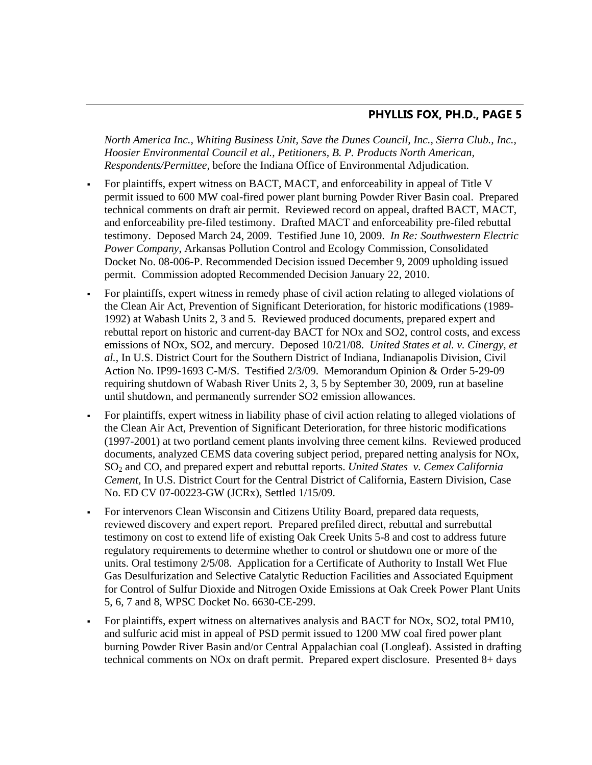*North America Inc., Whiting Business Unit, Save the Dunes Council, Inc., Sierra Club., Inc., Hoosier Environmental Council et al., Petitioners, B. P. Products North American, Respondents/Permittee*, before the Indiana Office of Environmental Adjudication.

- For plaintiffs, expert witness on BACT, MACT, and enforceability in appeal of Title V permit issued to 600 MW coal-fired power plant burning Powder River Basin coal. Prepared technical comments on draft air permit. Reviewed record on appeal, drafted BACT, MACT, and enforceability pre-filed testimony. Drafted MACT and enforceability pre-filed rebuttal testimony. Deposed March 24, 2009. Testified June 10, 2009. *In Re: Southwestern Electric Power Company*, Arkansas Pollution Control and Ecology Commission, Consolidated Docket No. 08-006-P. Recommended Decision issued December 9, 2009 upholding issued permit. Commission adopted Recommended Decision January 22, 2010.
- For plaintiffs, expert witness in remedy phase of civil action relating to alleged violations of the Clean Air Act, Prevention of Significant Deterioration, for historic modifications (1989-1992) at Wabash Units 2, 3 and 5. Reviewed produced documents, prepared expert and rebuttal report on historic and current-day BACT for NOx and SO2, control costs, and excess emissions of NOx, SO2, and mercury. Deposed 10/21/08. *United States et al. v. Cinergy, et al.*, In U.S. District Court for the Southern District of Indiana, Indianapolis Division, Civil Action No. IP99-1693 C-M/S. Testified 2/3/09. Memorandum Opinion & Order 5-29-09 requiring shutdown of Wabash River Units 2, 3, 5 by September 30, 2009, run at baseline until shutdown, and permanently surrender SO2 emission allowances.
- For plaintiffs, expert witness in liability phase of civil action relating to alleged violations of the Clean Air Act, Prevention of Significant Deterioration, for three historic modifications (1997-2001) at two portland cement plants involving three cement kilns. Reviewed produced documents, analyzed CEMS data covering subject period, prepared netting analysis for NOx, $SO_2$ and CO, and prepared expert and rebuttal reports. *United States v. Cemex California Cement,* In U.S. District Court for the Central District of California, Eastern Division, Case No. ED CV 07-00223-GW (JCRx), Settled 1/15/09.
- For intervenors Clean Wisconsin and Citizens Utility Board, prepared data requests, reviewed discovery and expert report. Prepared prefiled direct, rebuttal and surrebuttal testimony on cost to extend life of existing Oak Creek Units 5-8 and cost to address future regulatory requirements to determine whether to control or shutdown one or more of the units. Oral testimony 2/5/08. Application for a Certificate of Authority to Install Wet Flue Gas Desulfurization and Selective Catalytic Reduction Facilities and Associated Equipment for Control of Sulfur Dioxide and Nitrogen Oxide Emissions at Oak Creek Power Plant Units 5, 6, 7 and 8, WPSC Docket No. 6630-CE-299.
- For plaintiffs, expert witness on alternatives analysis and BACT for NOx, SO2, total PM10, and sulfuric acid mist in appeal of PSD permit issued to 1200 MW coal fired power plant burning Powder River Basin and/or Central Appalachian coal (Longleaf). Assisted in drafting technical comments on NOx on draft permit. Prepared expert disclosure. Presented 8+ days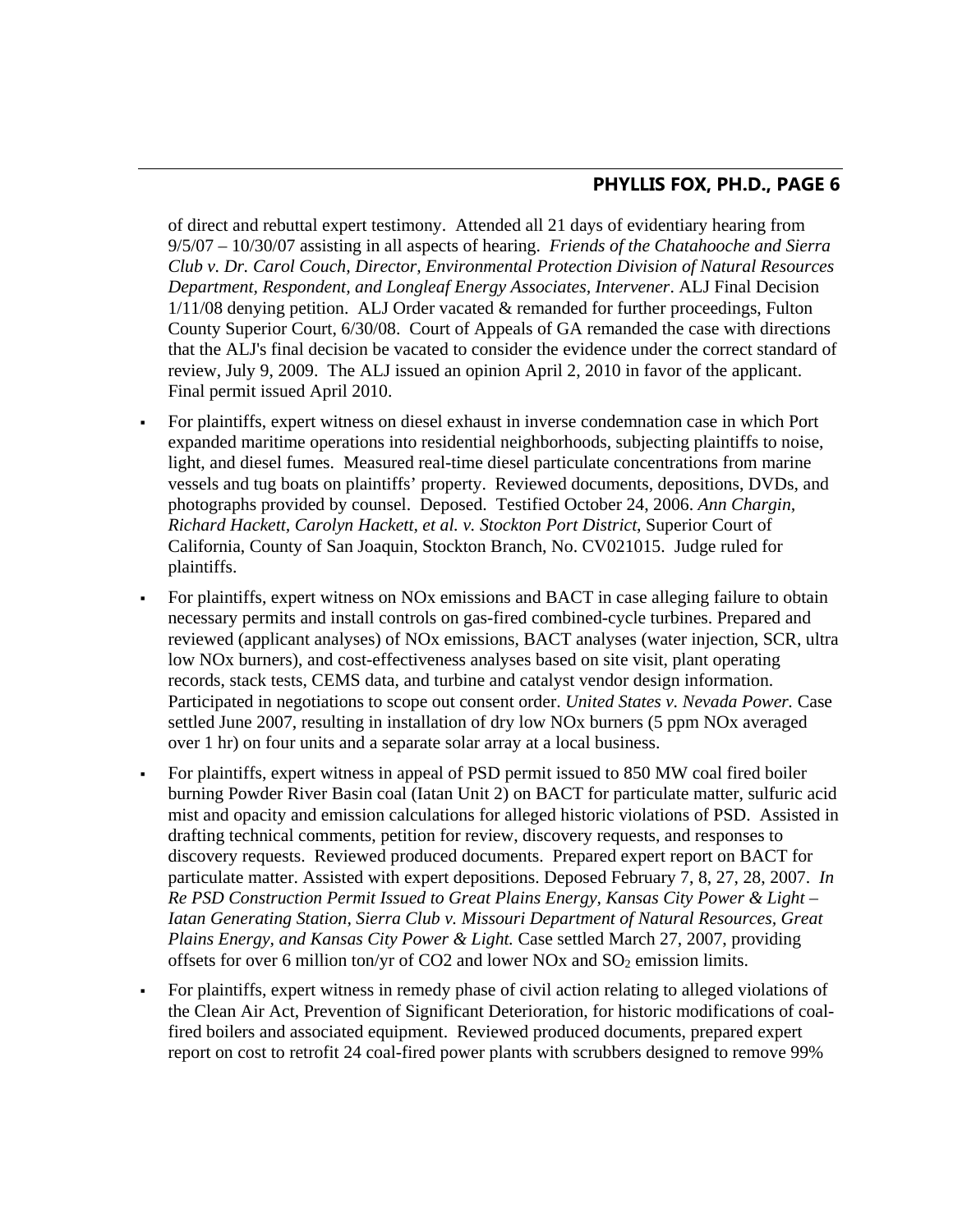of direct and rebuttal expert testimony. Attended all 21 days of evidentiary hearing from 9/5/07 – 10/30/07 assisting in all aspects of hearing. *Friends of the Chatahooche and Sierra Club v. Dr. Carol Couch, Director, Environmental Protection Division of Natural Resources Department, Respondent, and Longleaf Energy Associates, Intervener*. ALJ Final Decision 1/11/08 denying petition. ALJ Order vacated & remanded for further proceedings, Fulton County Superior Court, 6/30/08. Court of Appeals of GA remanded the case with directions that the ALJ's final decision be vacated to consider the evidence under the correct standard of review, July 9, 2009. The ALJ issued an opinion April 2, 2010 in favor of the applicant. Final permit issued April 2010.

- For plaintiffs, expert witness on diesel exhaust in inverse condemnation case in which Port expanded maritime operations into residential neighborhoods, subjecting plaintiffs to noise, light, and diesel fumes. Measured real-time diesel particulate concentrations from marine vessels and tug boats on plaintiffs' property. Reviewed documents, depositions, DVDs, and photographs provided by counsel. Deposed. Testified October 24, 2006. *Ann Chargin, Richard Hackett, Carolyn Hackett, et al. v. Stockton Port District*, Superior Court of California, County of San Joaquin, Stockton Branch, No. CV021015. Judge ruled for plaintiffs.
- For plaintiffs, expert witness on NOx emissions and BACT in case alleging failure to obtain necessary permits and install controls on gas-fired combined-cycle turbines. Prepared and reviewed (applicant analyses) of NOx emissions, BACT analyses (water injection, SCR, ultra low NOx burners), and cost-effectiveness analyses based on site visit, plant operating records, stack tests, CEMS data, and turbine and catalyst vendor design information. Participated in negotiations to scope out consent order. *United States v. Nevada Power.* Case settled June 2007, resulting in installation of dry low NOx burners (5 ppm NOx averaged over 1 hr) on four units and a separate solar array at a local business.
- For plaintiffs, expert witness in appeal of PSD permit issued to 850 MW coal fired boiler burning Powder River Basin coal (Iatan Unit 2) on BACT for particulate matter, sulfuric acid mist and opacity and emission calculations for alleged historic violations of PSD. Assisted in drafting technical comments, petition for review, discovery requests, and responses to discovery requests. Reviewed produced documents. Prepared expert report on BACT for particulate matter. Assisted with expert depositions. Deposed February 7, 8, 27, 28, 2007. *In Re PSD Construction Permit Issued to Great Plains Energy, Kansas City Power & Light – Iatan Generating Station, Sierra Club v. Missouri Department of Natural Resources, Great Plains Energy, and Kansas City Power & Light.* Case settled March 27, 2007, providing offsets for over 6 million ton/yr of CO2 and lower NOx and $SO_2$ emission limits.
- For plaintiffs, expert witness in remedy phase of civil action relating to alleged violations of the Clean Air Act, Prevention of Significant Deterioration, for historic modifications of coal-fired boilers and associated equipment. Reviewed produced documents, prepared expert report on cost to retrofit 24 coal-fired power plants with scrubbers designed to remove 99%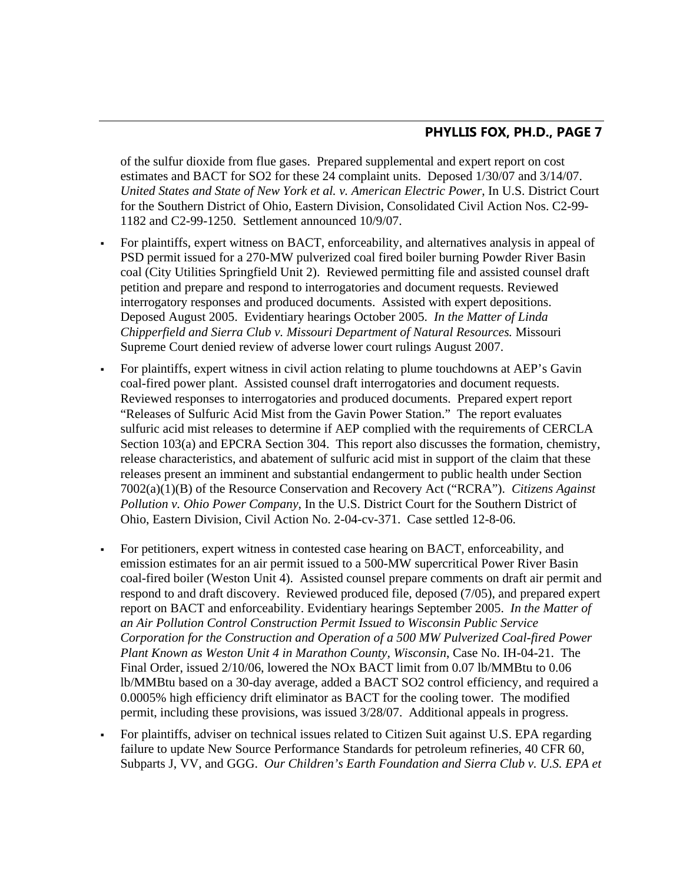of the sulfur dioxide from flue gases. Prepared supplemental and expert report on cost estimates and BACT for SO2 for these 24 complaint units. Deposed 1/30/07 and 3/14/07. *United States and State of New York et al. v. American Electric Power*, In U.S. District Court for the Southern District of Ohio, Eastern Division, Consolidated Civil Action Nos. C2-99-1182 and C2-99-1250. Settlement announced 10/9/07.

- For plaintiffs, expert witness on BACT, enforceability, and alternatives analysis in appeal of PSD permit issued for a 270-MW pulverized coal fired boiler burning Powder River Basin coal (City Utilities Springfield Unit 2). Reviewed permitting file and assisted counsel draft petition and prepare and respond to interrogatories and document requests. Reviewed interrogatory responses and produced documents. Assisted with expert depositions. Deposed August 2005. Evidentiary hearings October 2005. *In the Matter of Linda Chipperfield and Sierra Club v. Missouri Department of Natural Resources.* Missouri Supreme Court denied review of adverse lower court rulings August 2007.
- For plaintiffs, expert witness in civil action relating to plume touchdowns at AEP's Gavin coal-fired power plant. Assisted counsel draft interrogatories and document requests. Reviewed responses to interrogatories and produced documents. Prepared expert report "Releases of Sulfuric Acid Mist from the Gavin Power Station." The report evaluates sulfuric acid mist releases to determine if AEP complied with the requirements of CERCLA Section 103(a) and EPCRA Section 304. This report also discusses the formation, chemistry, release characteristics, and abatement of sulfuric acid mist in support of the claim that these releases present an imminent and substantial endangerment to public health under Section 7002(a)(1)(B) of the Resource Conservation and Recovery Act ("RCRA"). *Citizens Against Pollution v. Ohio Power Company*, In the U.S. District Court for the Southern District of Ohio, Eastern Division, Civil Action No. 2-04-cv-371. Case settled 12-8-06.
- For petitioners, expert witness in contested case hearing on BACT, enforceability, and emission estimates for an air permit issued to a 500-MW supercritical Power River Basin coal-fired boiler (Weston Unit 4). Assisted counsel prepare comments on draft air permit and respond to and draft discovery. Reviewed produced file, deposed (7/05), and prepared expert report on BACT and enforceability. Evidentiary hearings September 2005. *In the Matter of an Air Pollution Control Construction Permit Issued to Wisconsin Public Service Corporation for the Construction and Operation of a 500 MW Pulverized Coal-fired Power Plant Known as Weston Unit 4 in Marathon County, Wisconsin*, Case No. IH-04-21. The Final Order, issued 2/10/06, lowered the NOx BACT limit from 0.07 lb/MMBtu to 0.06 lb/MMBtu based on a 30-day average, added a BACT SO2 control efficiency, and required a 0.0005% high efficiency drift eliminator as BACT for the cooling tower. The modified permit, including these provisions, was issued 3/28/07. Additional appeals in progress.
- For plaintiffs, adviser on technical issues related to Citizen Suit against U.S. EPA regarding failure to update New Source Performance Standards for petroleum refineries, 40 CFR 60, Subparts J, VV, and GGG. *Our Children's Earth Foundation and Sierra Club v. U.S. EPA et*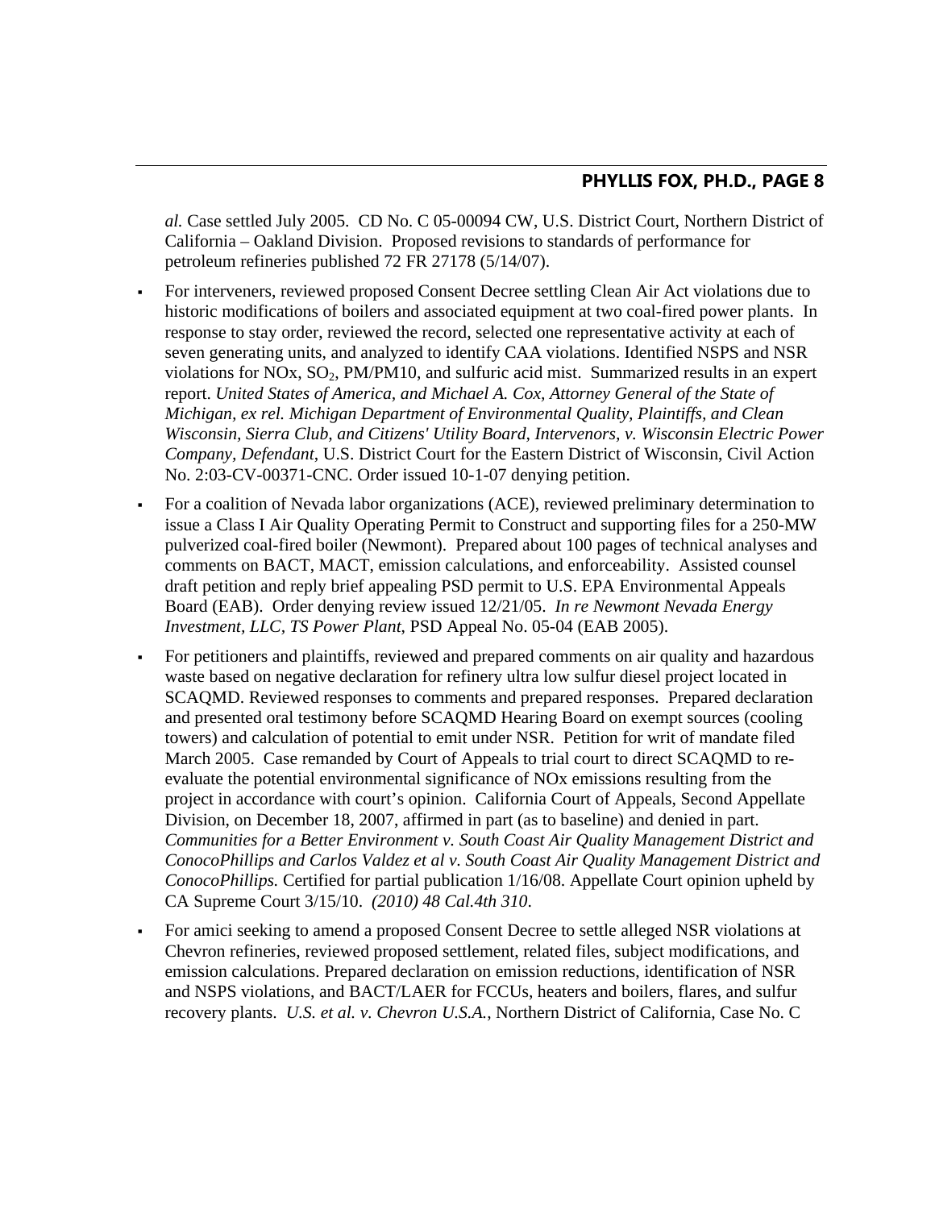*al.* Case settled July 2005. CD No. C 05-00094 CW, U.S. District Court, Northern District of California – Oakland Division. Proposed revisions to standards of performance for petroleum refineries published 72 FR 27178 (5/14/07).

- For interveners, reviewed proposed Consent Decree settling Clean Air Act violations due to historic modifications of boilers and associated equipment at two coal-fired power plants. In response to stay order, reviewed the record, selected one representative activity at each of seven generating units, and analyzed to identify CAA violations. Identified NSPS and NSR violations for NOx, $SO_2$, PM/PM10, and sulfuric acid mist. Summarized results in an expert report. *United States of America, and Michael A. Cox, Attorney General of the State of Michigan, ex rel. Michigan Department of Environmental Quality, Plaintiffs, and Clean Wisconsin, Sierra Club, and Citizens' Utility Board, Intervenors, v. Wisconsin Electric Power Company, Defendant,* U.S. District Court for the Eastern District of Wisconsin, Civil Action No. 2:03-CV-00371-CNC. Order issued 10-1-07 denying petition.
- For a coalition of Nevada labor organizations (ACE), reviewed preliminary determination to issue a Class I Air Quality Operating Permit to Construct and supporting files for a 250-MW pulverized coal-fired boiler (Newmont). Prepared about 100 pages of technical analyses and comments on BACT, MACT, emission calculations, and enforceability. Assisted counsel draft petition and reply brief appealing PSD permit to U.S. EPA Environmental Appeals Board (EAB). Order denying review issued 12/21/05. *In re Newmont Nevada Energy Investment, LLC, TS Power Plant,* PSD Appeal No. 05-04 (EAB 2005).
- For petitioners and plaintiffs, reviewed and prepared comments on air quality and hazardous waste based on negative declaration for refinery ultra low sulfur diesel project located in SCAQMD. Reviewed responses to comments and prepared responses. Prepared declaration and presented oral testimony before SCAQMD Hearing Board on exempt sources (cooling towers) and calculation of potential to emit under NSR. Petition for writ of mandate filed March 2005. Case remanded by Court of Appeals to trial court to direct SCAQMD to re-evaluate the potential environmental significance of NOx emissions resulting from the project in accordance with court's opinion. California Court of Appeals, Second Appellate Division, on December 18, 2007, affirmed in part (as to baseline) and denied in part. *Communities for a Better Environment v. South Coast Air Quality Management District and ConocoPhillips and Carlos Valdez et al v. South Coast Air Quality Management District and ConocoPhillips.* Certified for partial publication 1/16/08. Appellate Court opinion upheld by CA Supreme Court 3/15/10. *(2010) 48 Cal.4th 310*.
- For amici seeking to amend a proposed Consent Decree to settle alleged NSR violations at Chevron refineries, reviewed proposed settlement, related files, subject modifications, and emission calculations. Prepared declaration on emission reductions, identification of NSR and NSPS violations, and BACT/LAER for FCCUs, heaters and boilers, flares, and sulfur recovery plants. *U.S. et al. v. Chevron U.S.A.*, Northern District of California, Case No. C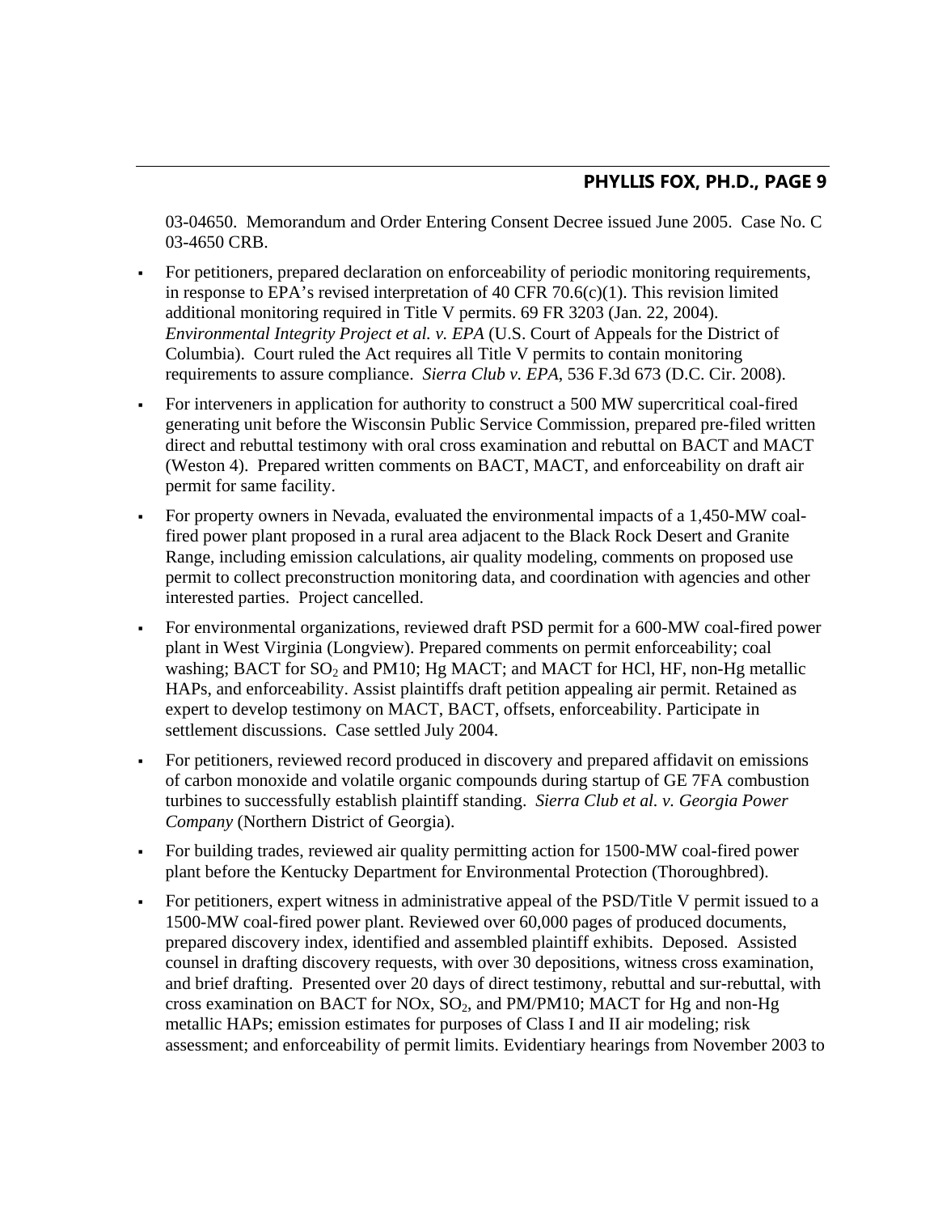03-04650. Memorandum and Order Entering Consent Decree issued June 2005. Case No. C 03-4650 CRB.

- For petitioners, prepared declaration on enforceability of periodic monitoring requirements, in response to EPA's revised interpretation of 40 CFR 70.6(c)(1). This revision limited additional monitoring required in Title V permits. 69 FR 3203 (Jan. 22, 2004). *Environmental Integrity Project et al. v. EPA* (U.S. Court of Appeals for the District of Columbia). Court ruled the Act requires all Title V permits to contain monitoring requirements to assure compliance. *Sierra Club v. EPA*, 536 F.3d 673 (D.C. Cir. 2008).
- For interveners in application for authority to construct a 500 MW supercritical coal-fired generating unit before the Wisconsin Public Service Commission, prepared pre-filed written direct and rebuttal testimony with oral cross examination and rebuttal on BACT and MACT (Weston 4). Prepared written comments on BACT, MACT, and enforceability on draft air permit for same facility.
- For property owners in Nevada, evaluated the environmental impacts of a 1,450-MW coal-fired power plant proposed in a rural area adjacent to the Black Rock Desert and Granite Range, including emission calculations, air quality modeling, comments on proposed use permit to collect preconstruction monitoring data, and coordination with agencies and other interested parties. Project cancelled.
- For environmental organizations, reviewed draft PSD permit for a 600-MW coal-fired power plant in West Virginia (Longview). Prepared comments on permit enforceability; coal washing; BACT for $SO_2$ and PM10; Hg MACT; and MACT for HCl, HF, non-Hg metallic HAPs, and enforceability. Assist plaintiffs draft petition appealing air permit. Retained as expert to develop testimony on MACT, BACT, offsets, enforceability. Participate in settlement discussions. Case settled July 2004.
- For petitioners, reviewed record produced in discovery and prepared affidavit on emissions of carbon monoxide and volatile organic compounds during startup of GE 7FA combustion turbines to successfully establish plaintiff standing. *Sierra Club et al. v. Georgia Power Company* (Northern District of Georgia).
- For building trades, reviewed air quality permitting action for 1500-MW coal-fired power plant before the Kentucky Department for Environmental Protection (Thoroughbred).
- For petitioners, expert witness in administrative appeal of the PSD/Title V permit issued to a 1500-MW coal-fired power plant. Reviewed over 60,000 pages of produced documents, prepared discovery index, identified and assembled plaintiff exhibits. Deposed. Assisted counsel in drafting discovery requests, with over 30 depositions, witness cross examination, and brief drafting. Presented over 20 days of direct testimony, rebuttal and sur-rebuttal, with cross examination on BACT for NOx, $SO_2$, and PM/PM10; MACT for Hg and non-Hg metallic HAPs; emission estimates for purposes of Class I and II air modeling; risk assessment; and enforceability of permit limits. Evidentiary hearings from November 2003 to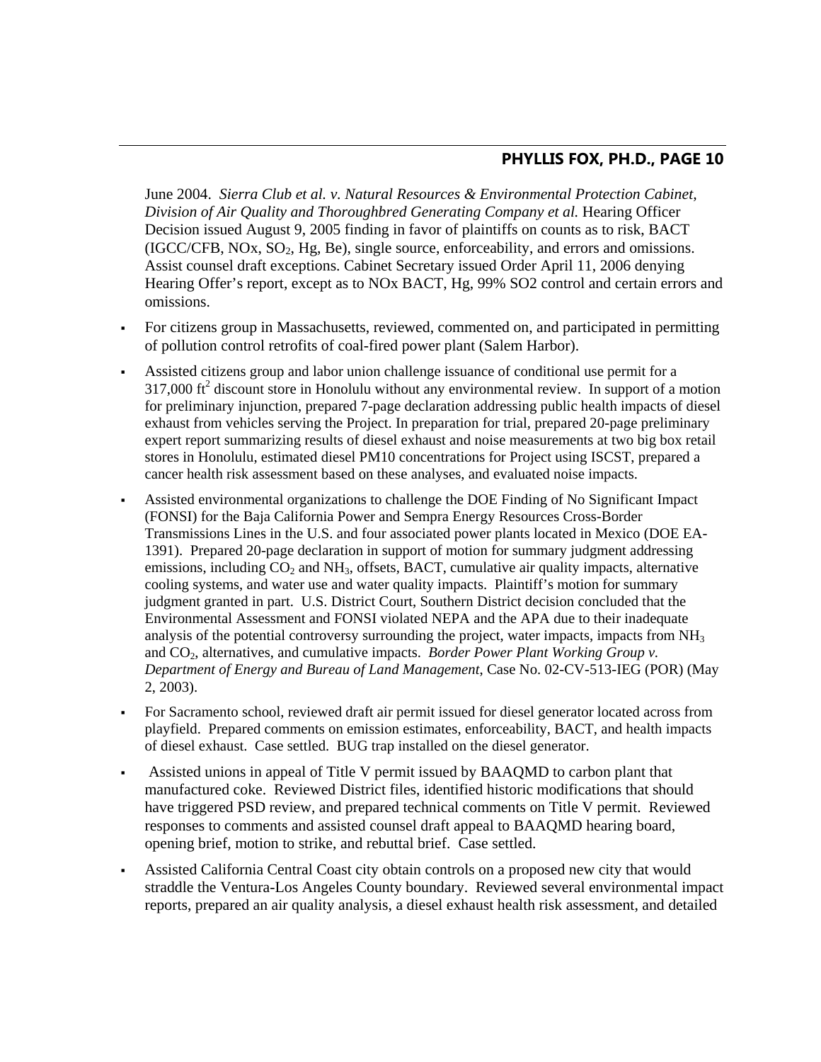June 2004. *Sierra Club et al. v. Natural Resources & Environmental Protection Cabinet, Division of Air Quality and Thoroughbred Generating Company et al.* Hearing Officer Decision issued August 9, 2005 finding in favor of plaintiffs on counts as to risk, BACT (IGCC/CFB, NOx, $SO_2$, Hg, Be), single source, enforceability, and errors and omissions. Assist counsel draft exceptions. Cabinet Secretary issued Order April 11, 2006 denying Hearing Offer's report, except as to NOx BACT, Hg, 99% SO2 control and certain errors and omissions.

- For citizens group in Massachusetts, reviewed, commented on, and participated in permitting of pollution control retrofits of coal-fired power plant (Salem Harbor).
- Assisted citizens group and labor union challenge issuance of conditional use permit for a 317,000 $ft^2$ discount store in Honolulu without any environmental review. In support of a motion for preliminary injunction, prepared 7-page declaration addressing public health impacts of diesel exhaust from vehicles serving the Project. In preparation for trial, prepared 20-page preliminary expert report summarizing results of diesel exhaust and noise measurements at two big box retail stores in Honolulu, estimated diesel PM10 concentrations for Project using ISCST, prepared a cancer health risk assessment based on these analyses, and evaluated noise impacts.
- Assisted environmental organizations to challenge the DOE Finding of No Significant Impact (FONSI) for the Baja California Power and Sempra Energy Resources Cross-Border Transmissions Lines in the U.S. and four associated power plants located in Mexico (DOE EA-1391). Prepared 20-page declaration in support of motion for summary judgment addressing emissions, including $CO_2$ and $NH_3$, offsets, BACT, cumulative air quality impacts, alternative cooling systems, and water use and water quality impacts. Plaintiff's motion for summary judgment granted in part. U.S. District Court, Southern District concluded that the Environmental Assessment and FONSI violated NEPA and the APA due to their inadequate analysis of the potential controversy surrounding the project, water impacts, impacts from $NH_3$ and $CO_2$, alternatives, and cumulative impacts. *Border Power Plant Working Group v. Department of Energy and Bureau of Land Management,* Case No. 02-CV-513-IEG (POR) (May 2, 2003).
- For Sacramento school, reviewed draft air permit issued for diesel generator located across from playfield. Prepared comments on emission estimates, enforceability, BACT, and health impacts of diesel exhaust. Case settled. BUG trap installed on the diesel generator.
- Assisted unions in appeal of Title V permit issued by BAAQMD to carbon plant that manufactured coke. Reviewed District files, identified historic modifications that should have triggered PSD review, and prepared technical comments on Title V permit. Reviewed responses to comments and assisted counsel draft appeal to BAAQMD hearing board, opening brief, motion to strike, and rebuttal brief. Case settled.
- Assisted California Central Coast city obtain controls on a proposed new city that would straddle the Ventura-Los Angeles County boundary. Reviewed several environmental impact reports, prepared an air quality analysis, a diesel exhaust health risk assessment, and detailed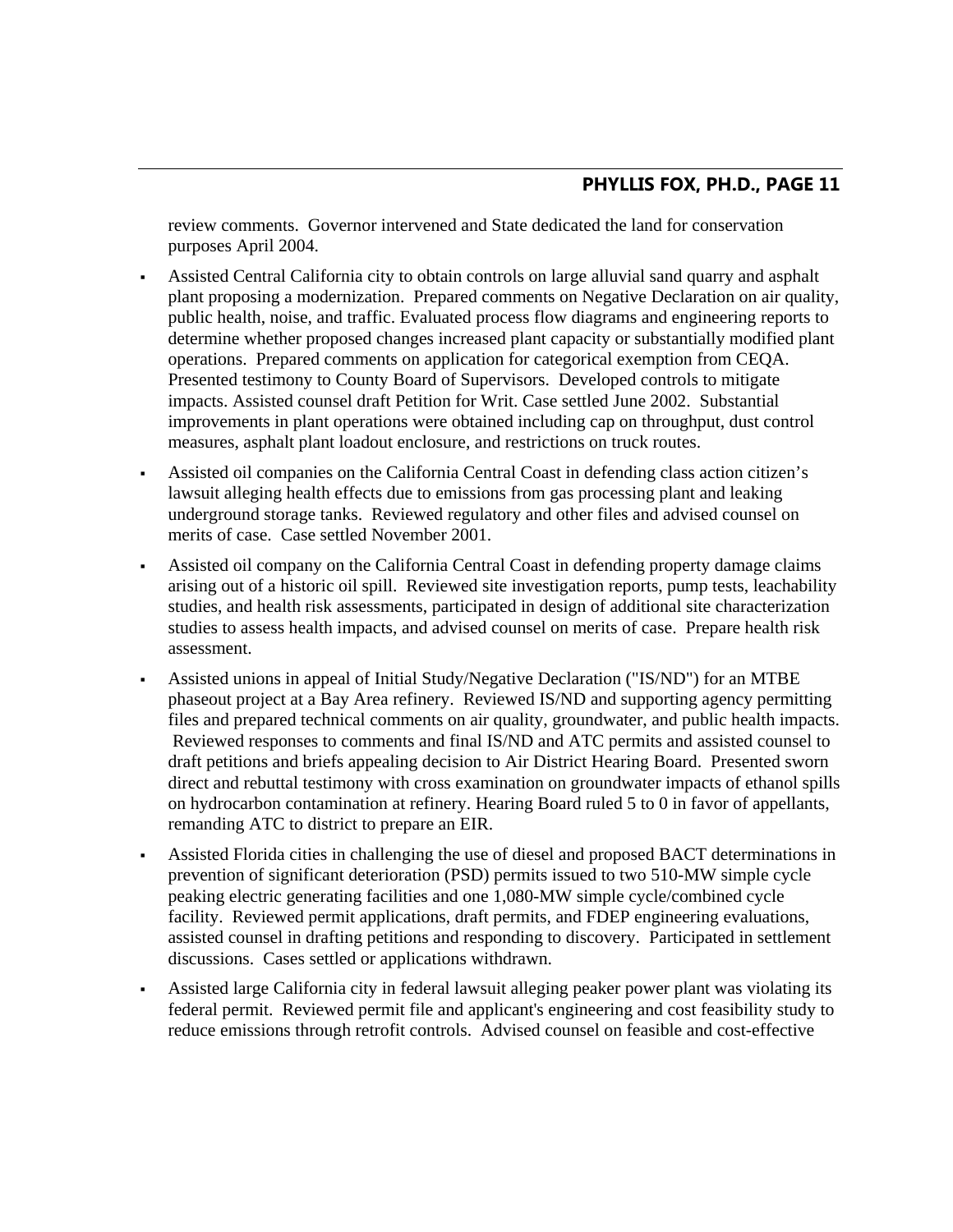review comments. Governor intervened and State dedicated the land for conservation purposes April 2004.

- Assisted Central California city to obtain controls on large alluvial sand quarry and asphalt plant proposing a modernization. Prepared comments on Negative Declaration on air quality, public health, noise, and traffic. Evaluated process flow diagrams and engineering reports to determine whether proposed changes increased plant capacity or substantially modified plant operations. Prepared comments on application for categorical exemption from CEQA. Presented testimony to County Board of Supervisors. Developed controls to mitigate impacts. Assisted counsel draft Petition for Writ. Case settled June 2002. Substantial improvements in plant operations were obtained including cap on throughput, dust control measures, asphalt plant loadout enclosure, and restrictions on truck routes.
- Assisted oil companies on the California Central Coast in defending class action citizen's lawsuit alleging health effects due to emissions from gas processing plant and leaking underground storage tanks. Reviewed regulatory and other files and advised counsel on merits of case. Case settled November 2001.
- Assisted oil company on the California Central Coast in defending property damage claims arising out of a historic oil spill. Reviewed site investigation reports, pump tests, leachability studies, and health risk assessments, participated in design of additional site characterization studies to assess health impacts, and advised counsel on merits of case. Prepare health risk assessment.
- Assisted unions in appeal of Initial Study/Negative Declaration ("IS/ND") for an MTBE phaseout project at a Bay Area refinery. Reviewed IS/ND and supporting agency permitting files and prepared technical comments on air quality, groundwater, and public health impacts. Reviewed responses to comments and final IS/ND and ATC permits and assisted counsel to draft petitions and briefs appealing decision to Air District Hearing Board. Presented sworn direct and rebuttal testimony with cross examination on groundwater impacts of ethanol spills on hydrocarbon contamination at refinery. Hearing Board ruled 5 to 0 in favor of appellants, remanding ATC to district to prepare an EIR.
- Assisted Florida cities in challenging the use of diesel and proposed BACT determinations in prevention of significant deterioration (PSD) permits issued to two 510-MW simple cycle peaking electric generating facilities and one 1,080-MW simple cycle/combined cycle facility. Reviewed permit applications, draft permits, and FDEP engineering evaluations, assisted counsel in drafting petitions and responding to discovery. Participated in settlement discussions. Cases settled or applications withdrawn.
- Assisted large California city in federal lawsuit alleging peaker power plant was violating its federal permit. Reviewed permit file and applicant's engineering and cost feasibility study to reduce emissions through retrofit controls. Advised counsel on feasible and cost-effective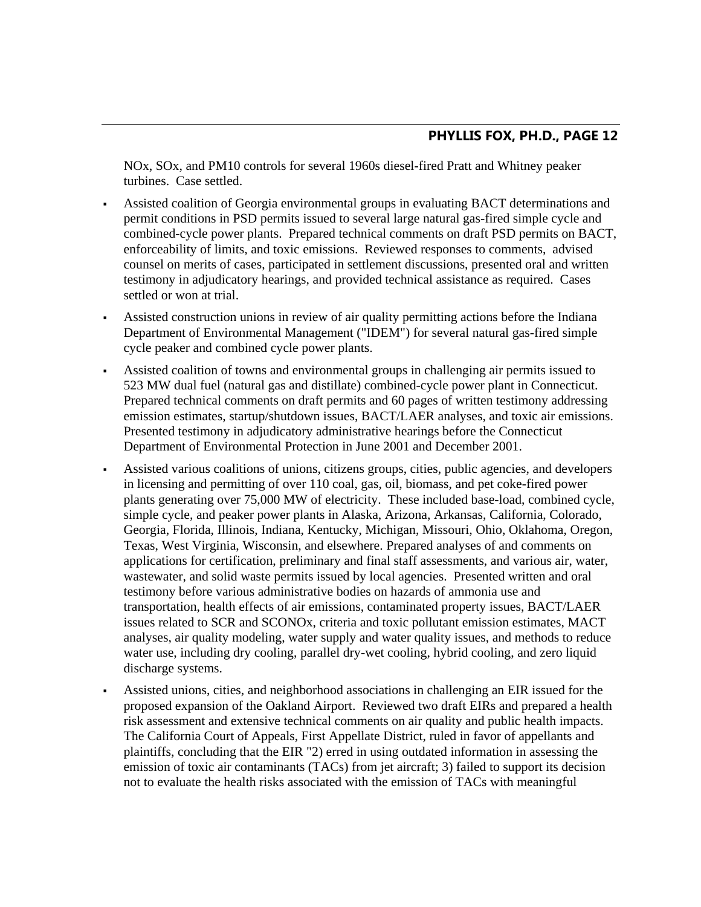NOx, SOx, and PM10 controls for several 1960s diesel-fired Pratt and Whitney peaker turbines. Case settled.

- Assisted coalition of Georgia environmental groups in evaluating BACT determinations and permit conditions in PSD permits issued to several large natural gas-fired simple cycle and combined-cycle power plants. Prepared technical comments on draft PSD permits on BACT, enforceability of limits, and toxic emissions. Reviewed responses to comments, advised counsel on merits of cases, participated in settlement discussions, presented oral and written testimony in adjudicatory hearings, and provided technical assistance as required. Cases settled or won at trial.
- Assisted construction unions in review of air quality permitting actions before the Indiana Department of Environmental Management ("IDEM") for several natural gas-fired simple cycle peaker and combined cycle power plants.
- Assisted coalition of towns and environmental groups in challenging air permits issued to 523 MW dual fuel (natural gas and distillate) combined-cycle power plant in Connecticut. Prepared technical comments on draft permits and 60 pages of written testimony addressing emission estimates, startup/shutdown issues, BACT/LAER analyses, and toxic air emissions. Presented testimony in adjudicatory administrative hearings before the Connecticut Department of Environmental Protection in June 2001 and December 2001.
- Assisted various coalitions of unions, citizens groups, cities, public agencies, and developers in licensing and permitting of over 110 coal, gas, oil, biomass, and pet coke-fired power plants generating over 75,000 MW of electricity. These included base-load, combined cycle, simple cycle, and peaker power plants in Alaska, Arizona, Arkansas, California, Colorado, Georgia, Florida, Illinois, Indiana, Kentucky, Michigan, Missouri, Ohio, Oklahoma, Oregon, Texas, West Virginia, Wisconsin, and elsewhere. Prepared analyses of and comments on applications for certification, preliminary and final staff assessments, and various air, water, wastewater, and solid waste permits issued by local agencies. Presented written and oral testimony before various administrative bodies on hazards of ammonia use and transportation, health effects of air emissions, contaminated property issues, BACT/LAER issues related to SCR and SCONOx, criteria and toxic pollutant emission estimates, MACT analyses, air quality modeling, water supply and water quality issues, and methods to reduce water use, including dry cooling, parallel dry-wet cooling, hybrid cooling, and zero liquid discharge systems.
- Assisted unions, cities, and neighborhood associations in challenging an EIR issued for the proposed expansion of the Oakland Airport. Reviewed two draft EIRs and prepared a health risk assessment and extensive technical comments on air quality and public health impacts. The California Court of Appeals, First Appellate District, ruled in favor of appellants and plaintiffs, concluding that the EIR "2) erred in using outdated information in assessing the emission of toxic air contaminants (TACs) from jet aircraft; 3) failed to support its decision not to evaluate the health risks associated with the emission of TACs with meaningful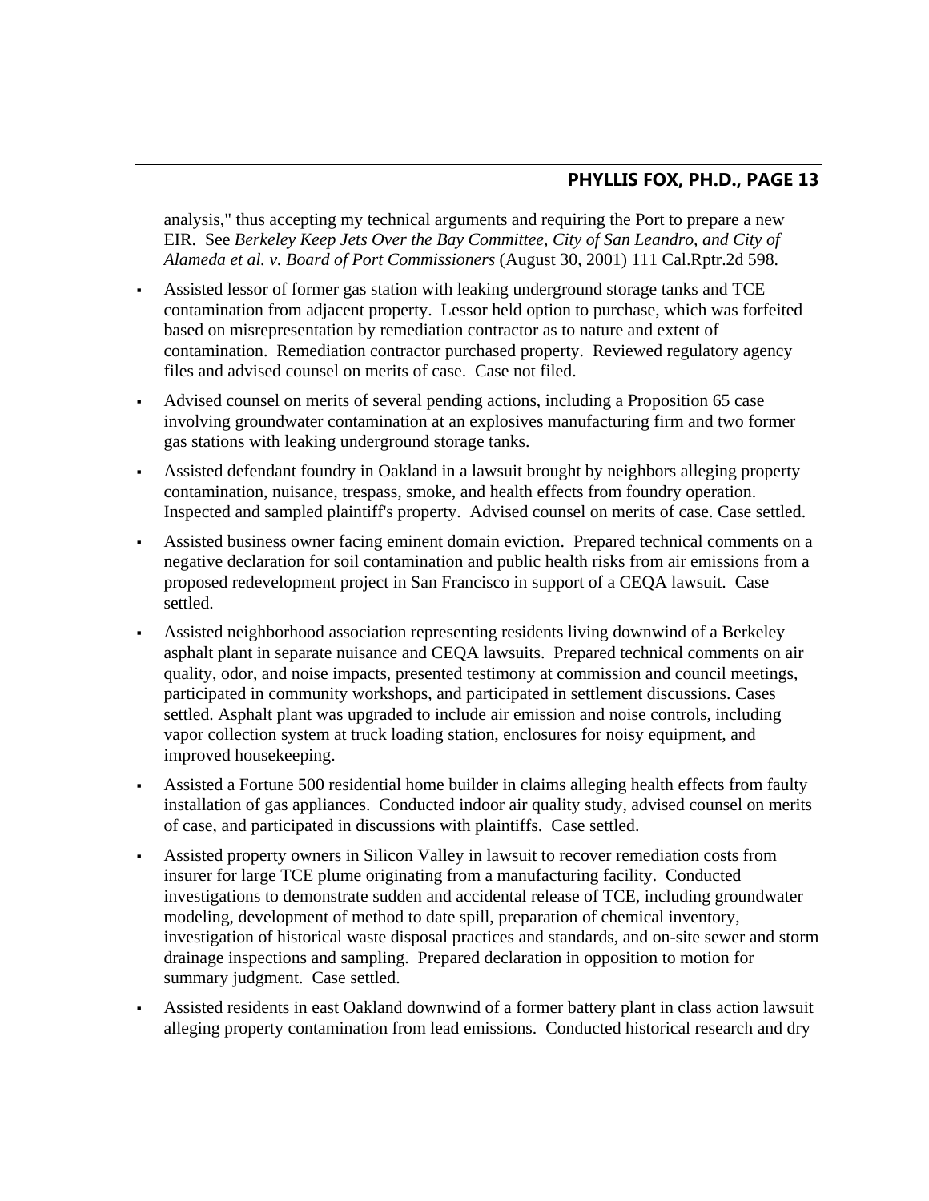analysis," thus accepting my technical arguments and requiring the Port to prepare a new EIR. See *Berkeley Keep Jets Over the Bay Committee, City of San Leandro, and City of Alameda et al. v. Board of Port Commissioners* (August 30, 2001) 111 Cal.Rptr.2d 598.

- Assisted lessor of former gas station with leaking underground storage tanks and TCE contamination from adjacent property. Lessor held option to purchase, which was forfeited based on misrepresentation by remediation contractor as to nature and extent of contamination. Remediation contractor purchased property. Reviewed regulatory agency files and advised counsel on merits of case. Case not filed.
- Advised counsel on merits of several pending actions, including a Proposition 65 case involving groundwater contamination at an explosives manufacturing firm and two former gas stations with leaking underground storage tanks.
- Assisted defendant foundry in Oakland in a lawsuit brought by neighbors alleging property contamination, nuisance, trespass, smoke, and health effects from foundry operation. Inspected and sampled plaintiff's property. Advised counsel on merits of case. Case settled.
- Assisted business owner facing eminent domain eviction. Prepared technical comments on a negative declaration for soil contamination and public health risks from air emissions from a proposed redevelopment project in San Francisco in support of a CEQA lawsuit. Case settled.
- Assisted neighborhood association representing residents living downwind of a Berkeley asphalt plant in separate nuisance and CEQA lawsuits. Prepared technical comments on air quality, odor, and noise impacts, presented testimony at commission and council meetings, participated in community workshops, and participated in settlement discussions. Cases settled. Asphalt plant was upgraded to include air emission and noise controls, including vapor collection system at truck loading station, enclosures for noisy equipment, and improved housekeeping.
- Assisted a Fortune 500 residential home builder in claims alleging health effects from faulty installation of gas appliances. Conducted indoor air quality study, advised counsel on merits of case, and participated in discussions with plaintiffs. Case settled.
- Assisted property owners in Silicon Valley in lawsuit to recover remediation costs from insurer for large TCE plume originating from a manufacturing facility. Conducted investigations to demonstrate sudden and accidental release of TCE, including groundwater modeling, development of method to date spill, preparation of chemical inventory, investigation of historical waste disposal practices and standards, and on-site sewer and storm drainage inspections and sampling. Prepared declaration in opposition to motion for summary judgment. Case settled.
- Assisted residents in east Oakland downwind of a former battery plant in class action lawsuit alleging property contamination from lead emissions. Conducted historical research and dry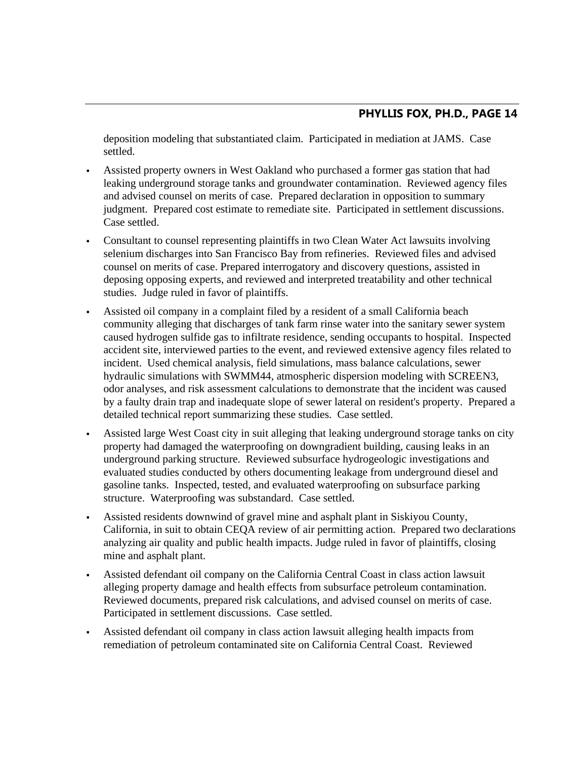deposition modeling that substantiated claim. Participated in mediation at JAMS. Case settled.

- Assisted property owners in West Oakland who purchased a former gas station that had leaking underground storage tanks and groundwater contamination. Reviewed agency files and advised counsel on merits of case. Prepared declaration in opposition to summary judgment. Prepared cost estimate to remediate site. Participated in settlement discussions. Case settled.
- Consultant to counsel representing plaintiffs in two Clean Water Act lawsuits involving selenium discharges into San Francisco Bay from refineries. Reviewed files and advised counsel on merits of case. Prepared interrogatory and discovery questions, assisted in deposing opposing experts, and reviewed and interpreted treatability and other technical studies. Judge ruled in favor of plaintiffs.
- Assisted oil company in a complaint filed by a resident of a small California beach community alleging that discharges of tank farm rinse water into the sanitary sewer system caused hydrogen sulfide gas to infiltrate residence, sending occupants to hospital. Inspected accident site, interviewed parties to the event, and reviewed extensive agency files related to incident. Used chemical analysis, field simulations, mass balance calculations, sewer hydraulic simulations with SWMM44, atmospheric dispersion modeling with SCREEN3, odor analyses, and risk assessment calculations to demonstrate that the incident was caused by a faulty drain trap and inadequate slope of sewer lateral on resident's property. Prepared a detailed technical report summarizing these studies. Case settled.
- Assisted large West Coast city in suit alleging that leaking underground storage tanks on city property had damaged the waterproofing on downgradient building, causing leaks in an underground parking structure. Reviewed subsurface hydrogeologic investigations and evaluated studies conducted by others documenting leakage from underground diesel and gasoline tanks. Inspected, tested, and evaluated waterproofing on subsurface parking structure. Waterproofing was substandard. Case settled.
- Assisted residents downwind of gravel mine and asphalt plant in Siskiyou County, California, in suit to obtain CEQA review of air permitting action. Prepared two declarations analyzing air quality and public health impacts. Judge ruled in favor of plaintiffs, closing mine and asphalt plant.
- Assisted defendant oil company on the California Central Coast in class action lawsuit alleging property damage and health effects from subsurface petroleum contamination. Reviewed documents, prepared risk calculations, and advised counsel on merits of case. Participated in settlement discussions. Case settled.
- Assisted defendant oil company in class action lawsuit alleging health impacts from remediation of petroleum contaminated site on California Central Coast. Reviewed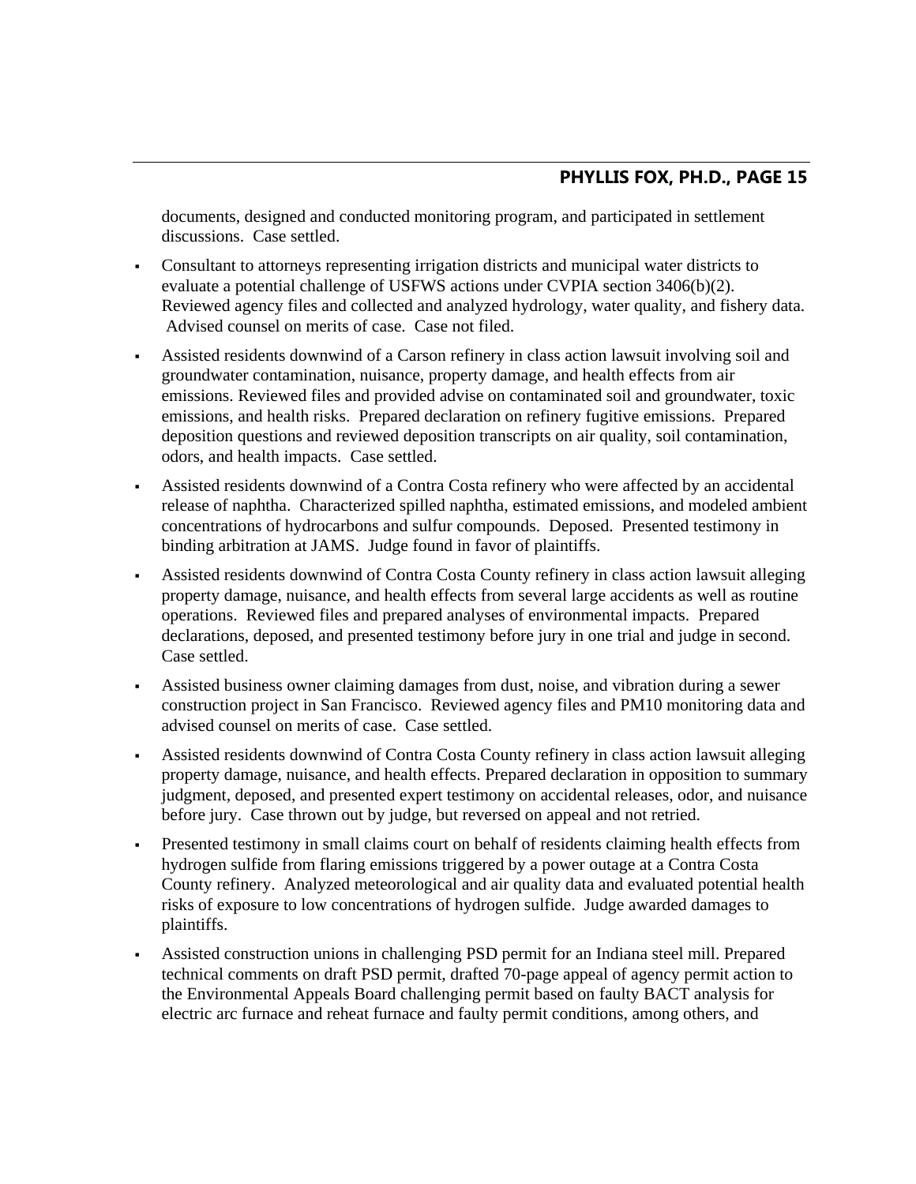documents, designed and conducted monitoring program, and participated in settlement discussions. Case settled.

- Consultant to attorneys representing irrigation districts and municipal water districts to evaluate a potential challenge of USFWS actions under CVPIA section 3406(b)(2). Reviewed agency files and collected and analyzed hydrology, water quality, and fishery data. Advised counsel on merits of case. Case not filed.
- Assisted residents downwind of a Carson refinery in class action lawsuit involving soil and groundwater contamination, nuisance, property damage, and health effects from air emissions. Reviewed files and provided advise on contaminated soil and groundwater, toxic emissions, and health risks. Prepared declaration on refinery fugitive emissions. Prepared deposition questions and reviewed deposition transcripts on air quality, soil contamination, odors, and health impacts. Case settled.
- Assisted residents downwind of a Contra Costa refinery who were affected by an accidental release of naphtha. Characterized spilled naphtha, estimated emissions, and modeled ambient concentrations of hydrocarbons and sulfur compounds. Deposed. Presented testimony in binding arbitration at JAMS. Judge found in favor of plaintiffs.
- Assisted residents downwind of Contra Costa County refinery in class action lawsuit alleging property damage, nuisance, and health effects from several large accidents as well as routine operations. Reviewed files and prepared analyses of environmental impacts. Prepared declarations, deposed, and presented testimony before jury in one trial and judge in second. Case settled.
- Assisted business owner claiming damages from dust, noise, and vibration during a sewer construction project in San Francisco. Reviewed agency files and PM10 monitoring data and advised counsel on merits of case. Case settled.
- Assisted residents downwind of Contra Costa County refinery in class action lawsuit alleging property damage, nuisance, and health effects. Prepared declaration in opposition to summary judgment, deposed, and presented expert testimony on accidental releases, odor, and nuisance before jury. Case thrown out by judge, but reversed on appeal and not retried.
- Presented testimony in small claims court on behalf of residents claiming health effects from hydrogen sulfide from flaring emissions triggered by a power outage at a Contra Costa County refinery. Analyzed meteorological and air quality data and evaluated potential health risks of exposure to low concentrations of hydrogen sulfide. Judge awarded damages to plaintiffs.
- Assisted construction unions in challenging PSD permit for an Indiana steel mill. Prepared technical comments on draft PSD permit, drafted 70-page appeal of agency permit action to the Environmental Appeals Board challenging permit based on faulty BACT analysis for electric arc furnace and reheat furnace and faulty permit conditions, among others, and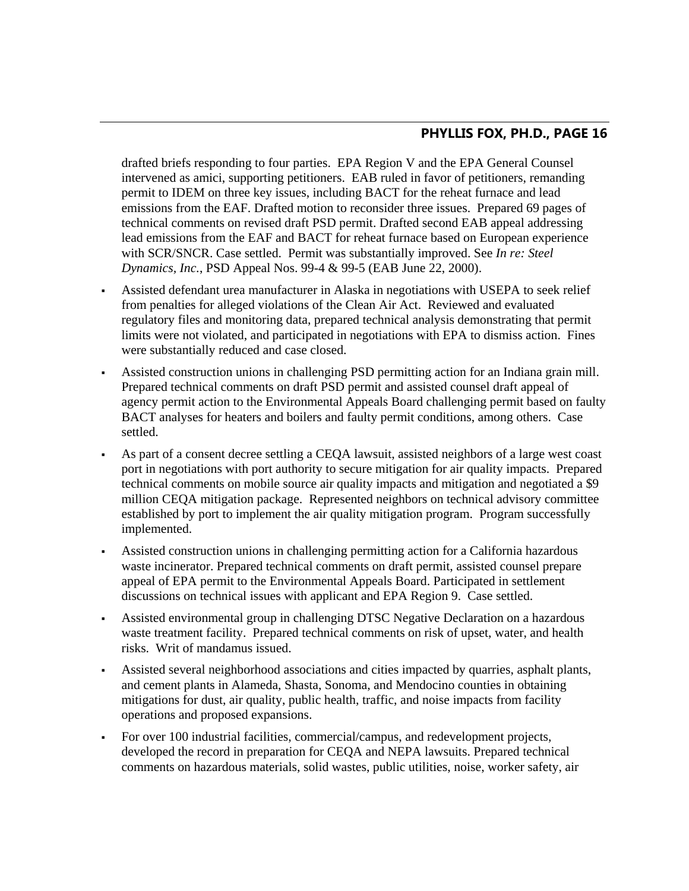drafted briefs responding to four parties. EPA Region V and the EPA General Counsel intervened as amici, supporting petitioners. EAB ruled in favor of petitioners, remanding permit to IDEM on three key issues, including BACT for the reheat furnace and lead emissions from the EAF. Drafted motion to reconsider three issues. Prepared 69 pages of technical comments on revised draft PSD permit. Drafted second EAB appeal addressing lead emissions from the EAF and BACT for reheat furnace based on European experience with SCR/SNCR. Case settled. Permit was substantially improved. See *In re: Steel Dynamics, Inc.*, PSD Appeal Nos. 99-4 & 99-5 (EAB June 22, 2000).

- Assisted defendant urea manufacturer in Alaska in negotiations with USEPA to seek relief from penalties for alleged violations of the Clean Air Act. Reviewed and evaluated regulatory files and monitoring data, prepared technical analysis demonstrating that permit limits were not violated, and participated in negotiations with EPA to dismiss action. Fines were substantially reduced and case closed.
- Assisted construction unions in challenging PSD permitting action for an Indiana grain mill. Prepared technical comments on draft PSD permit and assisted counsel draft appeal of agency permit action to the Environmental Appeals Board challenging permit based on faulty BACT analyses for heaters and boilers and faulty permit conditions, among others. Case settled.
- As part of a consent decree settling a CEQA lawsuit, assisted neighbors of a large west coast port in negotiations with port authority to secure mitigation for air quality impacts. Prepared technical comments on mobile source air quality impacts and mitigation and negotiated a $9 million CEQA mitigation package. Represented neighbors on technical advisory committee established by port to implement the air quality mitigation program. Program successfully implemented.
- Assisted construction unions in challenging permitting action for a California hazardous waste incinerator. Prepared technical comments on draft permit, assisted counsel prepare appeal of EPA permit to the Environmental Appeals Board. Participated in settlement discussions on technical issues with applicant and EPA Region 9. Case settled.
- Assisted environmental group in challenging DTSC Negative Declaration on a hazardous waste treatment facility. Prepared technical comments on risk of upset, water, and health risks. Writ of mandamus issued.
- Assisted several neighborhood associations and cities impacted by quarries, asphalt plants, and cement plants in Alameda, Shasta, Sonoma, and Mendocino counties in obtaining mitigations for dust, air quality, public health, traffic, and noise impacts from facility operations and proposed expansions.
- For over 100 industrial facilities, commercial/campus, and redevelopment projects, developed the record in preparation for CEQA and NEPA lawsuits. Prepared technical comments on hazardous materials, solid wastes, public utilities, noise, worker safety, air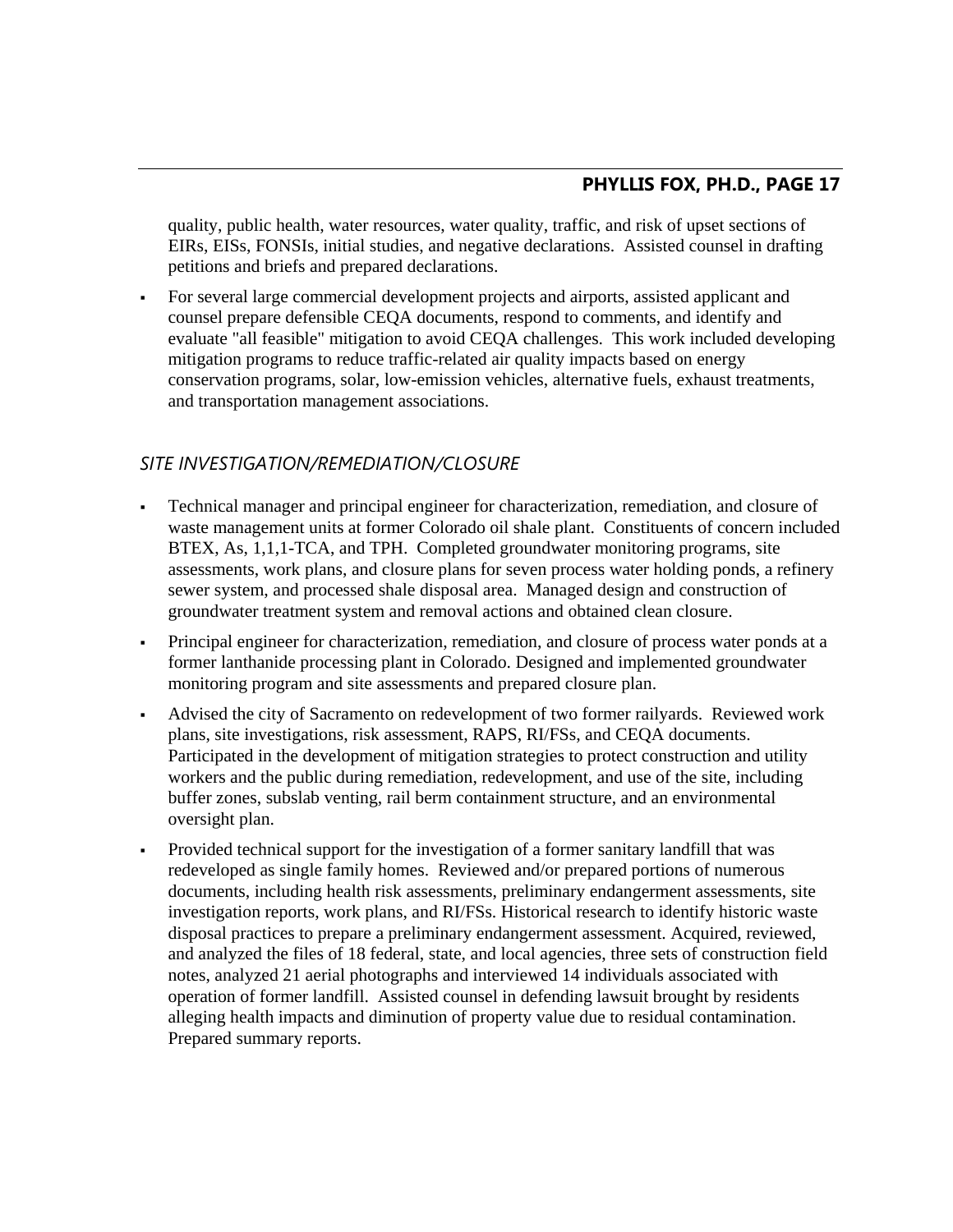quality, public health, water resources, water quality, traffic, and risk of upset sections of EIRs, EISs, FONSIs, initial studies, and negative declarations. Assisted counsel in drafting petitions and briefs and prepared declarations.

- For several large commercial development projects and airports, assisted applicant and counsel prepare defensible CEQA documents, respond to comments, and identify and evaluate "all feasible" mitigation to avoid CEQA challenges. This work included developing mitigation programs to reduce traffic-related air quality impacts based on energy conservation programs, solar, low-emission vehicles, alternative fuels, exhaust treatments, and transportation management associations.

## *SITE INVESTIGATION/REMEDIATION/CLOSURE*

- Technical manager and principal engineer for characterization, remediation, and closure of waste management units at former Colorado oil shale plant. Constituents of concern included BTEX, As, 1,1,1-TCA, and TPH. Completed groundwater monitoring programs, site assessments, work plans, and closure plans for seven process water holding ponds, a refinery sewer system, and processed shale disposal area. Managed design and construction of groundwater treatment system and removal actions and obtained clean closure.
- Principal engineer for characterization, remediation, and closure of process water ponds at a former lanthanide processing plant in Colorado. Designed and implemented groundwater monitoring program and site assessments and prepared closure plan.
- Advised the city of Sacramento on redevelopment of two former railyards. Reviewed work plans, site investigations, risk assessment, RAPS, RI/FSs, and CEQA documents. Participated in the development of mitigation strategies to protect construction and utility workers and the public during remediation, redevelopment, and use of the site, including buffer zones, subslab venting, rail berm containment structure, and an environmental oversight plan.
- Provided technical support for the investigation of a former sanitary landfill that was redeveloped as single family homes. Reviewed and/or prepared portions of numerous documents, including health risk assessments, preliminary endangerment assessments, site investigation reports, work plans, and RI/FSs. Historical research to identify historic waste disposal practices to prepare a preliminary endangerment assessment. Acquired, reviewed, and analyzed the files of 18 federal, state, and local agencies, three sets of construction field notes, analyzed 21 aerial photographs and interviewed 14 individuals associated with operation of former landfill. Assisted counsel in defending lawsuit brought by residents alleging health impacts and diminution of property value due to residual contamination. Prepared summary reports.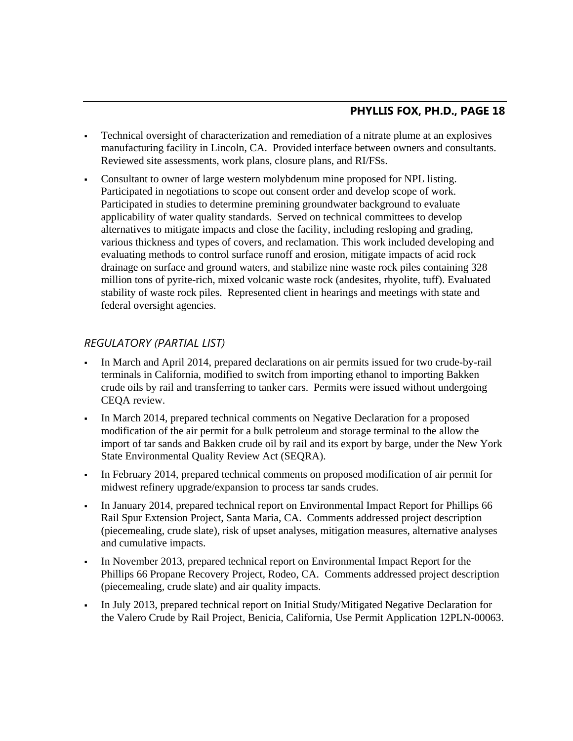- Technical oversight of characterization and remediation of a nitrate plume at an explosives manufacturing facility in Lincoln, CA. Provided interface between owners and consultants. Reviewed site assessments, work plans, closure plans, and RI/FSs.
- Consultant to owner of large western molybdenum mine proposed for NPL listing. Participated in negotiations to scope out consent order and develop scope of work. Participated in studies to determine premining groundwater background to evaluate applicability of water quality standards. Served on technical committees to develop alternatives to mitigate impacts and close the facility, including resloping and grading, various thickness and types of covers, and reclamation. This work included developing and evaluating methods to control surface runoff and erosion, mitigate impacts of acid rock drainage on surface and ground waters, and stabilize nine waste rock piles containing 328 million tons of pyrite-rich, mixed volcanic waste rock (andesites, rhyolite, tuff). Evaluated stability of waste rock piles. Represented client in hearings and meetings with state and federal oversight agencies.

### *REGULATORY (PARTIAL LIST)*

- In March and April 2014, prepared declarations on air permits issued for two crude-by-rail terminals in California, modified to switch from importing ethanol to importing Bakken crude oils by rail and transferring to tanker cars. Permits were issued without undergoing CEQA review.
- In March 2014, prepared technical comments on Negative Declaration for a proposed modification of the air permit for a bulk petroleum and storage terminal to the allow the import of tar sands and Bakken crude oil by rail and its export by barge, under the New York State Environmental Quality Review Act (SEQRA).
- In February 2014, prepared technical comments on proposed modification of air permit for midwest refinery upgrade/expansion to process tar sands crudes.
- In January 2014, prepared technical report on Environmental Impact Report for Phillips 66 Rail Spur Extension Project, Santa Maria, CA. Comments addressed project description (piecemealing, crude slate), risk of upset analyses, mitigation measures, alternative analyses and cumulative impacts.
- In November 2013, prepared technical report on Environmental Impact Report for the Phillips 66 Propane Recovery Project, Rodeo, CA. Comments addressed project description (piecemealing, crude slate) and air quality impacts.
- In July 2013, prepared technical report on Initial Study/Mitigated Negative Declaration for the Valero Crude by Rail Project, Benicia, California, Use Permit Application 12PLN-00063.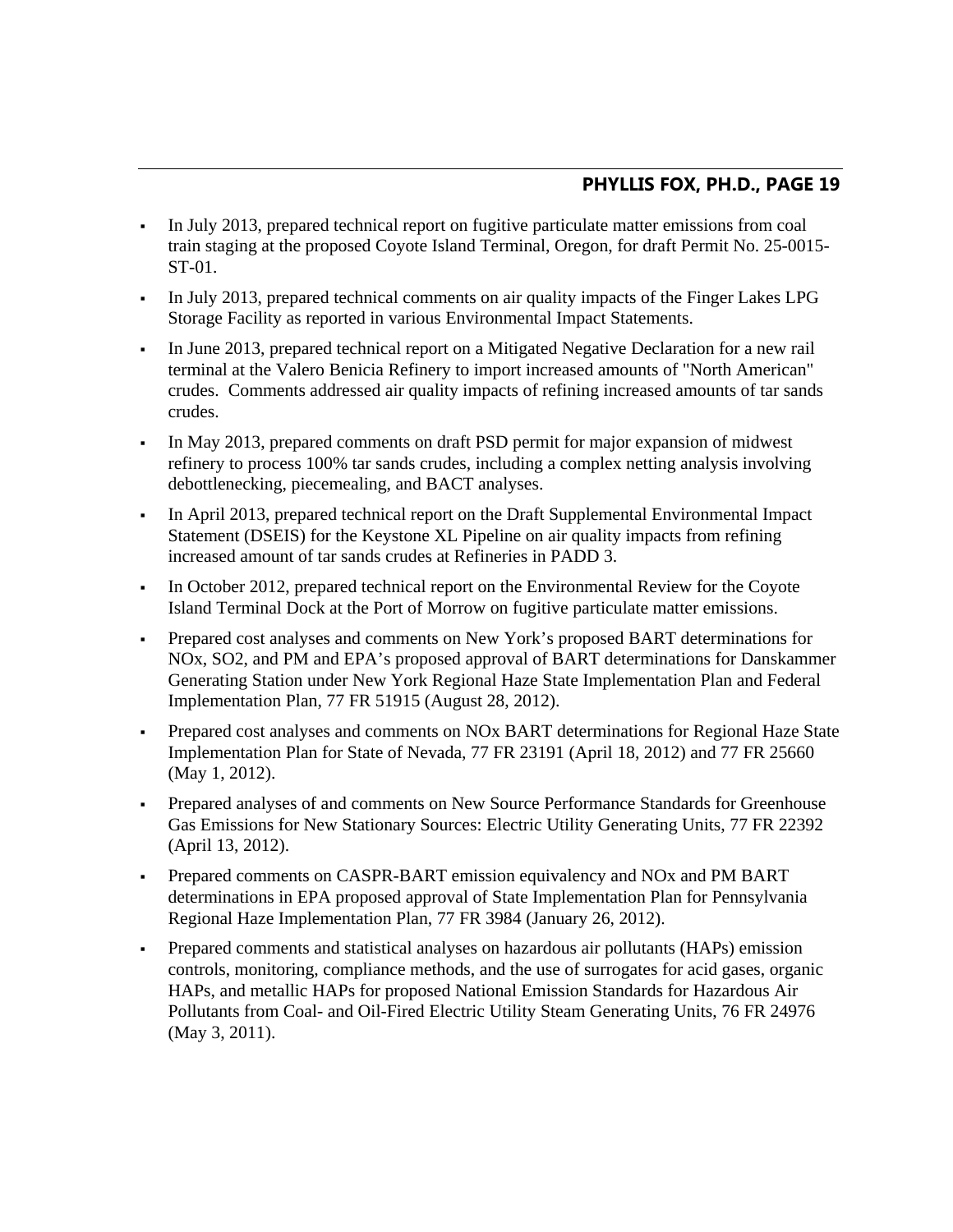- In July 2013, prepared technical report on fugitive particulate matter emissions from coal train staging at the proposed Coyote Island Terminal, Oregon, for draft Permit No. 25-0015-ST-01.
- In July 2013, prepared technical comments on air quality impacts of the Finger Lakes LPG Storage Facility as reported in various Environmental Impact Statements.
- In June 2013, prepared technical report on a Mitigated Negative Declaration for a new rail terminal at the Valero Benicia Refinery to import increased amounts of "North American" crudes. Comments addressed air quality impacts of refining increased amounts of tar sands crudes.
- In May 2013, prepared comments on draft PSD permit for major expansion of midwest refinery to process 100% tar sands crudes, including a complex netting analysis involving debottlenecking, piecemealing, and BACT analyses.
- In April 2013, prepared technical report on the Draft Supplemental Environmental Impact Statement (DSEIS) for the Keystone XL Pipeline on air quality impacts from refining increased amount of tar sands crudes at Refineries in PADD 3.
- In October 2012, prepared technical report on the Environmental Review for the Coyote Island Terminal Dock at the Port of Morrow on fugitive particulate matter emissions.
- Prepared cost analyses and comments on New York's proposed BART determinations for NOx, SO2, and PM and EPA's proposed approval of BART determinations for Danskammer Generating Station under New York Regional Haze State Implementation Plan and Federal Implementation Plan, 77 FR 51915 (August 28, 2012).
- Prepared cost analyses and comments on NOx BART determinations for Regional Haze State Implementation Plan for State of Nevada, 77 FR 23191 (April 18, 2012) and 77 FR 25660 (May 1, 2012).
- Prepared analyses of and comments on New Source Performance Standards for Greenhouse Gas Emissions for New Stationary Sources: Electric Utility Generating Units, 77 FR 22392 (April 13, 2012).
- Prepared comments on CASPR-BART emission equivalency and NOx and PM BART determinations in EPA proposed approval of State Implementation Plan for Pennsylvania Regional Haze Implementation Plan, 77 FR 3984 (January 26, 2012).
- Prepared comments and statistical analyses on hazardous air pollutants (HAPs) emission controls, monitoring, compliance methods, and the use of surrogates for acid gases, organic HAPs, and metallic HAPs for proposed National Emission Standards for Hazardous Air Pollutants from Coal- and Oil-Fired Electric Utility Steam Generating Units, 76 FR 24976 (May 3, 2011).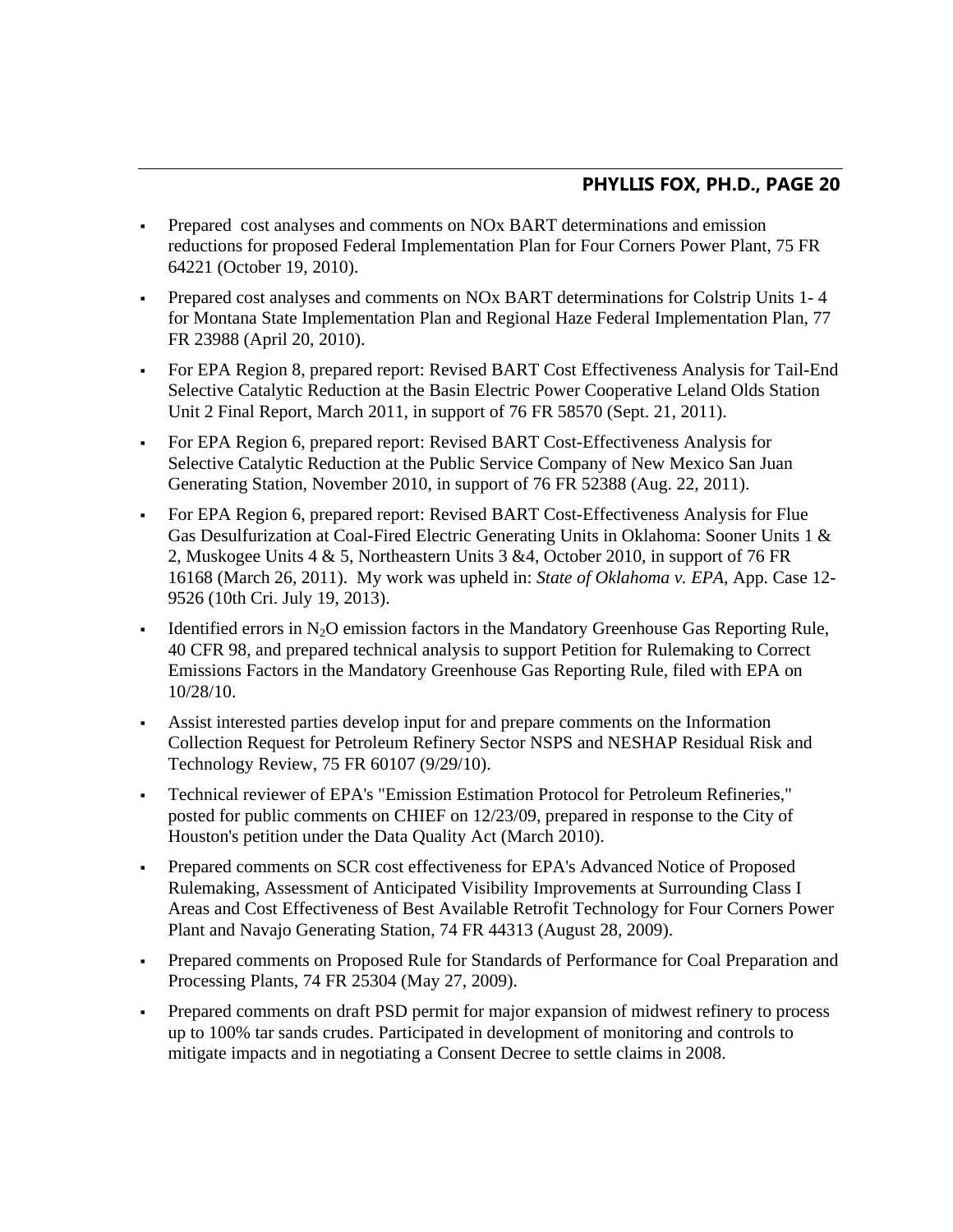- Prepared  cost analyses and comments on NOx BART determinations and emission reductions for proposed Federal Implementation Plan for Four Corners Power Plant, 75 FR 64221 (October 19, 2010).
- Prepared cost analyses and comments on NOx BART determinations for Colstrip Units 1- 4 for Montana State Implementation Plan and Regional Haze Federal Implementation Plan, 77 FR 23988 (April 20, 2010).
- For EPA Region 8, prepared report: Revised BART Cost Effectiveness Analysis for Tail-End Selective Catalytic Reduction at the Basin Electric Power Cooperative Leland Olds Station Unit 2 Final Report, March 2011, in support of 76 FR 58570 (Sept. 21, 2011).
- For EPA Region 6, prepared report: Revised BART Cost-Effectiveness Analysis for Selective Catalytic Reduction at the Public Service Company of New Mexico San Juan Generating Station, November 2010, in support of 76 FR 52388 (Aug. 22, 2011).
- For EPA Region 6, prepared report: Revised BART Cost-Effectiveness Analysis for Flue Gas Desulfurization at Coal-Fired Electric Generating Units in Oklahoma: Sooner Units 1 & 2, Muskogee Units 4 & 5, Northeastern Units 3 &4, October 2010, in support of 76 FR 16168 (March 26, 2011).  My work was upheld in: *State of Oklahoma v. EPA*, App. Case 12-9526 (10th Cri. July 19, 2013).
- Identified errors in $N_2O$ emission factors in the Mandatory Greenhouse Gas Reporting Rule, 40 CFR 98, and prepared technical analysis to support Petition for Rulemaking to Correct Emissions Factors in the Mandatory Greenhouse Gas Reporting Rule, filed with EPA on 10/28/10.
- Assist interested parties develop input for and prepare comments on the Information Collection Request for Petroleum Refinery Sector NSPS and NESHAP Residual Risk and Technology Review, 75 FR 60107 (9/29/10).
- Technical reviewer of EPA's "Emission Estimation Protocol for Petroleum Refineries," posted for public comments on CHIEF on 12/23/09, prepared in response to the City of Houston's petition under the Data Quality Act (March 2010).
- Prepared comments on SCR cost effectiveness for EPA's Advanced Notice of Proposed Rulemaking, Assessment of Anticipated Visibility Improvements at Surrounding Class I Areas and Cost Effectiveness of Best Available Retrofit Technology for Four Corners Power Plant and Navajo Generating Station, 74 FR 44313 (August 28, 2009).
- Prepared comments on Proposed Rule for Standards of Performance for Coal Preparation and Processing Plants, 74 FR 25304 (May 27, 2009).
- Prepared comments on draft PSD permit for major expansion of midwest refinery to process up to 100% tar sands crudes. Participated in development of monitoring and controls to mitigate impacts and in negotiating a Consent Decree to settle claims in 2008.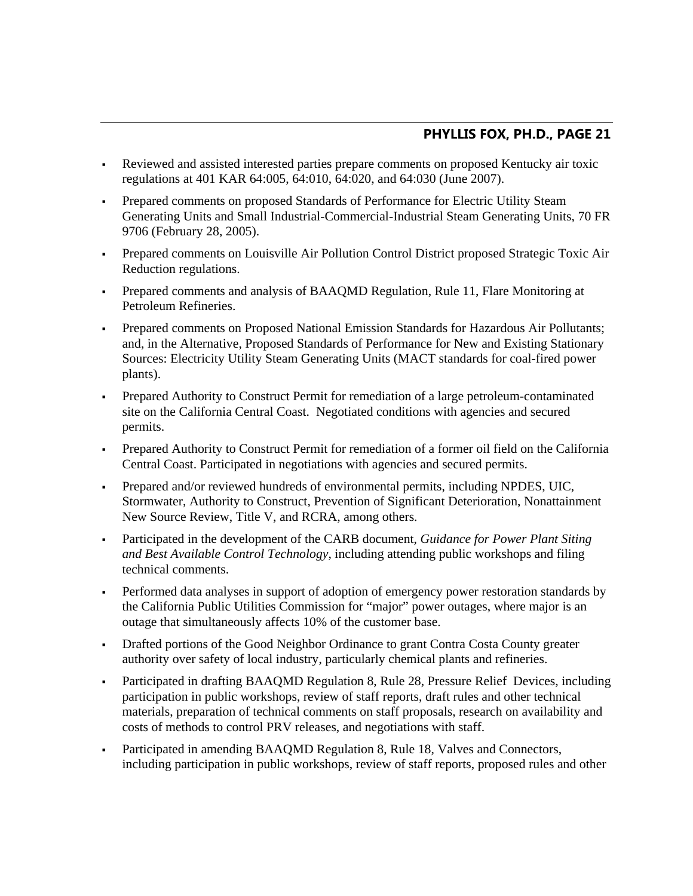- Reviewed and assisted interested parties prepare comments on proposed Kentucky air toxic regulations at 401 KAR 64:005, 64:010, 64:020, and 64:030 (June 2007).
- Prepared comments on proposed Standards of Performance for Electric Utility Steam Generating Units and Small Industrial-Commercial-Industrial Steam Generating Units, 70 FR 9706 (February 28, 2005).
- Prepared comments on Louisville Air Pollution Control District proposed Strategic Toxic Air Reduction regulations.
- Prepared comments and analysis of BAAQMD Regulation, Rule 11, Flare Monitoring at Petroleum Refineries.
- Prepared comments on Proposed National Emission Standards for Hazardous Air Pollutants; and, in the Alternative, Proposed Standards of Performance for New and Existing Stationary Sources: Electricity Utility Steam Generating Units (MACT standards for coal-fired power plants).
- Prepared Authority to Construct Permit for remediation of a large petroleum-contaminated site on the California Central Coast. Negotiated conditions with agencies and secured permits.
- Prepared Authority to Construct Permit for remediation of a former oil field on the California Central Coast. Participated in negotiations with agencies and secured permits.
- Prepared and/or reviewed hundreds of environmental permits, including NPDES, UIC, Stormwater, Authority to Construct, Prevention of Significant Deterioration, Nonattainment New Source Review, Title V, and RCRA, among others.
- Participated in the development of the CARB document, *Guidance for Power Plant Siting and Best Available Control Technology*, including attending public workshops and filing technical comments.
- Performed data analyses in support of adoption of emergency power restoration standards by the California Public Utilities Commission for "major" power outages, where major is an outage that simultaneously affects 10% of the customer base.
- Drafted portions of the Good Neighbor Ordinance to grant Contra Costa County greater authority over safety of local industry, particularly chemical plants and refineries.
- Participated in drafting BAAQMD Regulation 8, Rule 28, Pressure Relief Devices, including participation in public workshops, review of staff reports, draft rules and other technical materials, preparation of technical comments on staff proposals, research on availability and costs of methods to control PRV releases, and negotiations with staff.
- Participated in amending BAAQMD Regulation 8, Rule 18, Valves and Connectors, including participation in public workshops, review of staff reports, proposed rules and other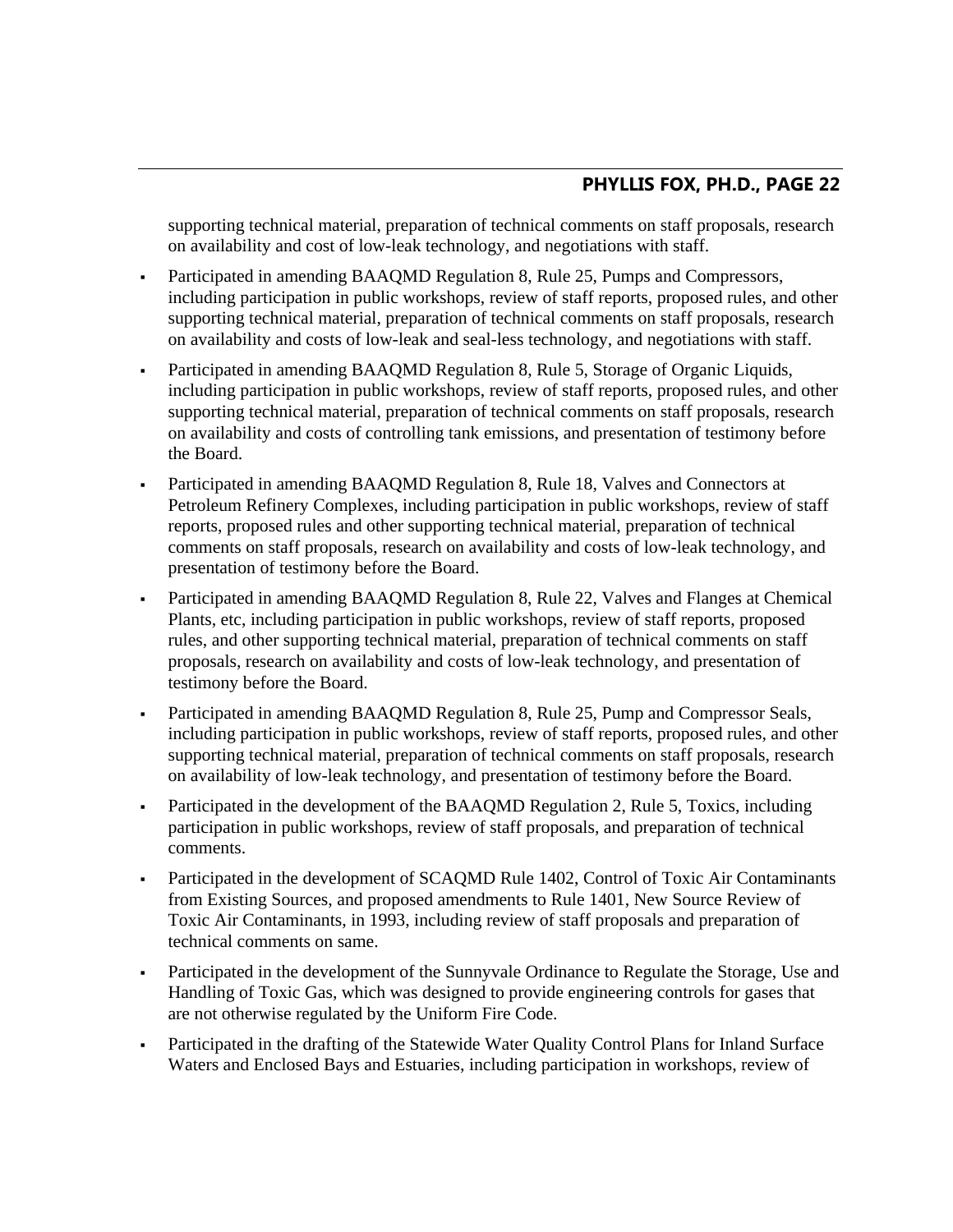supporting technical material, preparation of technical comments on staff proposals, research on availability and cost of low-leak technology, and negotiations with staff.

- Participated in amending BAAQMD Regulation 8, Rule 25, Pumps and Compressors, including participation in public workshops, review of staff reports, proposed rules, and other supporting technical material, preparation of technical comments on staff proposals, research on availability and costs of low-leak and seal-less technology, and negotiations with staff.
- Participated in amending BAAQMD Regulation 8, Rule 5, Storage of Organic Liquids, including participation in public workshops, review of staff reports, proposed rules, and other supporting technical material, preparation of technical comments on staff proposals, research on availability and costs of controlling tank emissions, and presentation of testimony before the Board.
- Participated in amending BAAQMD Regulation 8, Rule 18, Valves and Connectors at Petroleum Refinery Complexes, including participation in public workshops, review of staff reports, proposed rules and other supporting technical material, preparation of technical comments on staff proposals, research on availability and costs of low-leak technology, and presentation of testimony before the Board.
- Participated in amending BAAQMD Regulation 8, Rule 22, Valves and Flanges at Chemical Plants, etc, including participation in public workshops, review of staff reports, proposed rules, and other supporting technical material, preparation of technical comments on staff proposals, research on availability and costs of low-leak technology, and presentation of testimony before the Board.
- Participated in amending BAAQMD Regulation 8, Rule 25, Pump and Compressor Seals, including participation in public workshops, review of staff reports, proposed rules, and other supporting technical material, preparation of technical comments on staff proposals, research on availability of low-leak technology, and presentation of testimony before the Board.
- Participated in the development of the BAAQMD Regulation 2, Rule 5, Toxics, including participation in public workshops, review of staff proposals, and preparation of technical comments.
- Participated in the development of SCAQMD Rule 1402, Control of Toxic Air Contaminants from Existing Sources, and proposed amendments to Rule 1401, New Source Review of Toxic Air Contaminants, in 1993, including review of staff proposals and preparation of technical comments on same.
- Participated in the development of the Sunnyvale Ordinance to Regulate the Storage, Use and Handling of Toxic Gas, which was designed to provide engineering controls for gases that are not otherwise regulated by the Uniform Fire Code.
- Participated in the drafting of the Statewide Water Quality Control Plans for Inland Surface Waters and Enclosed Bays and Estuaries, including participation in workshops, review of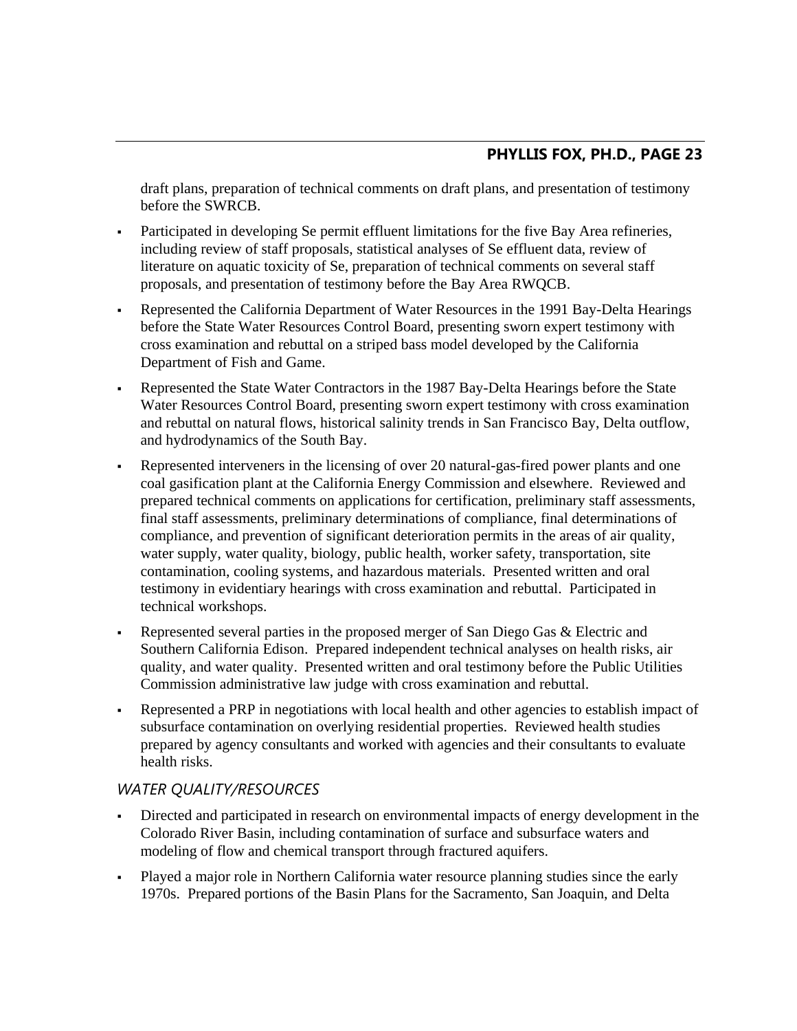draft plans, preparation of technical comments on draft plans, and presentation of testimony before the SWRCB.

- Participated in developing Se permit effluent limitations for the five Bay Area refineries, including review of staff proposals, statistical analyses of Se effluent data, review of literature on aquatic toxicity of Se, preparation of technical comments on several staff proposals, and presentation of testimony before the Bay Area RWQCB.
- Represented the California Department of Water Resources in the 1991 Bay-Delta Hearings before the State Water Resources Control Board, presenting sworn expert testimony with cross examination and rebuttal on a striped bass model developed by the California Department of Fish and Game.
- Represented the State Water Contractors in the 1987 Bay-Delta Hearings before the State Water Resources Control Board, presenting sworn expert testimony with cross examination and rebuttal on natural flows, historical salinity trends in San Francisco Bay, Delta outflow, and hydrodynamics of the South Bay.
- Represented interveners in the licensing of over 20 natural-gas-fired power plants and one coal gasification plant at the California Energy Commission and elsewhere. Reviewed and prepared technical comments on applications for certification, preliminary staff assessments, final staff assessments, preliminary determinations of compliance, final determinations of compliance, and prevention of significant deterioration permits in the areas of air quality, water supply, water quality, biology, public health, worker safety, transportation, site contamination, cooling systems, and hazardous materials. Presented written and oral testimony in evidentiary hearings with cross examination and rebuttal. Participated in technical workshops.
- Represented several parties in the proposed merger of San Diego Gas & Electric and Southern California Edison. Prepared independent technical analyses on health risks, air quality, and water quality. Presented written and oral testimony before the Public Utilities Commission administrative law judge with cross examination and rebuttal.
- Represented a PRP in negotiations with local health and other agencies to establish impact of subsurface contamination on overlying residential properties. Reviewed health studies prepared by agency consultants and worked with agencies and their consultants to evaluate health risks.

### *WATER QUALITY/RESOURCES*

- Directed and participated in research on environmental impacts of energy development in the Colorado River Basin, including contamination of surface and subsurface waters and modeling of flow and chemical transport through fractured aquifers.
- Played a major role in Northern California water resource planning studies since the early 1970s. Prepared portions of the Basin Plans for the Sacramento, San Joaquin, and Delta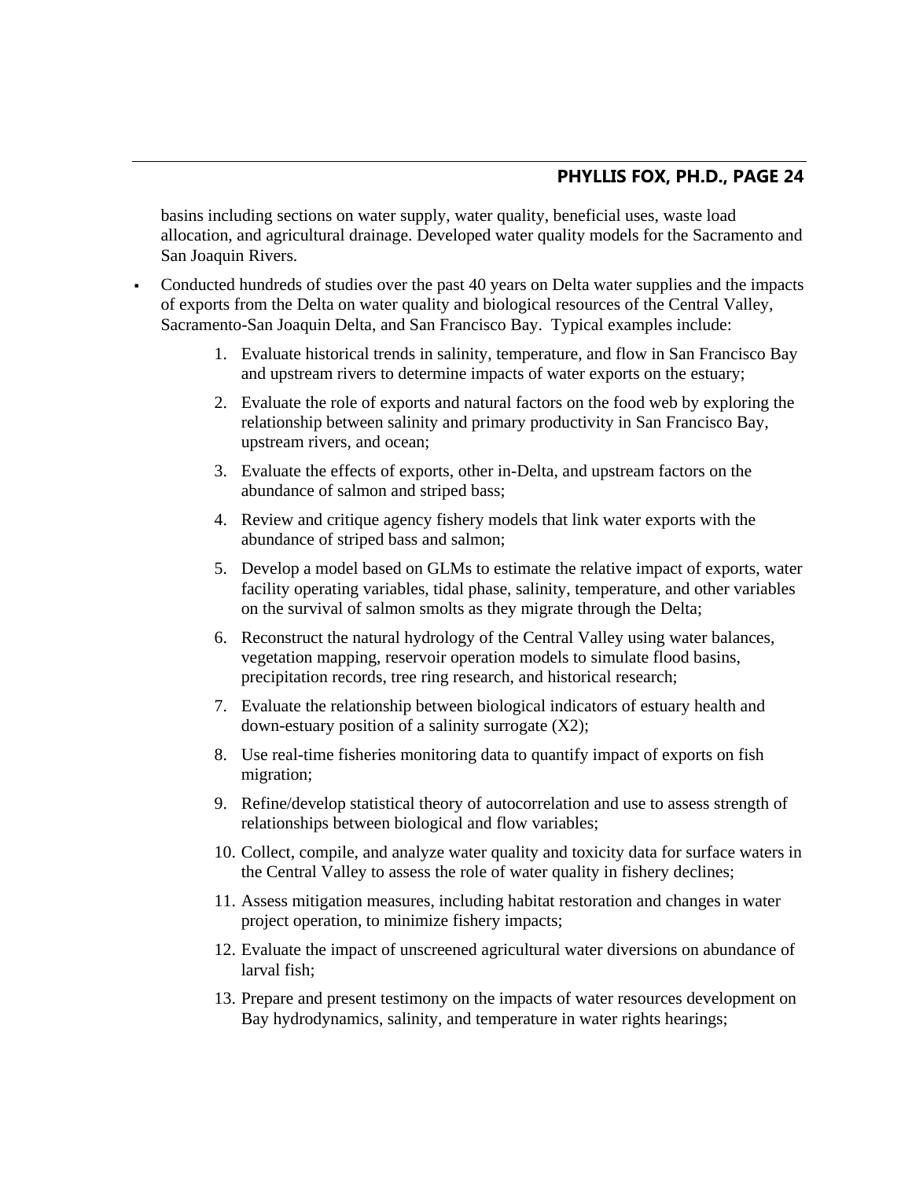basins including sections on water supply, water quality, beneficial uses, waste load allocation, and agricultural drainage. Developed water quality models for the Sacramento and San Joaquin Rivers.

- Conducted hundreds of studies over the past 40 years on Delta water supplies and the impacts of exports from the Delta on water quality and biological resources of the Central Valley, Sacramento-San Joaquin Delta, and San Francisco Bay. Typical examples include:

    1. Evaluate historical trends in salinity, temperature, and flow in San Francisco Bay and upstream rivers to determine impacts of water exports on the estuary;
    2. Evaluate the role of exports and natural factors on the food web by exploring the relationship between salinity and primary productivity in San Francisco Bay, upstream rivers, and ocean;
    3. Evaluate the effects of exports, other in-Delta, and upstream factors on the abundance of salmon and striped bass;
    4. Review and critique agency fishery models that link water exports with the abundance of striped bass and salmon;
    5. Develop a model based on GLMs to estimate the relative impact of exports, water facility operating variables, tidal phase, salinity, temperature, and other variables on the survival of salmon smolts as they migrate through the Delta;
    6. Reconstruct the natural hydrology of the Central Valley using water balances, vegetation mapping, reservoir operation models to simulate flood basins, precipitation records, tree ring research, and historical research;
    7. Evaluate the relationship between biological indicators of estuary health and down-estuary position of a salinity surrogate (X2);
    8. Use real-time fisheries monitoring data to quantify impact of exports on fish migration;
    9. Refine/develop statistical theory of autocorrelation and use to assess strength of relationships between biological and flow variables;
    10. Collect, compile, and analyze water quality and toxicity data for surface waters in the Central Valley to assess the role of water quality in fishery declines;
    11. Assess mitigation measures, including habitat restoration and changes in water project operation, to minimize fishery impacts;
    12. Evaluate the impact of unscreened agricultural water diversions on abundance of larval fish;
    13. Prepare and present testimony on the impacts of water resources development on Bay hydrodynamics, salinity, and temperature in water rights hearings;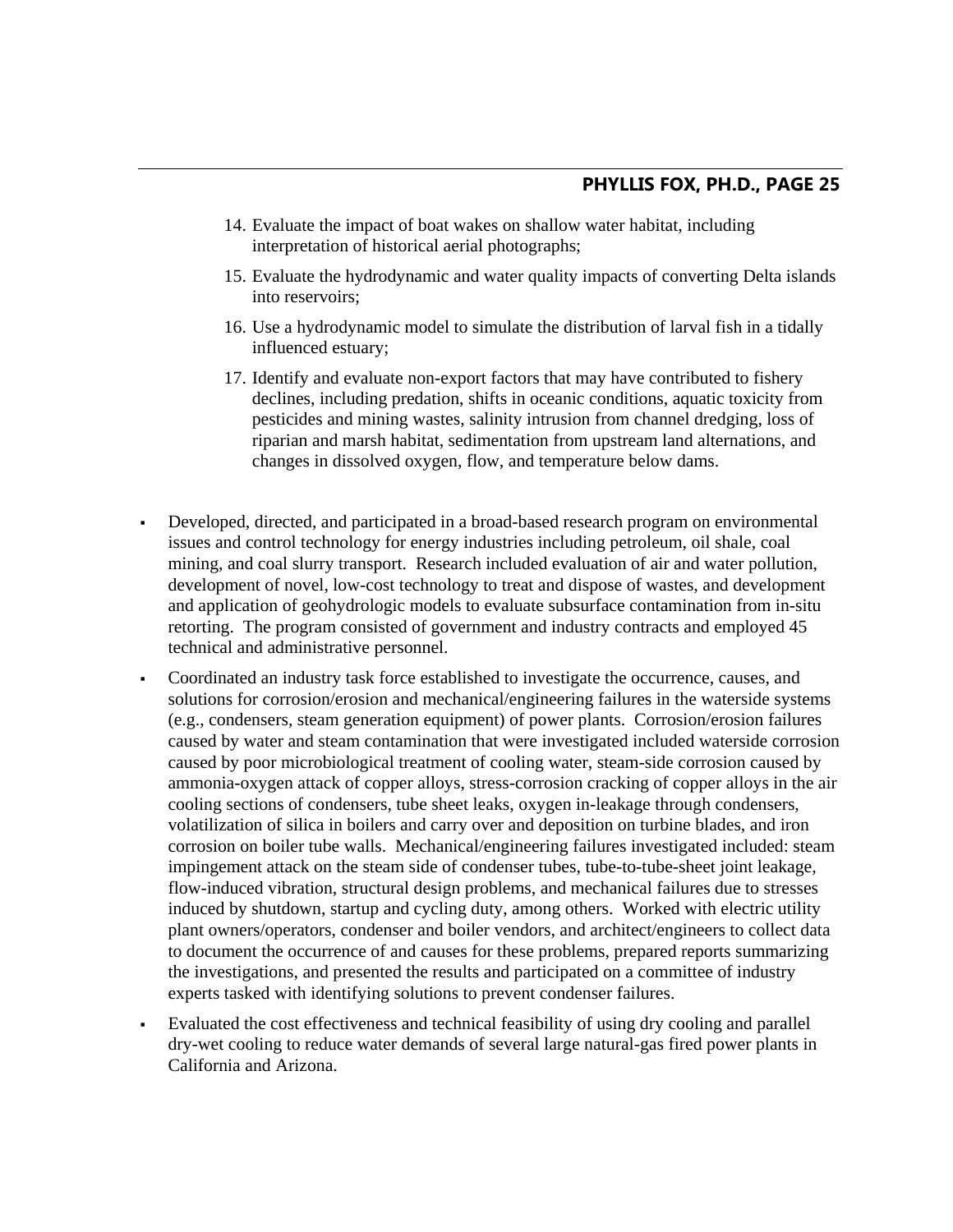14. Evaluate the impact of boat wakes on shallow water habitat, including interpretation of historical aerial photographs;
15. Evaluate the hydrodynamic and water quality impacts of converting Delta islands into reservoirs;
16. Use a hydrodynamic model to simulate the distribution of larval fish in a tidally influenced estuary;
17. Identify and evaluate non-export factors that may have contributed to fishery declines, including predation, shifts in oceanic conditions, aquatic toxicity from pesticides and mining wastes, salinity intrusion from channel dredging, loss of riparian and marsh habitat, sedimentation from upstream land alternations, and changes in dissolved oxygen, flow, and temperature below dams.

- Developed, directed, and participated in a broad-based research program on environmental issues and control technology for energy industries including petroleum, oil shale, coal mining, and coal slurry transport. Research included evaluation of air and water pollution, development of novel, low-cost technology to treat and dispose of wastes, and development and application of geohydrologic models to evaluate subsurface contamination from in-situ retorting. The program consisted of government and industry contracts and employed 45 technical and administrative personnel.
- Coordinated an industry task force established to investigate the occurrence, causes, and solutions for corrosion/erosion and mechanical/engineering failures in the waterside systems (e.g., condensers, steam generation equipment) of power plants. Corrosion/erosion failures caused by water and steam contamination that were investigated included waterside corrosion caused by poor microbiological treatment of cooling water, steam-side corrosion caused by ammonia-oxygen attack of copper alloys, stress-corrosion cracking of copper alloys in the air cooling sections of condensers, tube sheet leaks, oxygen in-leakage through condensers, volatilization of silica in boilers and carry over and deposition on turbine blades, and iron corrosion on boiler tube walls. Mechanical/engineering failures investigated included: steam impingement attack on the steam side of condenser tubes, tube-to-tube-sheet joint leakage, flow-induced vibration, structural design problems, and mechanical failures due to stresses induced by shutdown, startup and cycling duty, among others. Worked with electric utility plant owners/operators, condenser and boiler vendors, and architect/engineers to collect data to document the occurrence of and causes for these problems, prepared reports summarizing the investigations, and presented the results and participated on a committee of industry experts tasked with identifying solutions to prevent condenser failures.
- Evaluated the cost effectiveness and technical feasibility of using dry cooling and parallel dry-wet cooling to reduce water demands of several large natural-gas fired power plants in California and Arizona.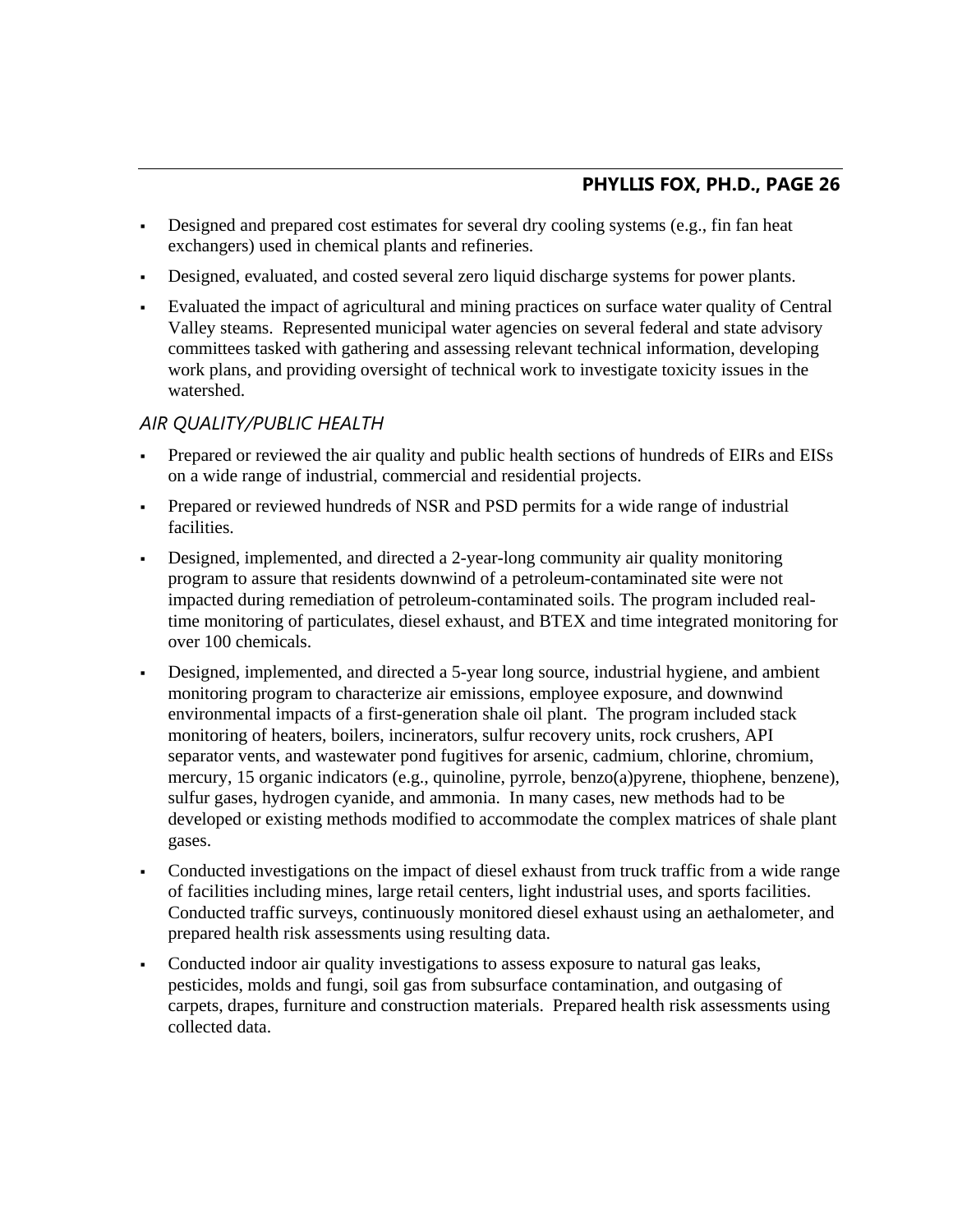- Designed and prepared cost estimates for several dry cooling systems (e.g., fin fan heat exchangers) used in chemical plants and refineries.
- Designed, evaluated, and costed several zero liquid discharge systems for power plants.
- Evaluated the impact of agricultural and mining practices on surface water quality of Central Valley steams. Represented municipal water agencies on several federal and state advisory committees tasked with gathering and assessing relevant technical information, developing work plans, and providing oversight of technical work to investigate toxicity issues in the watershed.

### *AIR QUALITY/PUBLIC HEALTH*

- Prepared or reviewed the air quality and public health sections of hundreds of EIRs and EISs on a wide range of industrial, commercial and residential projects.
- Prepared or reviewed hundreds of NSR and PSD permits for a wide range of industrial facilities.
- Designed, implemented, and directed a 2-year-long community air quality monitoring program to assure that residents downwind of a petroleum-contaminated site were not impacted during remediation of petroleum-contaminated soils. The program included real-time monitoring of particulates, diesel exhaust, and BTEX and time integrated monitoring for over 100 chemicals.
- Designed, implemented, and directed a 5-year long source, industrial hygiene, and ambient monitoring program to characterize air emissions, employee exposure, and downwind environmental impacts of a first-generation shale oil plant. The program included stack monitoring of heaters, boilers, incinerators, sulfur recovery units, rock crushers, API separator vents, and wastewater pond fugitives for arsenic, cadmium, chlorine, chromium, mercury, 15 organic indicators (e.g., quinoline, pyrrole, benzo(a)pyrene, thiophene, benzene), sulfur gases, hydrogen cyanide, and ammonia. In many cases, new methods had to be developed or existing methods modified to accommodate the complex matrices of shale plant gases.
- Conducted investigations on the impact of diesel exhaust from truck traffic from a wide range of facilities including mines, large retail centers, light industrial uses, and sports facilities. Conducted traffic surveys, continuously monitored diesel exhaust using an aethalometer, and prepared health risk assessments using resulting data.
- Conducted indoor air quality investigations to assess exposure to natural gas leaks, pesticides, molds and fungi, soil gas from subsurface contamination, and outgasing of carpets, drapes, furniture and construction materials. Prepared health risk assessments using collected data.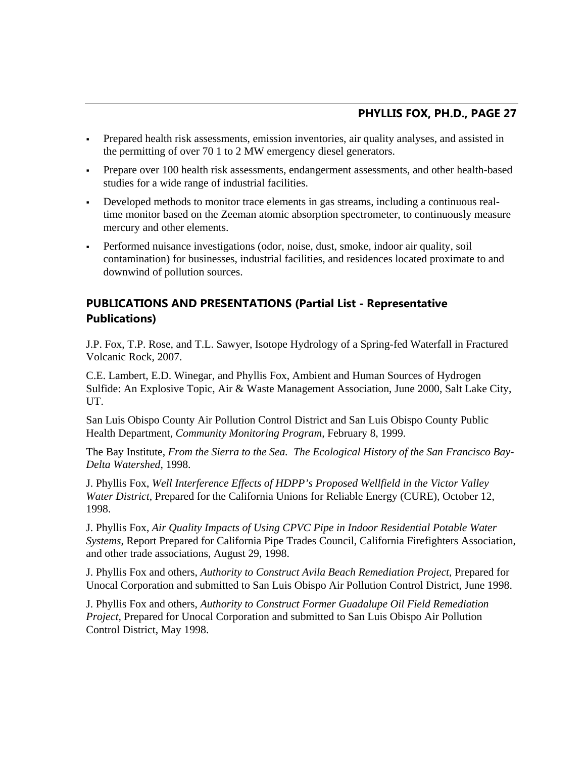- Prepared health risk assessments, emission inventories, air quality analyses, and assisted in the permitting of over 70 1 to 2 MW emergency diesel generators.
- Prepare over 100 health risk assessments, endangerment assessments, and other health-based studies for a wide range of industrial facilities.
- Developed methods to monitor trace elements in gas streams, including a continuous real-time monitor based on the Zeeman atomic absorption spectrometer, to continuously measure mercury and other elements.
- Performed nuisance investigations (odor, noise, dust, smoke, indoor air quality, soil contamination) for businesses, industrial facilities, and residences located proximate to and downwind of pollution sources.

## PUBLICATIONS AND PRESENTATIONS (Partial List - Representative Publications)

J.P. Fox, T.P. Rose, and T.L. Sawyer, Isotope Hydrology of a Spring-fed Waterfall in Fractured Volcanic Rock, 2007.

C.E. Lambert, E.D. Winegar, and Phyllis Fox, Ambient and Human Sources of Hydrogen Sulfide: An Explosive Topic, Air & Waste Management Association, June 2000, Salt Lake City, UT.

San Luis Obispo County Air Pollution Control District and San Luis Obispo County Public Health Department, *Community Monitoring Program*, February 8, 1999.

The Bay Institute, *From the Sierra to the Sea. The Ecological History of the San Francisco Bay-Delta Watershed*, 1998.

J. Phyllis Fox, *Well Interference Effects of HDPP's Proposed Wellfield in the Victor Valley Water District*, Prepared for the California Unions for Reliable Energy (CURE), October 12, 1998.

J. Phyllis Fox, *Air Quality Impacts of Using CPVC Pipe in Indoor Residential Potable Water Systems*, Report Prepared for California Pipe Trades Council, California Firefighters Association, and other trade associations, August 29, 1998.

J. Phyllis Fox and others, *Authority to Construct Avila Beach Remediation Project*, Prepared for Unocal Corporation and submitted to San Luis Obispo Air Pollution Control District, June 1998.

J. Phyllis Fox and others, *Authority to Construct Former Guadalupe Oil Field Remediation Project*, Prepared for Unocal Corporation and submitted to San Luis Obispo Air Pollution Control District, May 1998.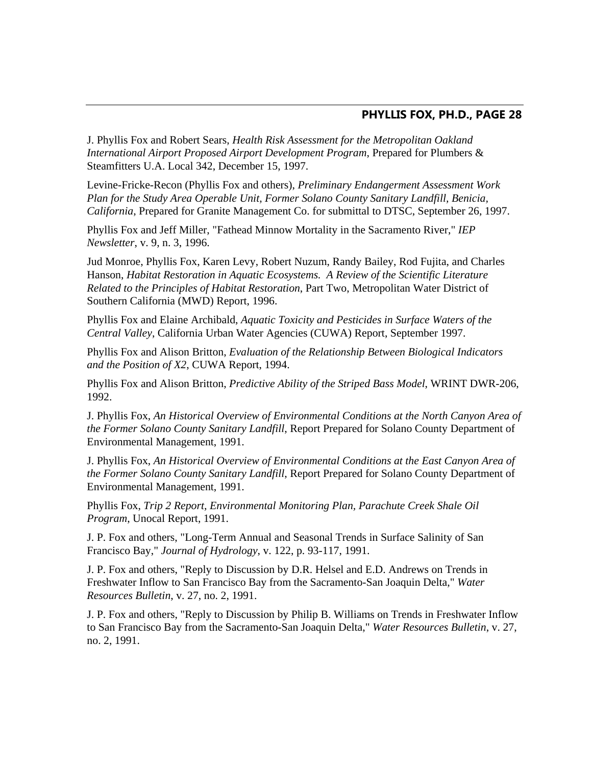J. Phyllis Fox and Robert Sears, *Health Risk Assessment for the Metropolitan Oakland International Airport Proposed Airport Development Program*, Prepared for Plumbers & Steamfitters U.A. Local 342, December 15, 1997.

Levine-Fricke-Recon (Phyllis Fox and others), *Preliminary Endangerment Assessment Work Plan for the Study Area Operable Unit, Former Solano County Sanitary Landfill, Benicia, California*, Prepared for Granite Management Co. for submittal to DTSC, September 26, 1997.

Phyllis Fox and Jeff Miller, "Fathead Minnow Mortality in the Sacramento River," *IEP Newsletter*, v. 9, n. 3, 1996.

Jud Monroe, Phyllis Fox, Karen Levy, Robert Nuzum, Randy Bailey, Rod Fujita, and Charles Hanson, *Habitat Restoration in Aquatic Ecosystems. A Review of the Scientific Literature Related to the Principles of Habitat Restoration*, Part Two, Metropolitan Water District of Southern California (MWD) Report, 1996.

Phyllis Fox and Elaine Archibald, *Aquatic Toxicity and Pesticides in Surface Waters of the Central Valley*, California Urban Water Agencies (CUWA) Report, September 1997.

Phyllis Fox and Alison Britton, *Evaluation of the Relationship Between Biological Indicators and the Position of X2*, CUWA Report, 1994.

Phyllis Fox and Alison Britton, *Predictive Ability of the Striped Bass Model*, WRINT DWR-206, 1992.

J. Phyllis Fox, *An Historical Overview of Environmental Conditions at the North Canyon Area of the Former Solano County Sanitary Landfill*, Report Prepared for Solano County Department of Environmental Management, 1991.

J. Phyllis Fox, *An Historical Overview of Environmental Conditions at the East Canyon Area of the Former Solano County Sanitary Landfill*, Report Prepared for Solano County Department of Environmental Management, 1991.

Phyllis Fox, *Trip 2 Report, Environmental Monitoring Plan, Parachute Creek Shale Oil Program*, Unocal Report, 1991.

J. P. Fox and others, "Long-Term Annual and Seasonal Trends in Surface Salinity of San Francisco Bay," *Journal of Hydrology*, v. 122, p. 93-117, 1991.

J. P. Fox and others, "Reply to Discussion by D.R. Helsel and E.D. Andrews on Trends in Freshwater Inflow to San Francisco Bay from the Sacramento-San Joaquin Delta," *Water Resources Bulletin*, v. 27, no. 2, 1991.

J. P. Fox and others, "Reply to Discussion by Philip B. Williams on Trends in Freshwater Inflow to San Francisco Bay from the Sacramento-San Joaquin Delta," *Water Resources Bulletin*, v. 27, no. 2, 1991.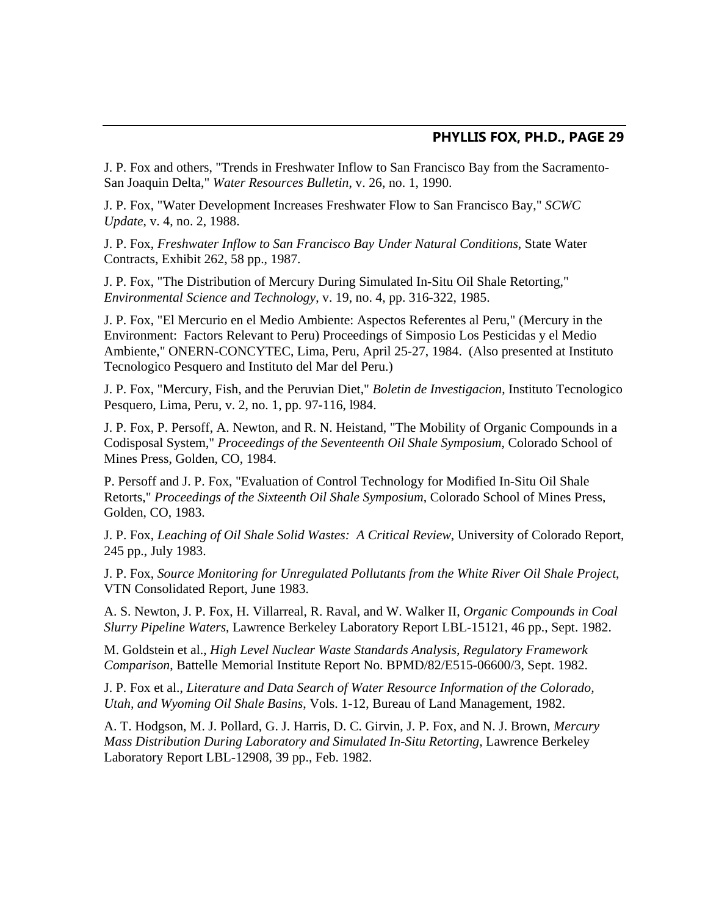J. P. Fox and others, "Trends in Freshwater Inflow to San Francisco Bay from the Sacramento-San Joaquin Delta," *Water Resources Bulletin*, v. 26, no. 1, 1990.

J. P. Fox, "Water Development Increases Freshwater Flow to San Francisco Bay," *SCWC Update*, v. 4, no. 2, 1988.

J. P. Fox, *Freshwater Inflow to San Francisco Bay Under Natural Conditions*, State Water Contracts, Exhibit 262, 58 pp., 1987.

J. P. Fox, "The Distribution of Mercury During Simulated In-Situ Oil Shale Retorting," *Environmental Science and Technology*, v. 19, no. 4, pp. 316-322, 1985.

J. P. Fox, "El Mercurio en el Medio Ambiente: Aspectos Referentes al Peru," (Mercury in the Environment: Factors Relevant to Peru) Proceedings of Simposio Los Pesticidas y el Medio Ambiente," ONERN-CONCYTEC, Lima, Peru, April 25-27, 1984. (Also presented at Instituto Tecnologico Pesquero and Instituto del Mar del Peru.)

J. P. Fox, "Mercury, Fish, and the Peruvian Diet," *Boletin de Investigacion*, Instituto Tecnologico Pesquero, Lima, Peru, v. 2, no. 1, pp. 97-116, l984.

J. P. Fox, P. Persoff, A. Newton, and R. N. Heistand, "The Mobility of Organic Compounds in a Codisposal System," *Proceedings of the Seventeenth Oil Shale Symposium*, Colorado School of Mines Press, Golden, CO, 1984.

P. Persoff and J. P. Fox, "Evaluation of Control Technology for Modified In-Situ Oil Shale Retorts," *Proceedings of the Sixteenth Oil Shale Symposium*, Colorado School of Mines Press, Golden, CO, 1983.

J. P. Fox, *Leaching of Oil Shale Solid Wastes: A Critical Review*, University of Colorado Report, 245 pp., July 1983.

J. P. Fox, *Source Monitoring for Unregulated Pollutants from the White River Oil Shale Project*, VTN Consolidated Report, June 1983.

A. S. Newton, J. P. Fox, H. Villarreal, R. Raval, and W. Walker II, *Organic Compounds in Coal Slurry Pipeline Waters*, Lawrence Berkeley Laboratory Report LBL-15121, 46 pp., Sept. 1982.

M. Goldstein et al., *High Level Nuclear Waste Standards Analysis, Regulatory Framework Comparison*, Battelle Memorial Institute Report No. BPMD/82/E515-06600/3, Sept. 1982.

J. P. Fox et al., *Literature and Data Search of Water Resource Information of the Colorado, Utah, and Wyoming Oil Shale Basins*, Vols. 1-12, Bureau of Land Management, 1982.

A. T. Hodgson, M. J. Pollard, G. J. Harris, D. C. Girvin, J. P. Fox, and N. J. Brown, *Mercury Mass Distribution During Laboratory and Simulated In-Situ Retorting*, Lawrence Berkeley Laboratory Report LBL-12908, 39 pp., Feb. 1982.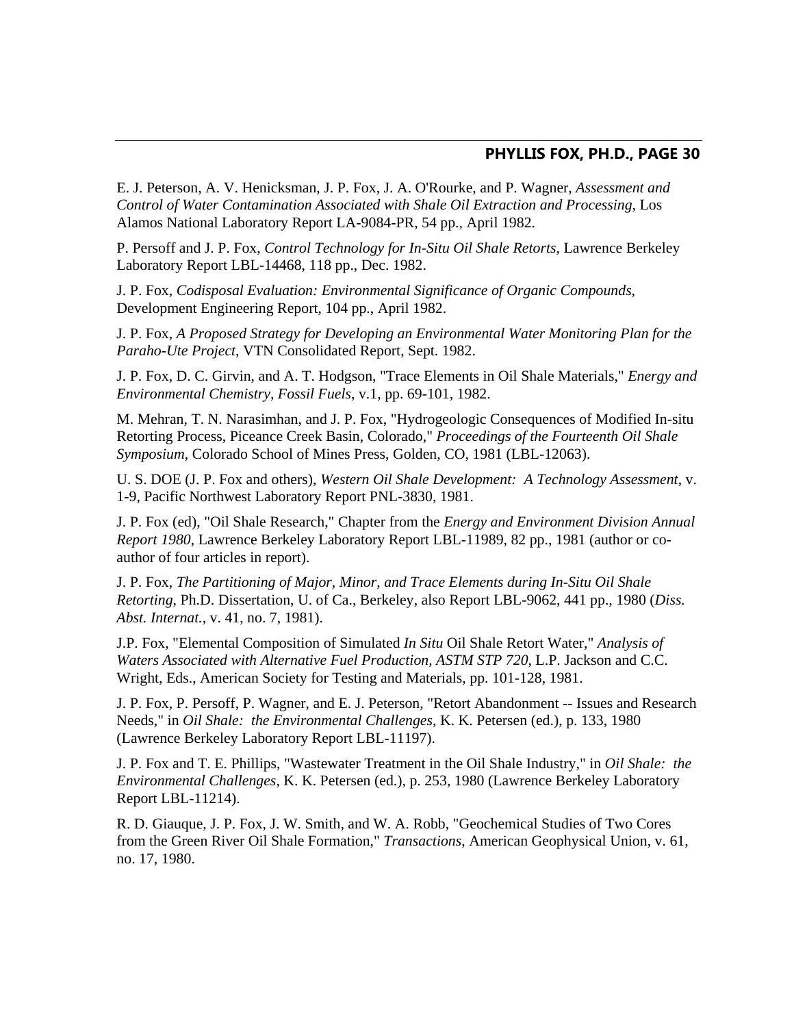E. J. Peterson, A. V. Henicksman, J. P. Fox, J. A. O'Rourke, and P. Wagner, *Assessment and Control of Water Contamination Associated with Shale Oil Extraction and Processing*, Los Alamos National Laboratory Report LA-9084-PR, 54 pp., April 1982.

P. Persoff and J. P. Fox, *Control Technology for In-Situ Oil Shale Retorts*, Lawrence Berkeley Laboratory Report LBL-14468, 118 pp., Dec. 1982.

J. P. Fox, *Codisposal Evaluation: Environmental Significance of Organic Compounds*, Development Engineering Report, 104 pp., April 1982.

J. P. Fox, *A Proposed Strategy for Developing an Environmental Water Monitoring Plan for the Paraho-Ute Project*, VTN Consolidated Report, Sept. 1982.

J. P. Fox, D. C. Girvin, and A. T. Hodgson, "Trace Elements in Oil Shale Materials," *Energy and Environmental Chemistry, Fossil Fuels*, v.1, pp. 69-101, 1982.

M. Mehran, T. N. Narasimhan, and J. P. Fox, "Hydrogeologic Consequences of Modified In-situ Retorting Process, Piceance Creek Basin, Colorado," *Proceedings of the Fourteenth Oil Shale Symposium*, Colorado School of Mines Press, Golden, CO, 1981 (LBL-12063).

U. S. DOE (J. P. Fox and others), *Western Oil Shale Development: A Technology Assessment*, v. 1-9, Pacific Northwest Laboratory Report PNL-3830, 1981.

J. P. Fox (ed), "Oil Shale Research," Chapter from the *Energy and Environment Division Annual Report 1980*, Lawrence Berkeley Laboratory Report LBL-11989, 82 pp., 1981 (author or co-author of four articles in report).

J. P. Fox, *The Partitioning of Major, Minor, and Trace Elements during In-Situ Oil Shale Retorting*, Ph.D. Dissertation, U. of Ca., Berkeley, also Report LBL-9062, 441 pp., 1980 (*Diss. Abst. Internat.*, v. 41, no. 7, 1981).

J.P. Fox, "Elemental Composition of Simulated *In Situ* Oil Shale Retort Water," *Analysis of Waters Associated with Alternative Fuel Production, ASTM STP 720*, L.P. Jackson and C.C. Wright, Eds., American Society for Testing and Materials, pp. 101-128, 1981.

J. P. Fox, P. Persoff, P. Wagner, and E. J. Peterson, "Retort Abandonment -- Issues and Research Needs," in *Oil Shale: the Environmental Challenges*, K. K. Petersen (ed.), p. 133, 1980 (Lawrence Berkeley Laboratory Report LBL-11197).

J. P. Fox and T. E. Phillips, "Wastewater Treatment in the Oil Shale Industry," in *Oil Shale: the Environmental Challenges*, K. K. Petersen (ed.), p. 253, 1980 (Lawrence Berkeley Laboratory Report LBL-11214).

R. D. Giauque, J. P. Fox, J. W. Smith, and W. A. Robb, "Geochemical Studies of Two Cores from the Green River Oil Shale Formation," *Transactions*, American Geophysical Union, v. 61, no. 17, 1980.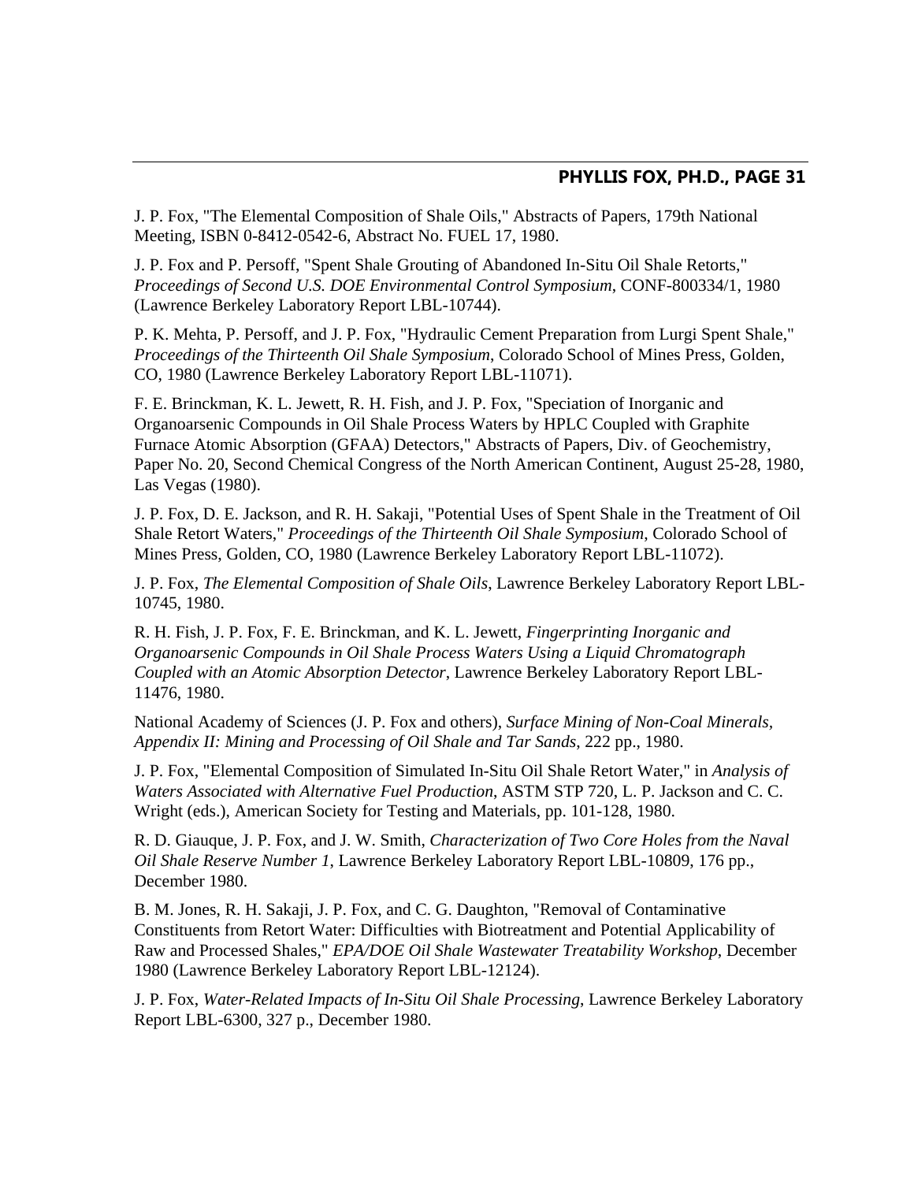J. P. Fox, "The Elemental Composition of Shale Oils," Abstracts of Papers, 179th National Meeting, ISBN 0-8412-0542-6, Abstract No. FUEL 17, 1980.

J. P. Fox and P. Persoff, "Spent Shale Grouting of Abandoned In-Situ Oil Shale Retorts," *Proceedings of Second U.S. DOE Environmental Control Symposium*, CONF-800334/1, 1980 (Lawrence Berkeley Laboratory Report LBL-10744).

P. K. Mehta, P. Persoff, and J. P. Fox, "Hydraulic Cement Preparation from Lurgi Spent Shale," *Proceedings of the Thirteenth Oil Shale Symposium*, Colorado School of Mines Press, Golden, CO, 1980 (Lawrence Berkeley Laboratory Report LBL-11071).

F. E. Brinckman, K. L. Jewett, R. H. Fish, and J. P. Fox, "Speciation of Inorganic and Organoarsenic Compounds in Oil Shale Process Waters by HPLC Coupled with Graphite Furnace Atomic Absorption (GFAA) Detectors," Abstracts of Papers, Div. of Geochemistry, Paper No. 20, Second Chemical Congress of the North American Continent, August 25-28, 1980, Las Vegas (1980).

J. P. Fox, D. E. Jackson, and R. H. Sakaji, "Potential Uses of Spent Shale in the Treatment of Oil Shale Retort Waters," *Proceedings of the Thirteenth Oil Shale Symposium*, Colorado School of Mines Press, Golden, CO, 1980 (Lawrence Berkeley Laboratory Report LBL-11072).

J. P. Fox, *The Elemental Composition of Shale Oils*, Lawrence Berkeley Laboratory Report LBL-10745, 1980.

R. H. Fish, J. P. Fox, F. E. Brinckman, and K. L. Jewett, *Fingerprinting Inorganic and Organoarsenic Compounds in Oil Shale Process Waters Using a Liquid Chromatograph Coupled with an Atomic Absorption Detector*, Lawrence Berkeley Laboratory Report LBL-11476, 1980.

National Academy of Sciences (J. P. Fox and others), *Surface Mining of Non-Coal Minerals, Appendix II: Mining and Processing of Oil Shale and Tar Sands*, 222 pp., 1980.

J. P. Fox, "Elemental Composition of Simulated In-Situ Oil Shale Retort Water," in *Analysis of Waters Associated with Alternative Fuel Production*, ASTM STP 720, L. P. Jackson and C. C. Wright (eds.), American Society for Testing and Materials, pp. 101-128, 1980.

R. D. Giauque, J. P. Fox, and J. W. Smith, *Characterization of Two Core Holes from the Naval Oil Shale Reserve Number 1*, Lawrence Berkeley Laboratory Report LBL-10809, 176 pp., December 1980.

B. M. Jones, R. H. Sakaji, J. P. Fox, and C. G. Daughton, "Removal of Contaminative Constituents from Retort Water: Difficulties with Biotreatment and Potential Applicability of Raw and Processed Shales," *EPA/DOE Oil Shale Wastewater Treatability Workshop*, December 1980 (Lawrence Berkeley Laboratory Report LBL-12124).

J. P. Fox, *Water-Related Impacts of In-Situ Oil Shale Processing*, Lawrence Berkeley Laboratory Report LBL-6300, 327 p., December 1980.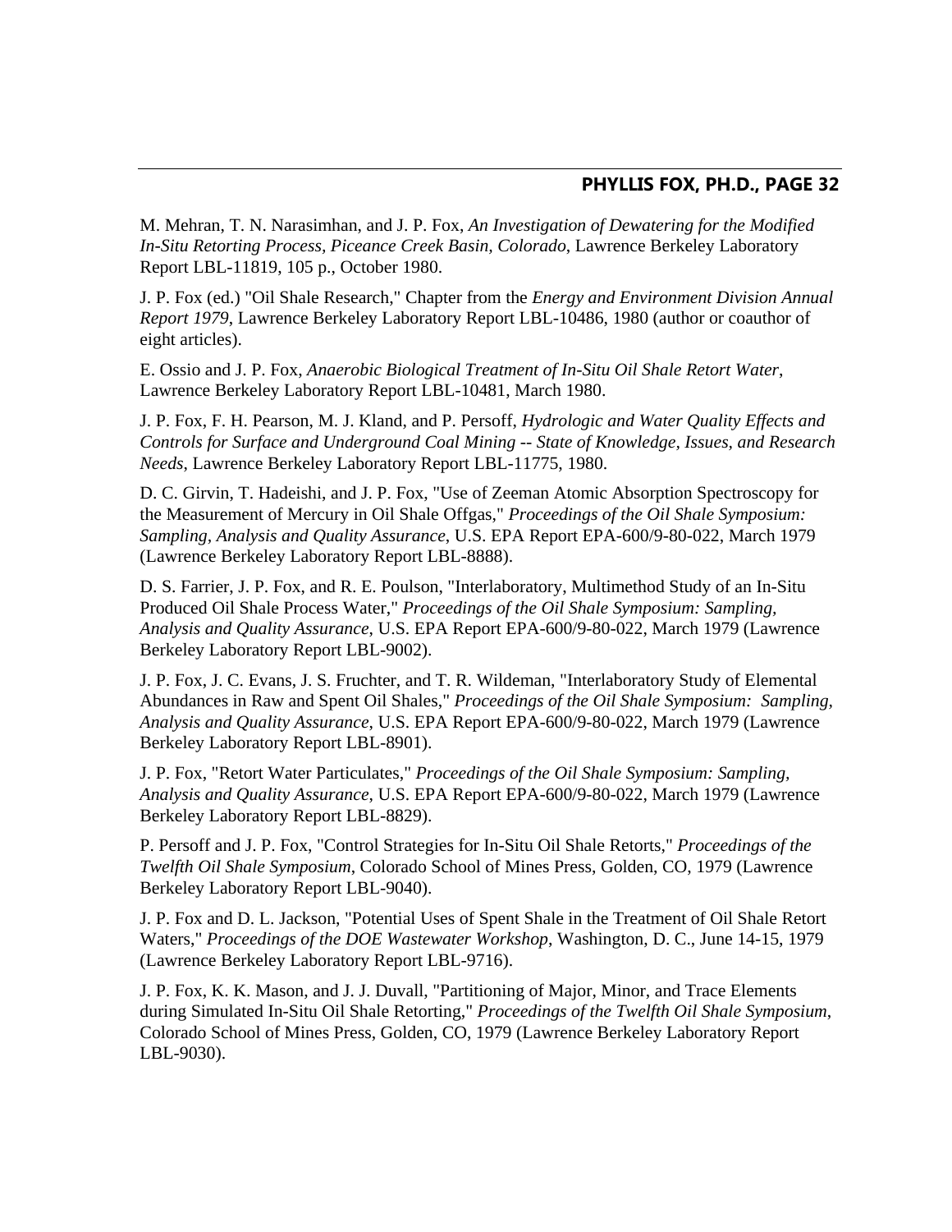M. Mehran, T. N. Narasimhan, and J. P. Fox, *An Investigation of Dewatering for the Modified In-Situ Retorting Process, Piceance Creek Basin, Colorado*, Lawrence Berkeley Laboratory Report LBL-11819, 105 p., October 1980.

J. P. Fox (ed.) "Oil Shale Research," Chapter from the *Energy and Environment Division Annual Report 1979*, Lawrence Berkeley Laboratory Report LBL-10486, 1980 (author or coauthor of eight articles).

E. Ossio and J. P. Fox, *Anaerobic Biological Treatment of In-Situ Oil Shale Retort Water*, Lawrence Berkeley Laboratory Report LBL-10481, March 1980.

J. P. Fox, F. H. Pearson, M. J. Kland, and P. Persoff, *Hydrologic and Water Quality Effects and Controls for Surface and Underground Coal Mining -- State of Knowledge, Issues, and Research Needs*, Lawrence Berkeley Laboratory Report LBL-11775, 1980.

D. C. Girvin, T. Hadeishi, and J. P. Fox, "Use of Zeeman Atomic Absorption Spectroscopy for the Measurement of Mercury in Oil Shale Offgas," *Proceedings of the Oil Shale Symposium: Sampling, Analysis and Quality Assurance*, U.S. EPA Report EPA-600/9-80-022, March 1979 (Lawrence Berkeley Laboratory Report LBL-8888).

D. S. Farrier, J. P. Fox, and R. E. Poulson, "Interlaboratory, Multimethod Study of an In-Situ Produced Oil Shale Process Water," *Proceedings of the Oil Shale Symposium: Sampling, Analysis and Quality Assurance*, U.S. EPA Report EPA-600/9-80-022, March 1979 (Lawrence Berkeley Laboratory Report LBL-9002).

J. P. Fox, J. C. Evans, J. S. Fruchter, and T. R. Wildeman, "Interlaboratory Study of Elemental Abundances in Raw and Spent Oil Shales," *Proceedings of the Oil Shale Symposium: Sampling, Analysis and Quality Assurance*, U.S. EPA Report EPA-600/9-80-022, March 1979 (Lawrence Berkeley Laboratory Report LBL-8901).

J. P. Fox, "Retort Water Particulates," *Proceedings of the Oil Shale Symposium: Sampling, Analysis and Quality Assurance*, U.S. EPA Report EPA-600/9-80-022, March 1979 (Lawrence Berkeley Laboratory Report LBL-8829).

P. Persoff and J. P. Fox, "Control Strategies for In-Situ Oil Shale Retorts," *Proceedings of the Twelfth Oil Shale Symposium*, Colorado School of Mines Press, Golden, CO, 1979 (Lawrence Berkeley Laboratory Report LBL-9040).

J. P. Fox and D. L. Jackson, "Potential Uses of Spent Shale in the Treatment of Oil Shale Retort Waters," *Proceedings of the DOE Wastewater Workshop*, Washington, D. C., June 14-15, 1979 (Lawrence Berkeley Laboratory Report LBL-9716).

J. P. Fox, K. K. Mason, and J. J. Duvall, "Partitioning of Major, Minor, and Trace Elements during Simulated In-Situ Oil Shale Retorting," *Proceedings of the Twelfth Oil Shale Symposium*, Colorado School of Mines Press, Golden, CO, 1979 (Lawrence Berkeley Laboratory Report LBL-9030).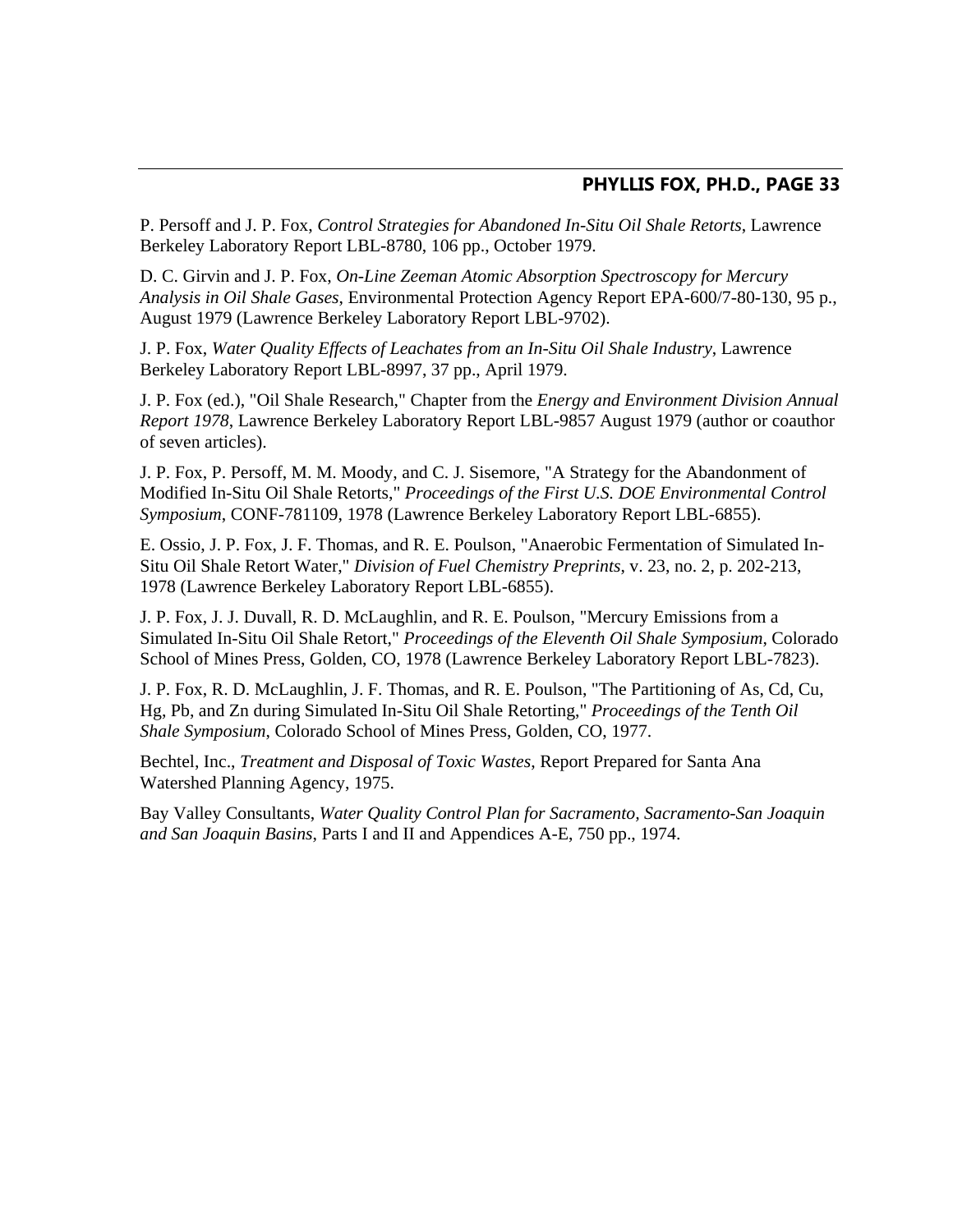P. Persoff and J. P. Fox, *Control Strategies for Abandoned In-Situ Oil Shale Retorts*, Lawrence Berkeley Laboratory Report LBL-8780, 106 pp., October 1979.

D. C. Girvin and J. P. Fox, *On-Line Zeeman Atomic Absorption Spectroscopy for Mercury Analysis in Oil Shale Gases*, Environmental Protection Agency Report EPA-600/7-80-130, 95 p., August 1979 (Lawrence Berkeley Laboratory Report LBL-9702).

J. P. Fox, *Water Quality Effects of Leachates from an In-Situ Oil Shale Industry*, Lawrence Berkeley Laboratory Report LBL-8997, 37 pp., April 1979.

J. P. Fox (ed.), "Oil Shale Research," Chapter from the *Energy and Environment Division Annual Report 1978*, Lawrence Berkeley Laboratory Report LBL-9857 August 1979 (author or coauthor of seven articles).

J. P. Fox, P. Persoff, M. M. Moody, and C. J. Sisemore, "A Strategy for the Abandonment of Modified In-Situ Oil Shale Retorts," *Proceedings of the First U.S. DOE Environmental Control Symposium*, CONF-781109, 1978 (Lawrence Berkeley Laboratory Report LBL-6855).

E. Ossio, J. P. Fox, J. F. Thomas, and R. E. Poulson, "Anaerobic Fermentation of Simulated In-Situ Oil Shale Retort Water," *Division of Fuel Chemistry Preprints*, v. 23, no. 2, p. 202-213, 1978 (Lawrence Berkeley Laboratory Report LBL-6855).

J. P. Fox, J. J. Duvall, R. D. McLaughlin, and R. E. Poulson, "Mercury Emissions from a Simulated In-Situ Oil Shale Retort," *Proceedings of the Eleventh Oil Shale Symposium*, Colorado School of Mines Press, Golden, CO, 1978 (Lawrence Berkeley Laboratory Report LBL-7823).

J. P. Fox, R. D. McLaughlin, J. F. Thomas, and R. E. Poulson, "The Partitioning of As, Cd, Cu, Hg, Pb, and Zn during Simulated In-Situ Oil Shale Retorting," *Proceedings of the Tenth Oil Shale Symposium*, Colorado School of Mines Press, Golden, CO, 1977.

Bechtel, Inc., *Treatment and Disposal of Toxic Wastes*, Report Prepared for Santa Ana Watershed Planning Agency, 1975.

Bay Valley Consultants, *Water Quality Control Plan for Sacramento, Sacramento-San Joaquin and San Joaquin Basins*, Parts I and II and Appendices A-E, 750 pp., 1974.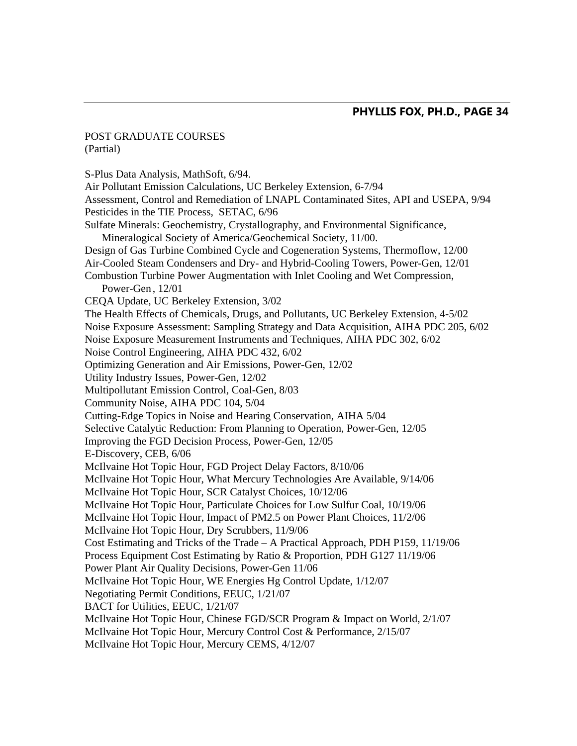POST GRADUATE COURSES
(Partial)

S-Plus Data Analysis, MathSoft, 6/94.
Air Pollutant Emission Calculations, UC Berkeley Extension, 6-7/94
Assessment, Control and Remediation of LNAPL Contaminated Sites, API and USEPA, 9/94
Pesticides in the TIE Process, SETAC, 6/96
Sulfate Minerals: Geochemistry, Crystallography, and Environmental Significance, Mineralogical Society of America/Geochemical Society, 11/00.
Design of Gas Turbine Combined Cycle and Cogeneration Systems, Thermoflow, 12/00
Air-Cooled Steam Condensers and Dry- and Hybrid-Cooling Towers, Power-Gen, 12/01
Combustion Turbine Power Augmentation with Inlet Cooling and Wet Compression, Power-Gen, 12/01
CEQA Update, UC Berkeley Extension, 3/02
The Health Effects of Chemicals, Drugs, and Pollutants, UC Berkeley Extension, 4-5/02
Noise Exposure Assessment: Sampling Strategy and Data Acquisition, AIHA PDC 205, 6/02
Noise Exposure Measurement Instruments and Techniques, AIHA PDC 302, 6/02
Noise Control Engineering, AIHA PDC 432, 6/02
Optimizing Generation and Air Emissions, Power-Gen, 12/02
Utility Industry Issues, Power-Gen, 12/02
Multipollutant Emission Control, Coal-Gen, 8/03
Community Noise, AIHA PDC 104, 5/04
Cutting-Edge Topics in Noise and Hearing Conservation, AIHA 5/04
Selective Catalytic Reduction: From Planning to Operation, Power-Gen, 12/05
Improving the FGD Decision Process, Power-Gen, 12/05
E-Discovery, CEB, 6/06
McIlvaine Hot Topic Hour, FGD Project Delay Factors, 8/10/06
McIlvaine Hot Topic Hour, What Mercury Technologies Are Available, 9/14/06
McIlvaine Hot Topic Hour, SCR Catalyst Choices, 10/12/06
McIlvaine Hot Topic Hour, Particulate Choices for Low Sulfur Coal, 10/19/06
McIlvaine Hot Topic Hour, Impact of PM2.5 on Power Plant Choices, 11/2/06
McIlvaine Hot Topic Hour, Dry Scrubbers, 11/9/06
Cost Estimating and Tricks of the Trade – A Practical Approach, PDH P159, 11/19/06
Process Equipment Cost Estimating by Ratio & Proportion, PDH G127 11/19/06
Power Plant Air Quality Decisions, Power-Gen 11/06
McIlvaine Hot Topic Hour, WE Energies Hg Control Update, 1/12/07
Negotiating Permit Conditions, EEUC, 1/21/07
BACT for Utilities, EEUC, 1/21/07
McIlvaine Hot Topic Hour, Chinese FGD/SCR Program & Impact on World, 2/1/07
McIlvaine Hot Topic Hour, Mercury Control Cost & Performance, 2/15/07
McIlvaine Hot Topic Hour, Mercury CEMS, 4/12/07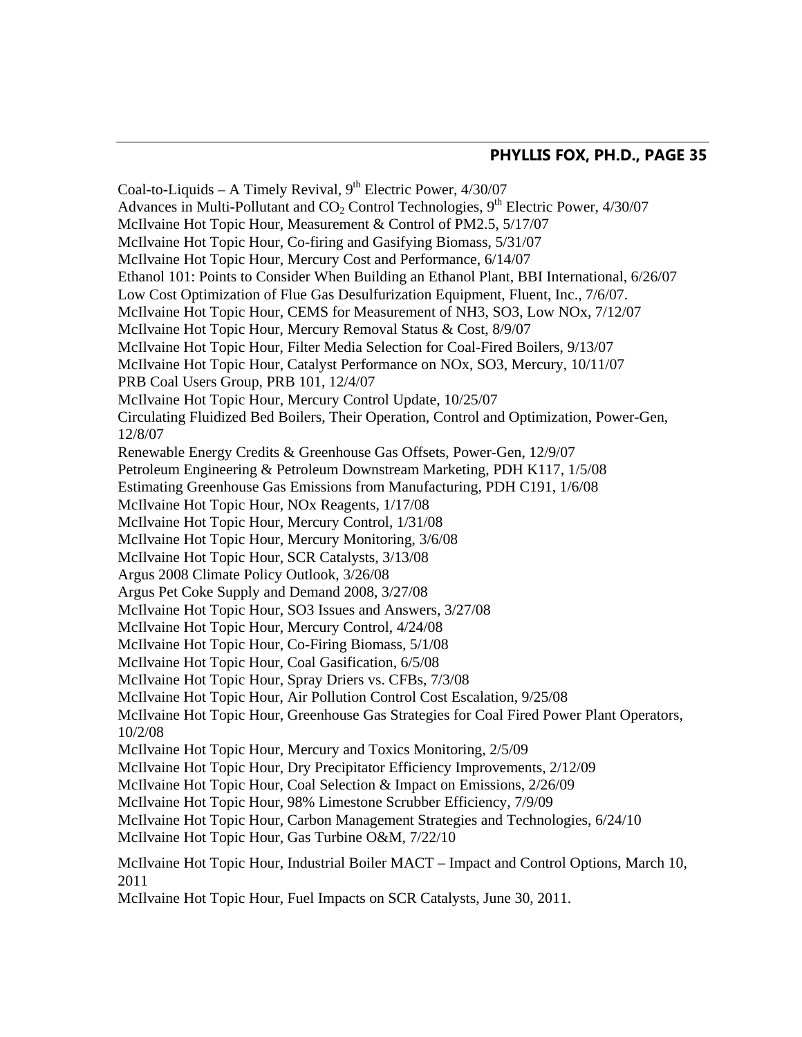Coal-to-Liquids – A Timely Revival, 9th Electric Power, 4/30/07

Advances in Multi-Pollutant and $CO_2$ Control Technologies, 9th Electric Power, 4/30/07

McIlvaine Hot Topic Hour, Measurement & Control of PM2.5, 5/17/07

McIlvaine Hot Topic Hour, Co-firing and Gasifying Biomass, 5/31/07

McIlvaine Hot Topic Hour, Mercury Cost and Performance, 6/14/07

Ethanol 101: Points to Consider When Building an Ethanol Plant, BBI International, 6/26/07

Low Cost Optimization of Flue Gas Desulfurization Equipment, Fluent, Inc., 7/6/07.

McIlvaine Hot Topic Hour, CEMS for Measurement of NH3, SO3, Low NOx, 7/12/07

McIlvaine Hot Topic Hour, Mercury Removal Status & Cost, 8/9/07

McIlvaine Hot Topic Hour, Filter Media Selection for Coal-Fired Boilers, 9/13/07

McIlvaine Hot Topic Hour, Catalyst Performance on NOx, SO3, Mercury, 10/11/07

PRB Coal Users Group, PRB 101, 12/4/07

McIlvaine Hot Topic Hour, Mercury Control Update, 10/25/07

Circulating Fluidized Bed Boilers, Their Operation, Control and Optimization, Power-Gen, 12/8/07

Renewable Energy Credits & Greenhouse Gas Offsets, Power-Gen, 12/9/07

Petroleum Engineering & Petroleum Downstream Marketing, PDH K117, 1/5/08

Estimating Greenhouse Gas Emissions from Manufacturing, PDH C191, 1/6/08

McIlvaine Hot Topic Hour, NOx Reagents, 1/17/08

McIlvaine Hot Topic Hour, Mercury Control, 1/31/08

McIlvaine Hot Topic Hour, Mercury Monitoring, 3/6/08

McIlvaine Hot Topic Hour, SCR Catalysts, 3/13/08

Argus 2008 Climate Policy Outlook, 3/26/08

Argus Pet Coke Supply and Demand 2008, 3/27/08

McIlvaine Hot Topic Hour, SO3 Issues and Answers, 3/27/08

McIlvaine Hot Topic Hour, Mercury Control, 4/24/08

McIlvaine Hot Topic Hour, Co-Firing Biomass, 5/1/08

McIlvaine Hot Topic Hour, Coal Gasification, 6/5/08

McIlvaine Hot Topic Hour, Spray Driers vs. CFBs, 7/3/08

McIlvaine Hot Topic Hour, Air Pollution Control Cost Escalation, 9/25/08

McIlvaine Hot Topic Hour, Greenhouse Gas Strategies for Coal Fired Power Plant Operators, 10/2/08

McIlvaine Hot Topic Hour, Mercury and Toxics Monitoring, 2/5/09

McIlvaine Hot Topic Hour, Dry Precipitator Efficiency Improvements, 2/12/09

McIlvaine Hot Topic Hour, Coal Selection & Impact on Emissions, 2/26/09

McIlvaine Hot Topic Hour, 98% Limestone Scrubber Efficiency, 7/9/09

McIlvaine Hot Topic Hour, Carbon Management Strategies and Technologies, 6/24/10

McIlvaine Hot Topic Hour, Gas Turbine O&M, 7/22/10

McIlvaine Hot Topic Hour, Industrial Boiler MACT – Impact and Control Options, March 10, 2011

McIlvaine Hot Topic Hour, Fuel Impacts on SCR Catalysts, June 30, 2011.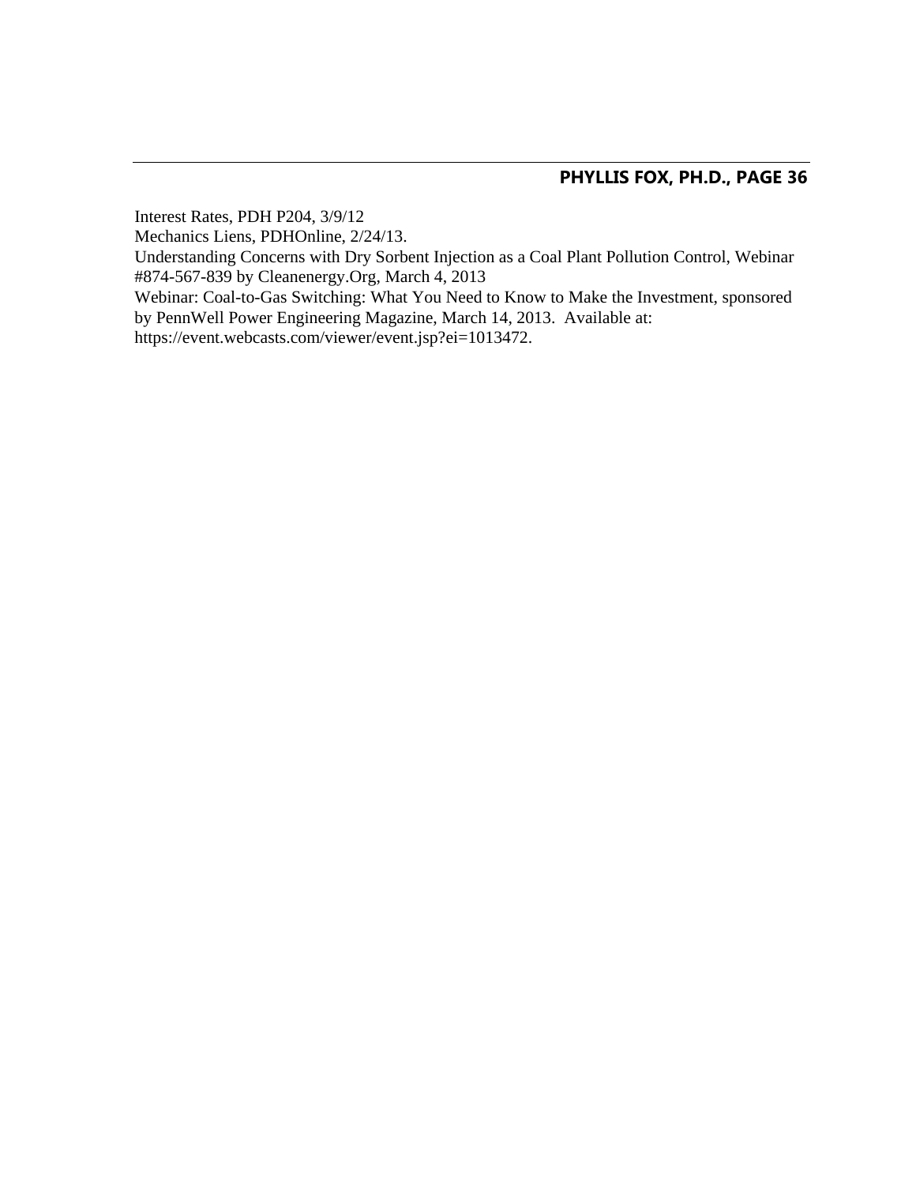Interest Rates, PDH P204, 3/9/12

Mechanics Liens, PDHOnline, 2/24/13.

Understanding Concerns with Dry Sorbent Injection as a Coal Plant Pollution Control, Webinar #874-567-839 by Cleanenergy.Org, March 4, 2013

Webinar: Coal-to-Gas Switching: What You Need to Know to Make the Investment, sponsored by PennWell Power Engineering Magazine, March 14, 2013. Available at: https://event.webcasts.com/viewer/event.jsp?ei=1013472.